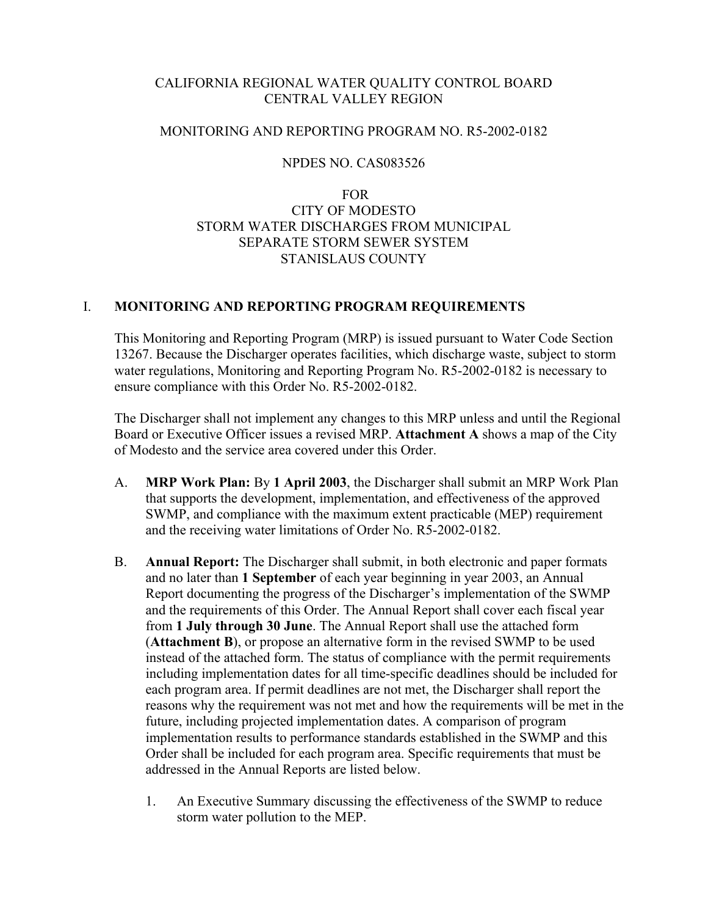CALIFORNIA REGIONAL WATER QUALITY CONTROL BOARD
CENTRAL VALLEY REGION

MONITORING AND REPORTING PROGRAM NO. R5-2002-0182

NPDES NO. CAS083526

FOR
CITY OF MODESTO
STORM WATER DISCHARGES FROM MUNICIPAL
SEPARATE STORM SEWER SYSTEM
STANISLAUS COUNTY

## I. MONITORING AND REPORTING PROGRAM REQUIREMENTS

This Monitoring and Reporting Program (MRP) is issued pursuant to Water Code Section 13267. Because the Discharger operates facilities, which discharge waste, subject to storm water regulations, Monitoring and Reporting Program No. R5-2002-0182 is necessary to ensure compliance with this Order No. R5-2002-0182.

The Discharger shall not implement any changes to this MRP unless and until the Regional Board or Executive Officer issues a revised MRP. **Attachment A** shows a map of the City of Modesto and the service area covered under this Order.

A. **MRP Work Plan:** By **1 April 2003**, the Discharger shall submit an MRP Work Plan that supports the development, implementation, and effectiveness of the approved SWMP, and compliance with the maximum extent practicable (MEP) requirement and the receiving water limitations of Order No. R5-2002-0182.

B. **Annual Report:** The Discharger shall submit, in both electronic and paper formats and no later than **1 September** of each year beginning in year 2003, an Annual Report documenting the progress of the Discharger's implementation of the SWMP and the requirements of this Order. The Annual Report shall cover each fiscal year from **1 July through 30 June**. The Annual Report shall use the attached form (**Attachment B**), or propose an alternative form in the revised SWMP to be used instead of the attached form. The status of compliance with the permit requirements including implementation dates for all time-specific deadlines should be included for each program area. If permit deadlines are not met, the Discharger shall report the reasons why the requirement was not met and how the requirements will be met in the future, including projected implementation dates. A comparison of program implementation results to performance standards established in the SWMP and this Order shall be included for each program area. Specific requirements that must be addressed in the Annual Reports are listed below.

   1. An Executive Summary discussing the effectiveness of the SWMP to reduce storm water pollution to the MEP.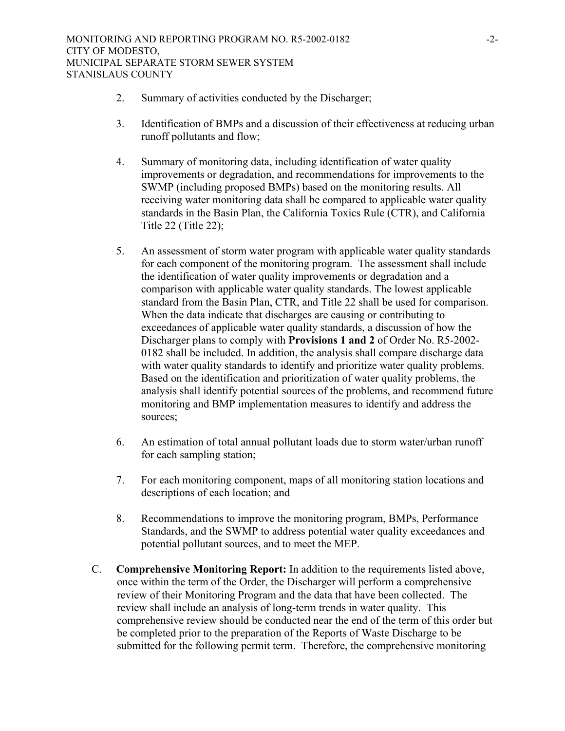2. Summary of activities conducted by the Discharger;

3. Identification of BMPs and a discussion of their effectiveness at reducing urban runoff pollutants and flow;

4. Summary of monitoring data, including identification of water quality improvements or degradation, and recommendations for improvements to the SWMP (including proposed BMPs) based on the monitoring results. All receiving water monitoring data shall be compared to applicable water quality standards in the Basin Plan, the California Toxics Rule (CTR), and California Title 22 (Title 22);

5. An assessment of storm water program with applicable water quality standards for each component of the monitoring program. The assessment shall include the identification of water quality improvements or degradation and a comparison with applicable water quality standards. The lowest applicable standard from the Basin Plan, CTR, and Title 22 shall be used for comparison. When the data indicate that discharges are causing or contributing to exceedances of applicable water quality standards, a discussion of how the Discharger plans to comply with **Provisions 1 and 2** of Order No. R5-2002-0182 shall be included. In addition, the analysis shall compare discharge data with water quality standards to identify and prioritize water quality problems. Based on the identification and prioritization of water quality problems, the analysis shall identify potential sources of the problems, and recommend future monitoring and BMP implementation measures to identify and address the sources;

6. An estimation of total annual pollutant loads due to storm water/urban runoff for each sampling station;

7. For each monitoring component, maps of all monitoring station locations and descriptions of each location; and

8. Recommendations to improve the monitoring program, BMPs, Performance Standards, and the SWMP to address potential water quality exceedances and potential pollutant sources, and to meet the MEP.

C. **Comprehensive Monitoring Report:** In addition to the requirements listed above, once within the term of the Order, the Discharger will perform a comprehensive review of their Monitoring Program and the data that have been collected. The review shall include an analysis of long-term trends in water quality. This comprehensive review should be conducted near the end of the term of this order but be completed prior to the preparation of the Reports of Waste Discharge to be submitted for the following permit term. Therefore, the comprehensive monitoring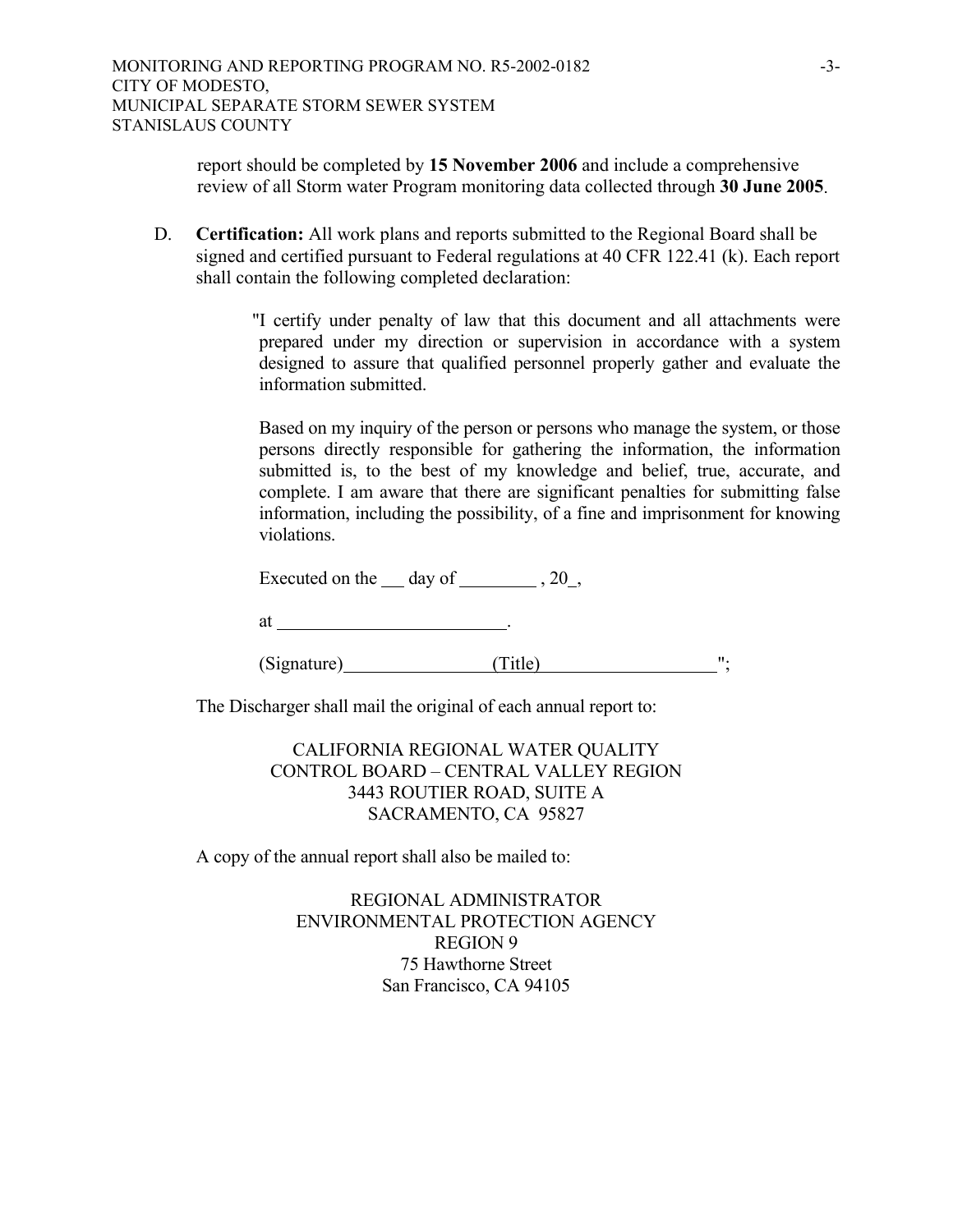report should be completed by **15 November 2006** and include a comprehensive review of all Storm water Program monitoring data collected through **30 June 2005**.

D. **Certification:** All work plans and reports submitted to the Regional Board shall be signed and certified pursuant to Federal regulations at 40 CFR 122.41 (k). Each report shall contain the following completed declaration:

> "I certify under penalty of law that this document and all attachments were prepared under my direction or supervision in accordance with a system designed to assure that qualified personnel properly gather and evaluate the information submitted.
>
> Based on my inquiry of the person or persons who manage the system, or those persons directly responsible for gathering the information, the information submitted is, to the best of my knowledge and belief, true, accurate, and complete. I am aware that there are significant penalties for submitting false information, including the possibility, of a fine and imprisonment for knowing violations.
>
> Executed on the ___ day of ________ , 20_,
>
> at ________________________.
>
> (Signature)_______________ (Title)__________________";

The Discharger shall mail the original of each annual report to:

CALIFORNIA REGIONAL WATER QUALITY
CONTROL BOARD – CENTRAL VALLEY REGION
3443 ROUTIER ROAD, SUITE A
SACRAMENTO, CA 95827

A copy of the annual report shall also be mailed to:

REGIONAL ADMINISTRATOR
ENVIRONMENTAL PROTECTION AGENCY
REGION 9
75 Hawthorne Street
San Francisco, CA 94105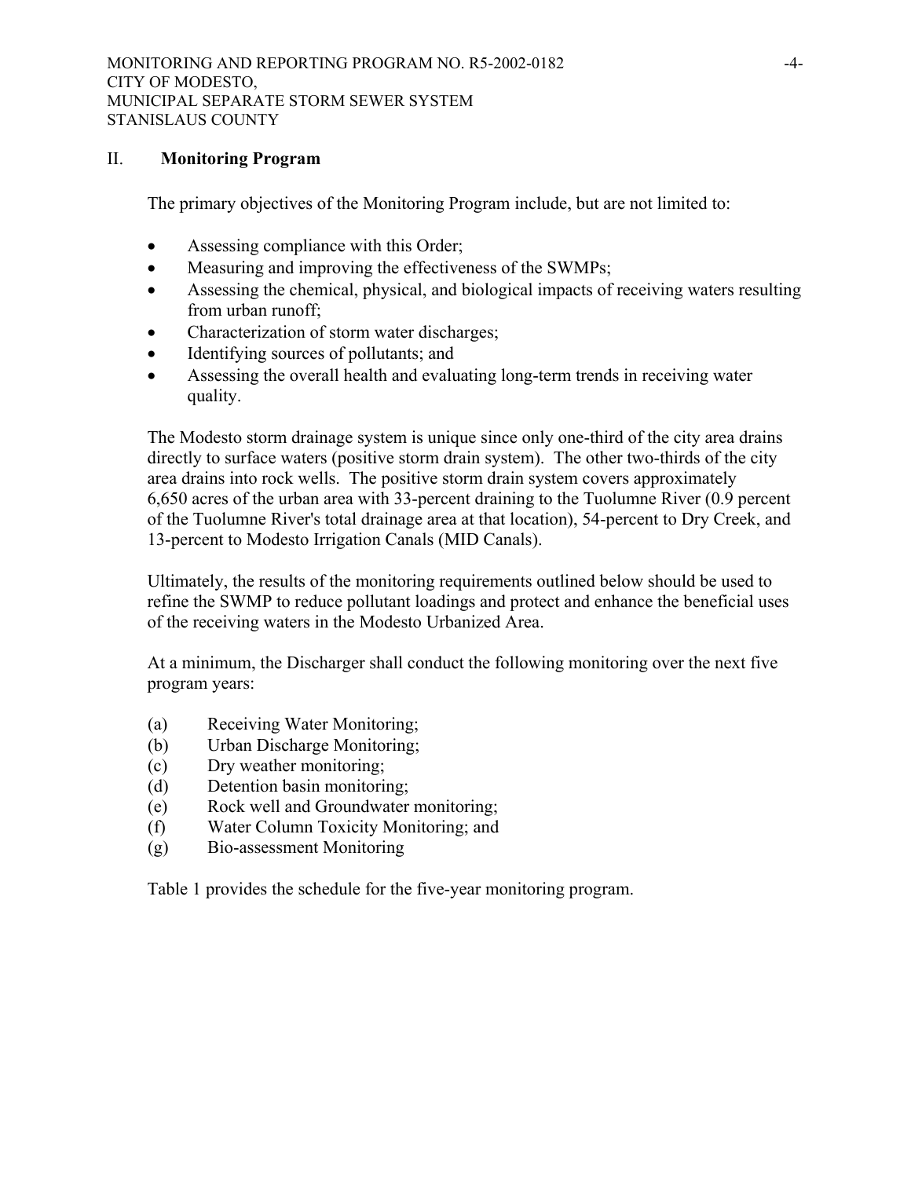## II. Monitoring Program

The primary objectives of the Monitoring Program include, but are not limited to:

- Assessing compliance with this Order;
- Measuring and improving the effectiveness of the SWMPs;
- Assessing the chemical, physical, and biological impacts of receiving waters resulting from urban runoff;
- Characterization of storm water discharges;
- Identifying sources of pollutants; and
- Assessing the overall health and evaluating long-term trends in receiving water quality.

The Modesto storm drainage system is unique since only one-third of the city area drains directly to surface waters (positive storm drain system). The other two-thirds of the city area drains into rock wells. The positive storm drain system covers approximately 6,650 acres of the urban area with 33-percent draining to the Tuolumne River (0.9 percent of the Tuolumne River's total drainage area at that location), 54-percent to Dry Creek, and 13-percent to Modesto Irrigation Canals (MID Canals).

Ultimately, the results of the monitoring requirements outlined below should be used to refine the SWMP to reduce pollutant loadings and protect and enhance the beneficial uses of the receiving waters in the Modesto Urbanized Area.

At a minimum, the Discharger shall conduct the following monitoring over the next five program years:

(a) Receiving Water Monitoring;
(b) Urban Discharge Monitoring;
(c) Dry weather monitoring;
(d) Detention basin monitoring;
(e) Rock well and Groundwater monitoring;
(f) Water Column Toxicity Monitoring; and
(g) Bio-assessment Monitoring

Table 1 provides the schedule for the five-year monitoring program.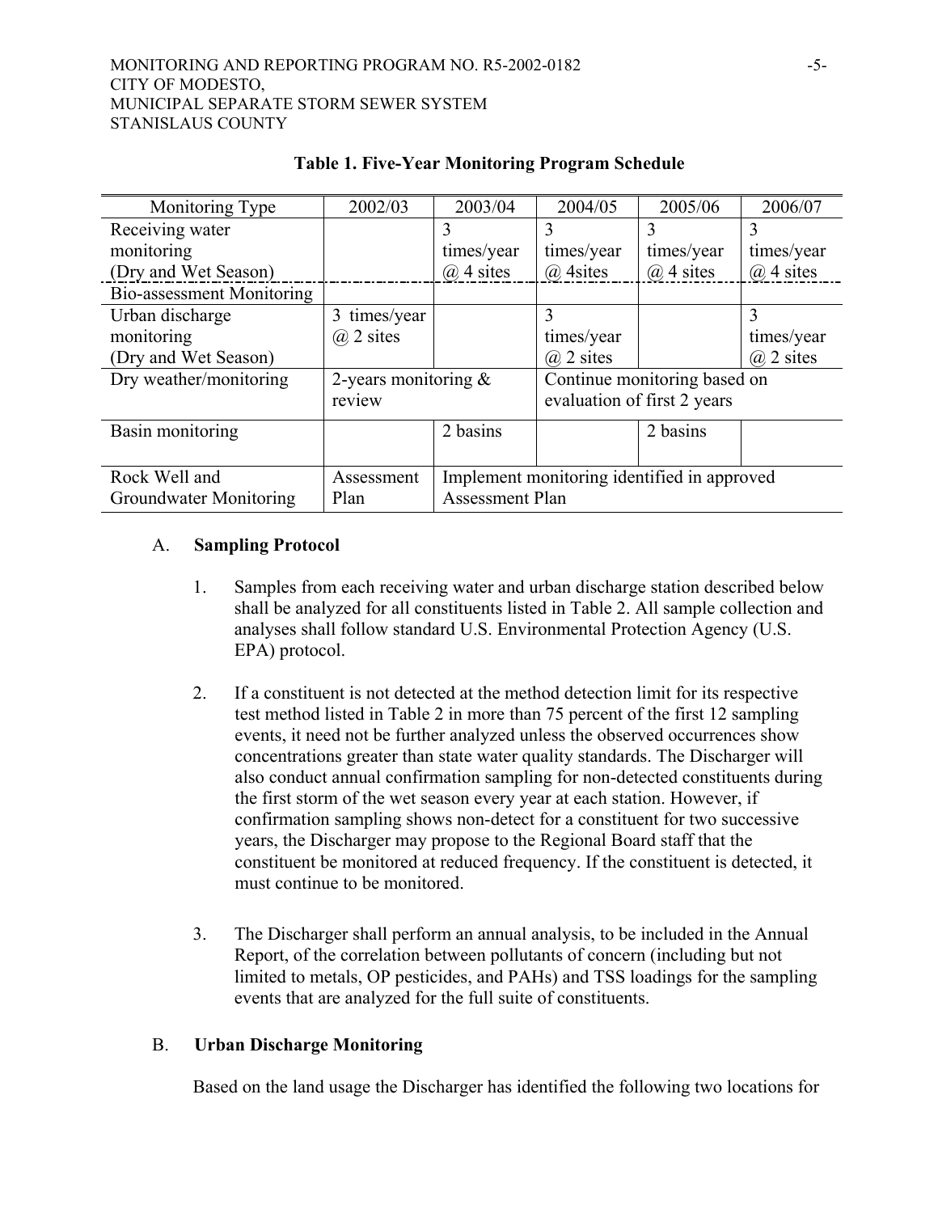**Table 1. Five-Year Monitoring Program Schedule**

| Monitoring Type | 2002/03 | 2003/04 | 2004/05 | 2005/06 | 2006/07 |
|---|---|---|---|---|---|
| Receiving water monitoring (Dry and Wet Season) | | 3 times/year @ 4 sites | 3 times/year @ 4sites | 3 times/year @ 4 sites | 3 times/year @ 4 sites |
| Bio-assessment Monitoring | | | | | |
| Urban discharge monitoring (Dry and Wet Season) | 3 times/year @ 2 sites | | 3 times/year @ 2 sites | | 3 times/year @ 2 sites |
| Dry weather/monitoring | 2-years monitoring & review | | Continue monitoring based on evaluation of first 2 years | | |
| Basin monitoring | | 2 basins | | 2 basins | |
| Rock Well and Groundwater Monitoring | Assessment Plan | Implement monitoring identified in approved Assessment Plan | | | |

A. **Sampling Protocol**

1. Samples from each receiving water and urban discharge station described below shall be analyzed for all constituents listed in Table 2. All sample collection and analyses shall follow standard U.S. Environmental Protection Agency (U.S. EPA) protocol.

2. If a constituent is not detected at the method detection limit for its respective test method listed in Table 2 in more than 75 percent of the first 12 sampling events, it need not be further analyzed unless the observed occurrences show concentrations greater than state water quality standards. The Discharger will also conduct annual confirmation sampling for non-detected constituents during the first storm of the wet season every year at each station. However, if confirmation sampling shows non-detect for a constituent for two successive years, the Discharger may propose to the Regional Board staff that the constituent be monitored at reduced frequency. If the constituent is detected, it must continue to be monitored.

3. The Discharger shall perform an annual analysis, to be included in the Annual Report, of the correlation between pollutants of concern (including but not limited to metals, OP pesticides, and PAHs) and TSS loadings for the sampling events that are analyzed for the full suite of constituents.

B. **Urban Discharge Monitoring**

Based on the land usage the Discharger has identified the following two locations for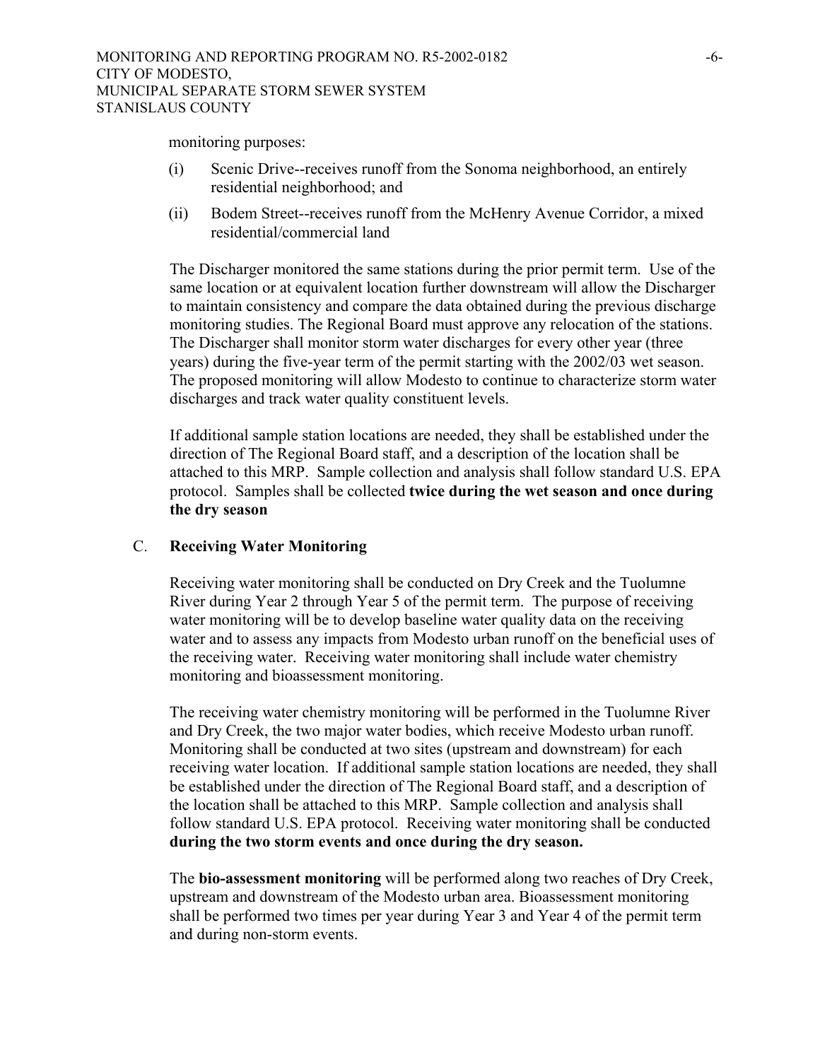monitoring purposes:

(i) Scenic Drive--receives runoff from the Sonoma neighborhood, an entirely residential neighborhood; and

(ii) Bodem Street--receives runoff from the McHenry Avenue Corridor, a mixed residential/commercial land

The Discharger monitored the same stations during the prior permit term. Use of the same location or at equivalent location further downstream will allow the Discharger to maintain consistency and compare the data obtained during the previous discharge monitoring studies. The Regional Board must approve any relocation of the stations. The Discharger shall monitor storm water discharges for every other year (three years) during the five-year term of the permit starting with the 2002/03 wet season. The proposed monitoring will allow Modesto to continue to characterize storm water discharges and track water quality constituent levels.

If additional sample station locations are needed, they shall be established under the direction of The Regional Board staff, and a description of the location shall be attached to this MRP. Sample collection and analysis shall follow standard U.S. EPA protocol. Samples shall be collected **twice during the wet season and once during the dry season**

## C. Receiving Water Monitoring

Receiving water monitoring shall be conducted on Dry Creek and the Tuolumne River during Year 2 through Year 5 of the permit term. The purpose of receiving water monitoring will be to develop baseline water quality data on the receiving water and to assess any impacts from Modesto urban runoff on the beneficial uses of the receiving water. Receiving water monitoring shall include water chemistry monitoring and bioassessment monitoring.

The receiving water chemistry monitoring will be performed in the Tuolumne River and Dry Creek, the two major water bodies, which receive Modesto urban runoff. Monitoring shall be conducted at two sites (upstream and downstream) for each receiving water location. If additional sample station locations are needed, they shall be established under the direction of The Regional Board staff, and a description of the location shall be attached to this MRP. Sample collection and analysis shall follow standard U.S. EPA protocol. Receiving water monitoring shall be conducted **during the two storm events and once during the dry season.**

The **bio-assessment monitoring** will be performed along two reaches of Dry Creek, upstream and downstream of the Modesto urban area. Bioassessment monitoring shall be performed two times per year during Year 3 and Year 4 of the permit term and during non-storm events.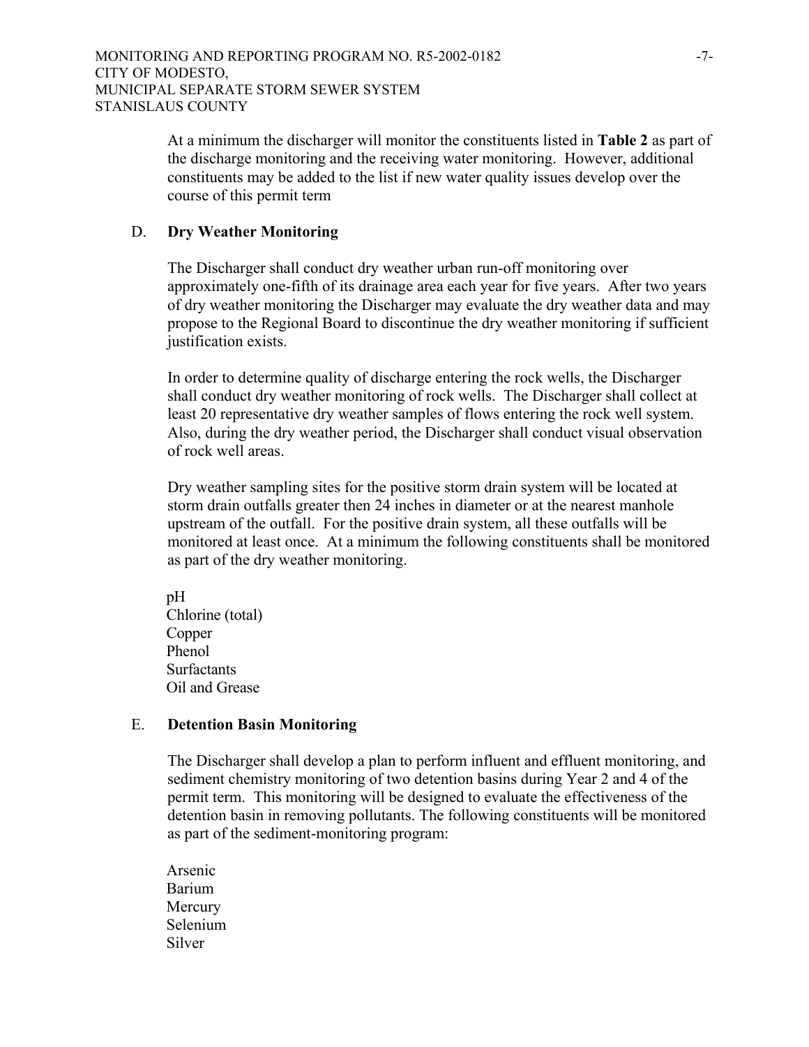At a minimum the discharger will monitor the constituents listed in **Table 2** as part of the discharge monitoring and the receiving water monitoring. However, additional constituents may be added to the list if new water quality issues develop over the course of this permit term

## D. **Dry Weather Monitoring**

The Discharger shall conduct dry weather urban run-off monitoring over approximately one-fifth of its drainage area each year for five years. After two years of dry weather monitoring the Discharger may evaluate the dry weather data and may propose to the Regional Board to discontinue the dry weather monitoring if sufficient justification exists.

In order to determine quality of discharge entering the rock wells, the Discharger shall conduct dry weather monitoring of rock wells. The Discharger shall collect at least 20 representative dry weather samples of flows entering the rock well system. Also, during the dry weather period, the Discharger shall conduct visual observation of rock well areas.

Dry weather sampling sites for the positive storm drain system will be located at storm drain outfalls greater then 24 inches in diameter or at the nearest manhole upstream of the outfall. For the positive drain system, all these outfalls will be monitored at least once. At a minimum the following constituents shall be monitored as part of the dry weather monitoring.

pH
Chlorine (total)
Copper
Phenol
Surfactants
Oil and Grease

## E. **Detention Basin Monitoring**

The Discharger shall develop a plan to perform influent and effluent monitoring, and sediment chemistry monitoring of two detention basins during Year 2 and 4 of the permit term. This monitoring will be designed to evaluate the effectiveness of the detention basin in removing pollutants. The following constituents will be monitored as part of the sediment-monitoring program:

Arsenic
Barium
Mercury
Selenium
Silver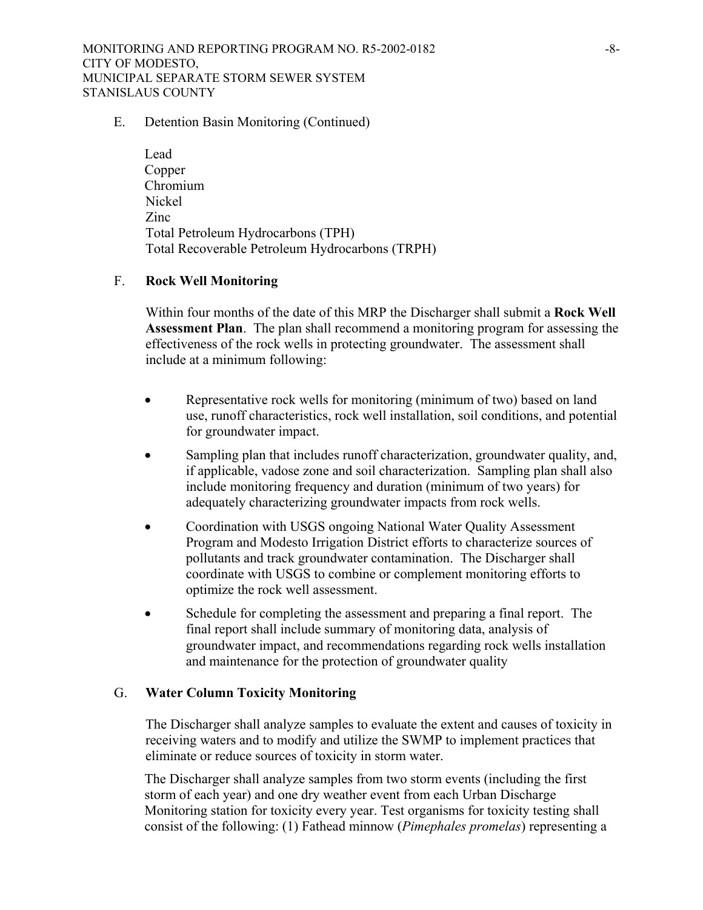E. Detention Basin Monitoring (Continued)

Lead
Copper
Chromium
Nickel
Zinc
Total Petroleum Hydrocarbons (TPH)
Total Recoverable Petroleum Hydrocarbons (TRPH)

F. **Rock Well Monitoring**

Within four months of the date of this MRP the Discharger shall submit a **Rock Well Assessment Plan**. The plan shall recommend a monitoring program for assessing the effectiveness of the rock wells in protecting groundwater. The assessment shall include at a minimum following:

- Representative rock wells for monitoring (minimum of two) based on land use, runoff characteristics, rock well installation, soil conditions, and potential for groundwater impact.
- Sampling plan that includes runoff characterization, groundwater quality, and, if applicable, vadose zone and soil characterization. Sampling plan shall also include monitoring frequency and duration (minimum of two years) for adequately characterizing groundwater impacts from rock wells.
- Coordination with USGS ongoing National Water Quality Assessment Program and Modesto Irrigation District efforts to characterize sources of pollutants and track groundwater contamination. The Discharger shall coordinate with USGS to combine or complement monitoring efforts to optimize the rock well assessment.
- Schedule for completing the assessment and preparing a final report. The final report shall include summary of monitoring data, analysis of groundwater impact, and recommendations regarding rock wells installation and maintenance for the protection of groundwater quality

G. **Water Column Toxicity Monitoring**

The Discharger shall analyze samples to evaluate the extent and causes of toxicity in receiving waters and to modify and utilize the SWMP to implement practices that eliminate or reduce sources of toxicity in storm water.

The Discharger shall analyze samples from two storm events (including the first storm of each year) and one dry weather event from each Urban Discharge Monitoring station for toxicity every year. Test organisms for toxicity testing shall consist of the following: (1) Fathead minnow (*Pimephales promelas*) representing a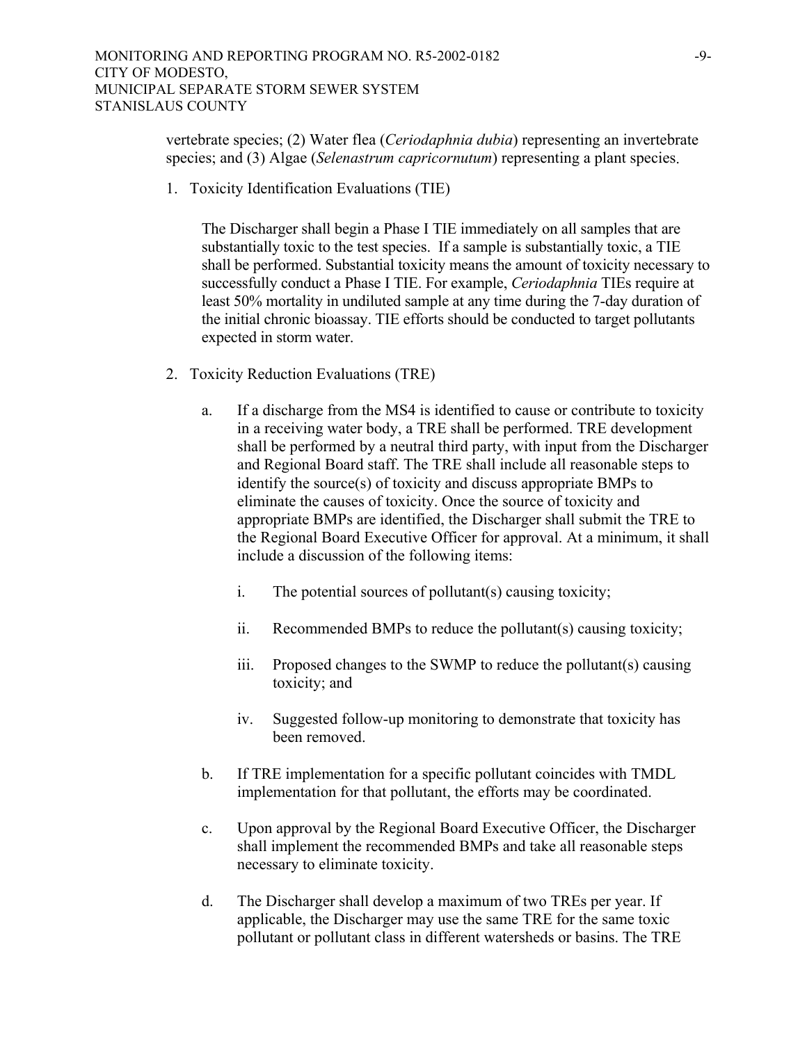vertebrate species; (2) Water flea (*Ceriodaphnia dubia*) representing an invertebrate species; and (3) Algae (*Selenastrum capricornutum*) representing a plant species.

1. Toxicity Identification Evaluations (TIE)

   The Discharger shall begin a Phase I TIE immediately on all samples that are substantially toxic to the test species. If a sample is substantially toxic, a TIE shall be performed. Substantial toxicity means the amount of toxicity necessary to successfully conduct a Phase I TIE. For example, *Ceriodaphnia* TIEs require at least 50% mortality in undiluted sample at any time during the 7-day duration of the initial chronic bioassay. TIE efforts should be conducted to target pollutants expected in storm water.

2. Toxicity Reduction Evaluations (TRE)

   a. If a discharge from the MS4 is identified to cause or contribute to toxicity in a receiving water body, a TRE shall be performed. TRE development shall be performed by a neutral third party, with input from the Discharger and Regional Board staff. The TRE shall include all reasonable steps to identify the source(s) of toxicity and discuss appropriate BMPs to eliminate the causes of toxicity. Once the source of toxicity and appropriate BMPs are identified, the Discharger shall submit the TRE to the Regional Board Executive Officer for approval. At a minimum, it shall include a discussion of the following items:

      i. The potential sources of pollutant(s) causing toxicity;

      ii. Recommended BMPs to reduce the pollutant(s) causing toxicity;

      iii. Proposed changes to the SWMP to reduce the pollutant(s) causing toxicity; and

      iv. Suggested follow-up monitoring to demonstrate that toxicity has been removed.

   b. If TRE implementation for a specific pollutant coincides with TMDL implementation for that pollutant, the efforts may be coordinated.

   c. Upon approval by the Regional Board Executive Officer, the Discharger shall implement the recommended BMPs and take all reasonable steps necessary to eliminate toxicity.

   d. The Discharger shall develop a maximum of two TREs per year. If applicable, the Discharger may use the same TRE for the same toxic pollutant or pollutant class in different watersheds or basins. The TRE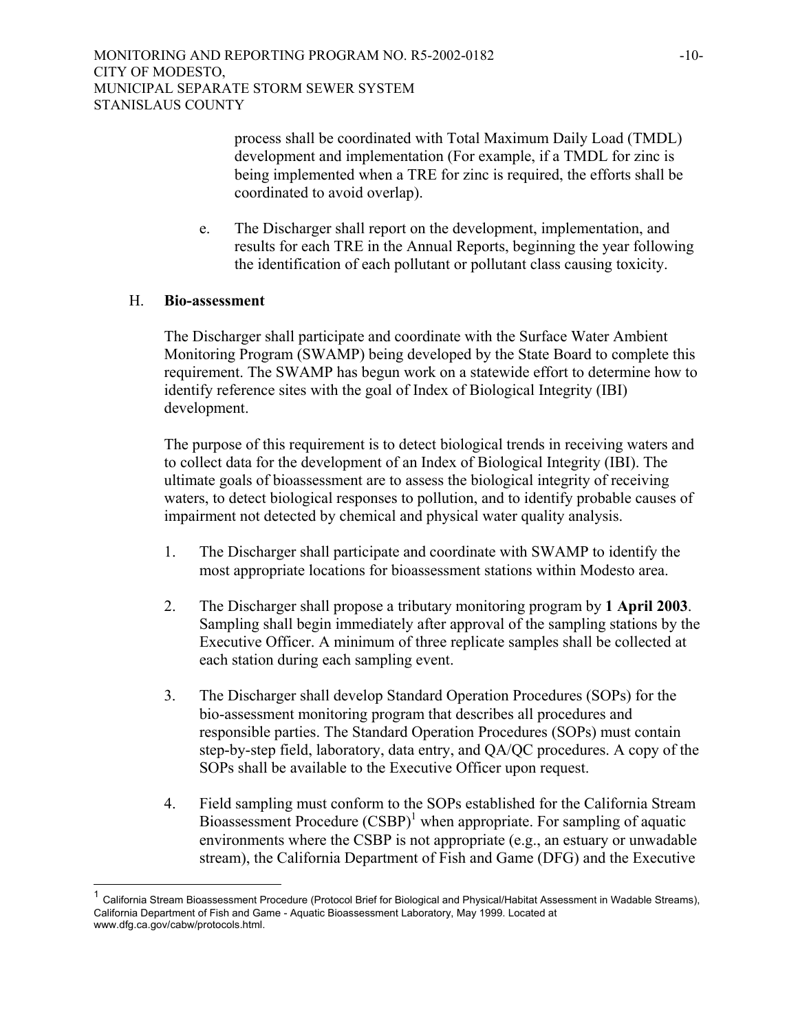process shall be coordinated with Total Maximum Daily Load (TMDL) development and implementation (For example, if a TMDL for zinc is being implemented when a TRE for zinc is required, the efforts shall be coordinated to avoid overlap).

e. The Discharger shall report on the development, implementation, and results for each TRE in the Annual Reports, beginning the year following the identification of each pollutant or pollutant class causing toxicity.

## H. Bio-assessment

The Discharger shall participate and coordinate with the Surface Water Ambient Monitoring Program (SWAMP) being developed by the State Board to complete this requirement. The SWAMP has begun work on a statewide effort to determine how to identify reference sites with the goal of Index of Biological Integrity (IBI) development.

The purpose of this requirement is to detect biological trends in receiving waters and to collect data for the development of an Index of Biological Integrity (IBI). The ultimate goals of bioassessment are to assess the biological integrity of receiving waters, to detect biological responses to pollution, and to identify probable causes of impairment not detected by chemical and physical water quality analysis.

1. The Discharger shall participate and coordinate with SWAMP to identify the most appropriate locations for bioassessment stations within Modesto area.

2. The Discharger shall propose a tributary monitoring program by **1 April 2003**. Sampling shall begin immediately after approval of the sampling stations by the Executive Officer. A minimum of three replicate samples shall be collected at each station during each sampling event.

3. The Discharger shall develop Standard Operation Procedures (SOPs) for the bio-assessment monitoring program that describes all procedures and responsible parties. The Standard Operation Procedures (SOPs) must contain step-by-step field, laboratory, data entry, and QA/QC procedures. A copy of the SOPs shall be available to the Executive Officer upon request.

4. Field sampling must conform to the SOPs established for the California Stream Bioassessment Procedure (CSBP)[1] when appropriate. For sampling of aquatic environments where the CSBP is not appropriate (e.g., an estuary or unwadable stream), the California Department of Fish and Game (DFG) and the Executive

---

[1] California Stream Bioassessment Procedure (Protocol Brief for Biological and Physical/Habitat Assessment in Wadable Streams), California Department of Fish and Game - Aquatic Bioassessment Laboratory, May 1999. Located at www.dfg.ca.gov/cabw/protocols.html.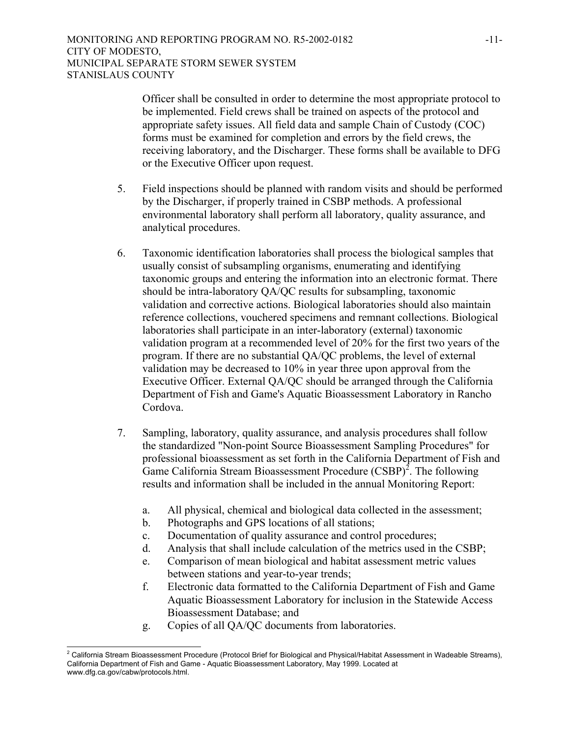Officer shall be consulted in order to determine the most appropriate protocol to be implemented. Field crews shall be trained on aspects of the protocol and appropriate safety issues. All field data and sample Chain of Custody (COC) forms must be examined for completion and errors by the field crews, the receiving laboratory, and the Discharger. These forms shall be available to DFG or the Executive Officer upon request.

5. Field inspections should be planned with random visits and should be performed by the Discharger, if properly trained in CSBP methods. A professional environmental laboratory shall perform all laboratory, quality assurance, and analytical procedures.

6. Taxonomic identification laboratories shall process the biological samples that usually consist of subsampling organisms, enumerating and identifying taxonomic groups and entering the information into an electronic format. There should be intra-laboratory QA/QC results for subsampling, taxonomic validation and corrective actions. Biological laboratories should also maintain reference collections, vouchered specimens and remnant collections. Biological laboratories shall participate in an inter-laboratory (external) taxonomic validation program at a recommended level of 20% for the first two years of the program. If there are no substantial QA/QC problems, the level of external validation may be decreased to 10% in year three upon approval from the Executive Officer. External QA/QC should be arranged through the California Department of Fish and Game's Aquatic Bioassessment Laboratory in Rancho Cordova.

7. Sampling, laboratory, quality assurance, and analysis procedures shall follow the standardized "Non-point Source Bioassessment Sampling Procedures" for professional bioassessment as set forth in the California Department of Fish and Game California Stream Bioassessment Procedure (CSBP)[2]. The following results and information shall be included in the annual Monitoring Report:

   a. All physical, chemical and biological data collected in the assessment;
   b. Photographs and GPS locations of all stations;
   c. Documentation of quality assurance and control procedures;
   d. Analysis that shall include calculation of the metrics used in the CSBP;
   e. Comparison of mean biological and habitat assessment metric values between stations and year-to-year trends;
   f. Electronic data formatted to the California Department of Fish and Game Aquatic Bioassessment Laboratory for inclusion in the Statewide Access Bioassessment Database; and
   g. Copies of all QA/QC documents from laboratories.

---

[2] California Stream Bioassessment Procedure (Protocol Brief for Biological and Physical/Habitat Assessment in Wadeable Streams), California Department of Fish and Game - Aquatic Bioassessment Laboratory, May 1999. Located at www.dfg.ca.gov/cabw/protocols.html.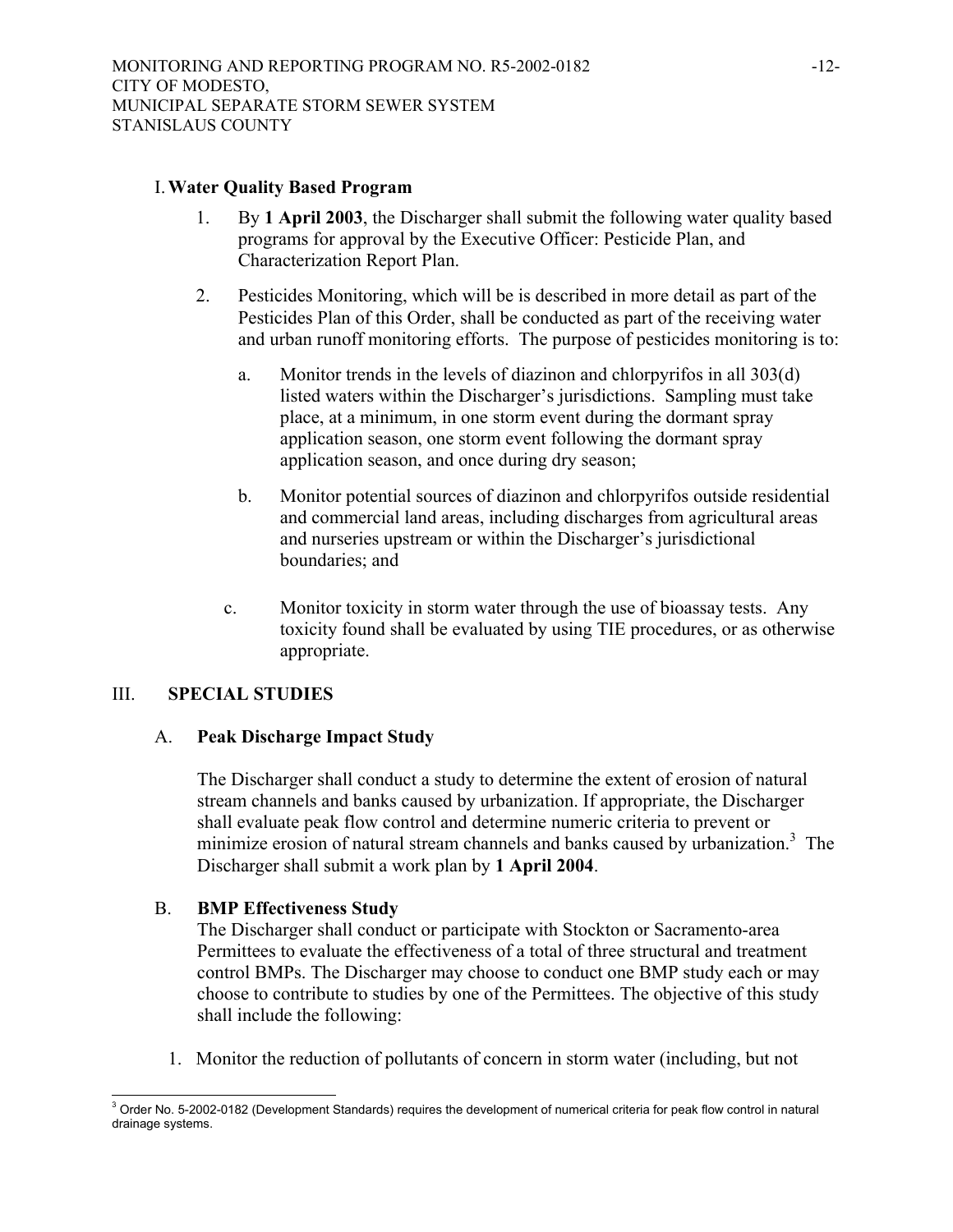### I. Water Quality Based Program

1. By **1 April 2003**, the Discharger shall submit the following water quality based programs for approval by the Executive Officer: Pesticide Plan, and Characterization Report Plan.

2. Pesticides Monitoring, which will be is described in more detail as part of the Pesticides Plan of this Order, shall be conducted as part of the receiving water and urban runoff monitoring efforts. The purpose of pesticides monitoring is to:

   a. Monitor trends in the levels of diazinon and chlorpyrifos in all 303(d) listed waters within the Discharger's jurisdictions. Sampling must take place, at a minimum, in one storm event during the dormant spray application season, one storm event following the dormant spray application season, and once during dry season;

   b. Monitor potential sources of diazinon and chlorpyrifos outside residential and commercial land areas, including discharges from agricultural areas and nurseries upstream or within the Discharger's jurisdictional boundaries; and

   c. Monitor toxicity in storm water through the use of bioassay tests. Any toxicity found shall be evaluated by using TIE procedures, or as otherwise appropriate.

## III. SPECIAL STUDIES

### A. Peak Discharge Impact Study

The Discharger shall conduct a study to determine the extent of erosion of natural stream channels and banks caused by urbanization. If appropriate, the Discharger shall evaluate peak flow control and determine numeric criteria to prevent or minimize erosion of natural stream channels and banks caused by urbanization.[3] The Discharger shall submit a work plan by **1 April 2004**.

### B. BMP Effectiveness Study

The Discharger shall conduct or participate with Stockton or Sacramento-area Permittees to evaluate the effectiveness of a total of three structural and treatment control BMPs. The Discharger may choose to conduct one BMP study each or may choose to contribute to studies by one of the Permittees. The objective of this study shall include the following:

1. Monitor the reduction of pollutants of concern in storm water (including, but not

---

[3] Order No. 5-2002-0182 (Development Standards) requires the development of numerical criteria for peak flow control in natural drainage systems.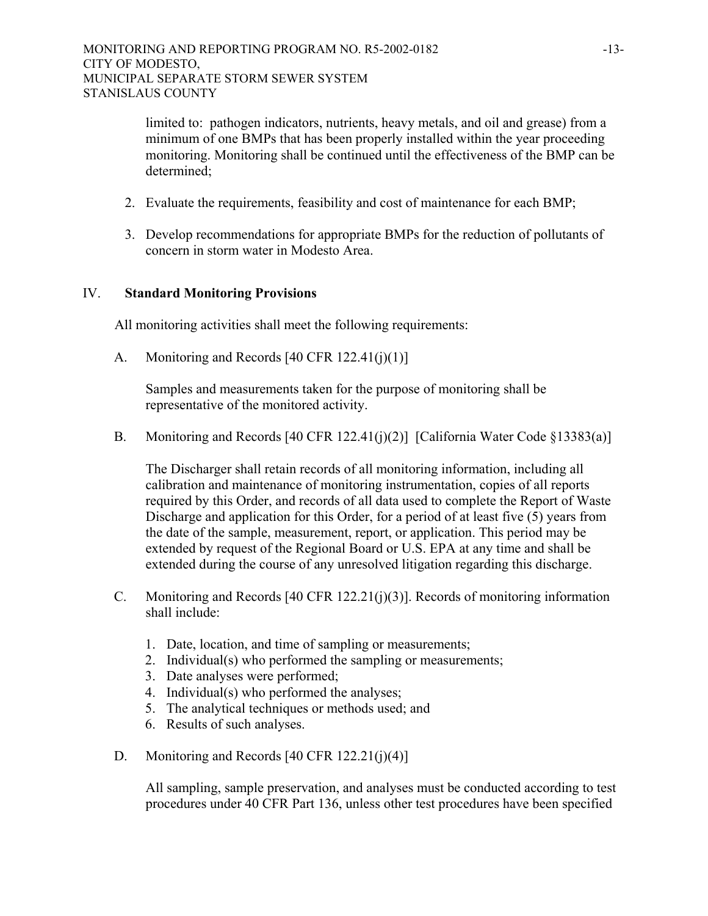limited to: pathogen indicators, nutrients, heavy metals, and oil and grease) from a minimum of one BMPs that has been properly installed within the year proceeding monitoring. Monitoring shall be continued until the effectiveness of the BMP can be determined;

2. Evaluate the requirements, feasibility and cost of maintenance for each BMP;

3. Develop recommendations for appropriate BMPs for the reduction of pollutants of concern in storm water in Modesto Area.

## IV. Standard Monitoring Provisions

All monitoring activities shall meet the following requirements:

A. Monitoring and Records [40 CFR 122.41(j)(1)]

Samples and measurements taken for the purpose of monitoring shall be representative of the monitored activity.

B. Monitoring and Records [40 CFR 122.41(j)(2)] [California Water Code §13383(a)]

The Discharger shall retain records of all monitoring information, including all calibration and maintenance of monitoring instrumentation, copies of all reports required by this Order, and records of all data used to complete the Report of Waste Discharge and application for this Order, for a period of at least five (5) years from the date of the sample, measurement, report, or application. This period may be extended by request of the Regional Board or U.S. EPA at any time and shall be extended during the course of any unresolved litigation regarding this discharge.

C. Monitoring and Records [40 CFR 122.21(j)(3)]. Records of monitoring information shall include:

1. Date, location, and time of sampling or measurements;
2. Individual(s) who performed the sampling or measurements;
3. Date analyses were performed;
4. Individual(s) who performed the analyses;
5. The analytical techniques or methods used; and
6. Results of such analyses.

D. Monitoring and Records [40 CFR 122.21(j)(4)]

All sampling, sample preservation, and analyses must be conducted according to test procedures under 40 CFR Part 136, unless other test procedures have been specified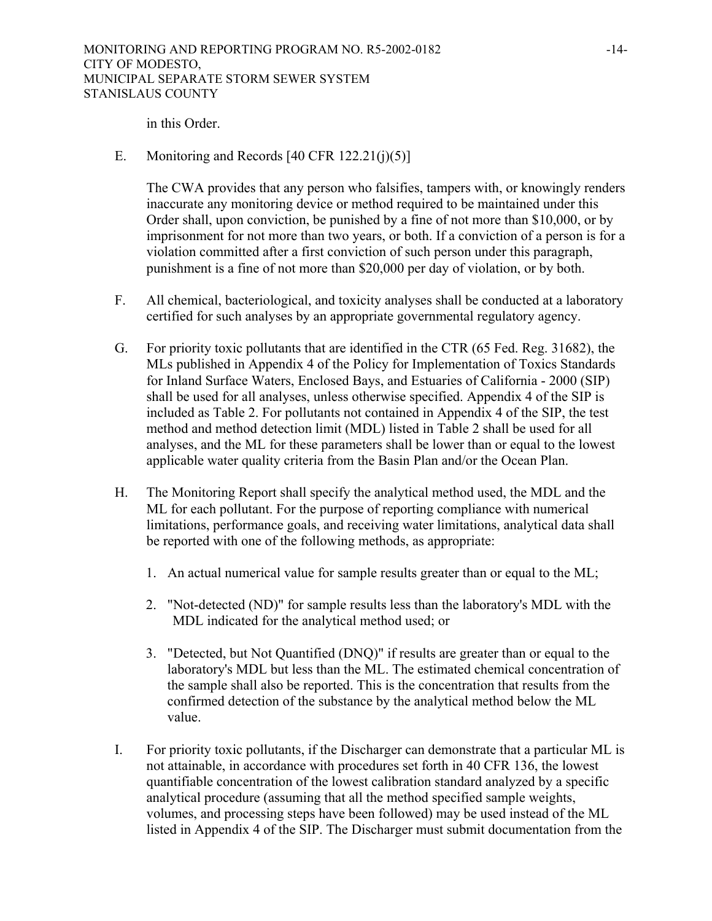in this Order.

E. Monitoring and Records [40 CFR 122.21(j)(5)]

The CWA provides that any person who falsifies, tampers with, or knowingly renders inaccurate any monitoring device or method required to be maintained under this Order shall, upon conviction, be punished by a fine of not more than $10,000, or by imprisonment for not more than two years, or both. If a conviction of a person is for a violation committed after a first conviction of such person under this paragraph, punishment is a fine of not more than $20,000 per day of violation, or by both.

F. All chemical, bacteriological, and toxicity analyses shall be conducted at a laboratory certified for such analyses by an appropriate governmental regulatory agency.

G. For priority toxic pollutants that are identified in the CTR (65 Fed. Reg. 31682), the MLs published in Appendix 4 of the Policy for Implementation of Toxics Standards for Inland Surface Waters, Enclosed Bays, and Estuaries of California - 2000 (SIP) shall be used for all analyses, unless otherwise specified. Appendix 4 of the SIP is included as Table 2. For pollutants not contained in Appendix 4 of the SIP, the test method and method detection limit (MDL) listed in Table 2 shall be used for all analyses, and the ML for these parameters shall be lower than or equal to the lowest applicable water quality criteria from the Basin Plan and/or the Ocean Plan.

H. The Monitoring Report shall specify the analytical method used, the MDL and the ML for each pollutant. For the purpose of reporting compliance with numerical limitations, performance goals, and receiving water limitations, analytical data shall be reported with one of the following methods, as appropriate:

1. An actual numerical value for sample results greater than or equal to the ML;

2. "Not-detected (ND)" for sample results less than the laboratory's MDL with the MDL indicated for the analytical method used; or

3. "Detected, but Not Quantified (DNQ)" if results are greater than or equal to the laboratory's MDL but less than the ML. The estimated chemical concentration of the sample shall also be reported. This is the concentration that results from the confirmed detection of the substance by the analytical method below the ML value.

I. For priority toxic pollutants, if the Discharger can demonstrate that a particular ML is not attainable, in accordance with procedures set forth in 40 CFR 136, the lowest quantifiable concentration of the lowest calibration standard analyzed by a specific analytical procedure (assuming that all the method specified sample weights, volumes, and processing steps have been followed) may be used instead of the ML listed in Appendix 4 of the SIP. The Discharger must submit documentation from the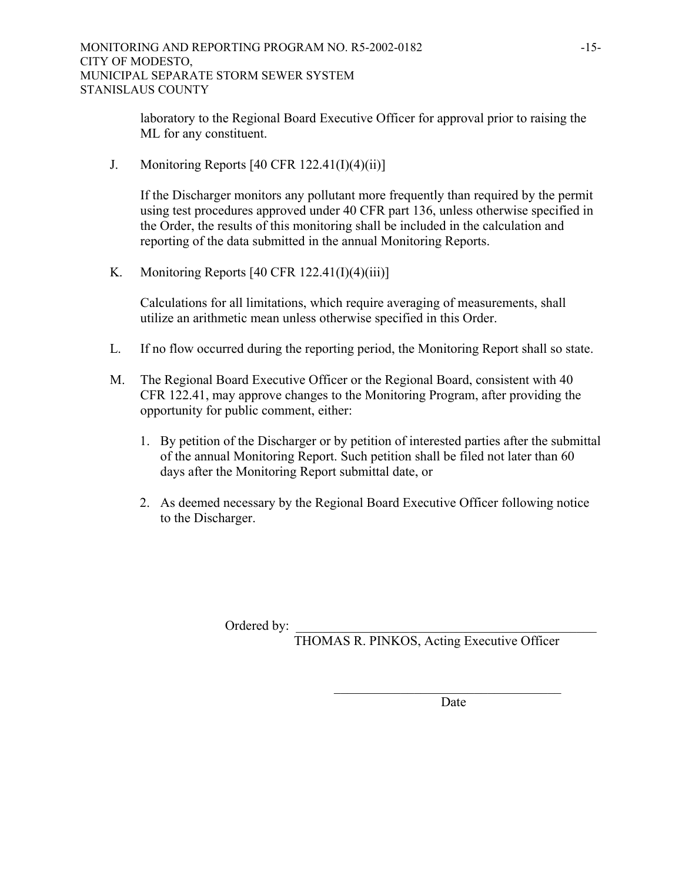laboratory to the Regional Board Executive Officer for approval prior to raising the ML for any constituent.

J. Monitoring Reports [40 CFR 122.41(I)(4)(ii)]

   If the Discharger monitors any pollutant more frequently than required by the permit using test procedures approved under 40 CFR part 136, unless otherwise specified in the Order, the results of this monitoring shall be included in the calculation and reporting of the data submitted in the annual Monitoring Reports.

K. Monitoring Reports [40 CFR 122.41(I)(4)(iii)]

   Calculations for all limitations, which require averaging of measurements, shall utilize an arithmetic mean unless otherwise specified in this Order.

L. If no flow occurred during the reporting period, the Monitoring Report shall so state.

M. The Regional Board Executive Officer or the Regional Board, consistent with 40 CFR 122.41, may approve changes to the Monitoring Program, after providing the opportunity for public comment, either:

   1. By petition of the Discharger or by petition of interested parties after the submittal of the annual Monitoring Report. Such petition shall be filed not later than 60 days after the Monitoring Report submittal date, or

   2. As deemed necessary by the Regional Board Executive Officer following notice to the Discharger.

Ordered by: \_\_\_\_\_\_\_\_\_\_\_\_\_\_\_\_\_\_\_\_\_\_\_\_\_\_\_\_\_\_\_\_\_\_\_\_\_\_\_\_

THOMAS R. PINKOS, Acting Executive Officer

\_\_\_\_\_\_\_\_\_\_\_\_\_\_\_\_\_\_\_\_\_\_\_\_\_\_\_\_\_\_\_\_

Date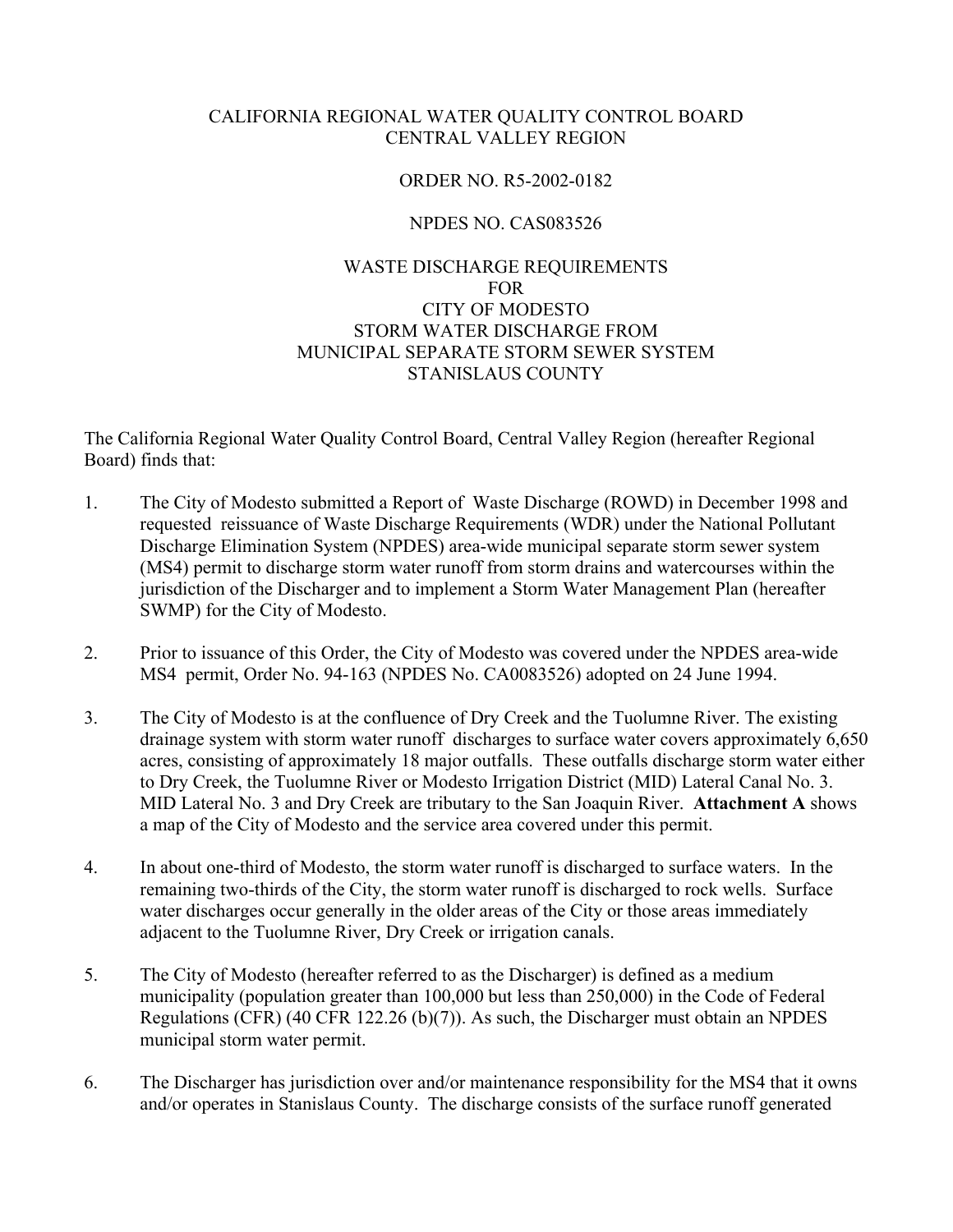CALIFORNIA REGIONAL WATER QUALITY CONTROL BOARD
CENTRAL VALLEY REGION

ORDER NO. R5-2002-0182

NPDES NO. CAS083526

WASTE DISCHARGE REQUIREMENTS
FOR
CITY OF MODESTO
STORM WATER DISCHARGE FROM
MUNICIPAL SEPARATE STORM SEWER SYSTEM
STANISLAUS COUNTY

The California Regional Water Quality Control Board, Central Valley Region (hereafter Regional Board) finds that:

1. The City of Modesto submitted a Report of Waste Discharge (ROWD) in December 1998 and requested reissuance of Waste Discharge Requirements (WDR) under the National Pollutant Discharge Elimination System (NPDES) area-wide municipal separate storm sewer system (MS4) permit to discharge storm water runoff from storm drains and watercourses within the jurisdiction of the Discharger and to implement a Storm Water Management Plan (hereafter SWMP) for the City of Modesto.

2. Prior to issuance of this Order, the City of Modesto was covered under the NPDES area-wide MS4 permit, Order No. 94-163 (NPDES No. CA0083526) adopted on 24 June 1994.

3. The City of Modesto is at the confluence of Dry Creek and the Tuolumne River. The existing drainage system with storm water runoff discharges to surface water covers approximately 6,650 acres, consisting of approximately 18 major outfalls. These outfalls discharge storm water either to Dry Creek, the Tuolumne River or Modesto Irrigation District (MID) Lateral Canal No. 3. MID Lateral No. 3 and Dry Creek are tributary to the San Joaquin River. **Attachment A** shows a map of the City of Modesto and the service area covered under this permit.

4. In about one-third of Modesto, the storm water runoff is discharged to surface waters. In the remaining two-thirds of the City, the storm water runoff is discharged to rock wells. Surface water discharges occur generally in the older areas of the City or those areas immediately adjacent to the Tuolumne River, Dry Creek or irrigation canals.

5. The City of Modesto (hereafter referred to as the Discharger) is defined as a medium municipality (population greater than 100,000 but less than 250,000) in the Code of Federal Regulations (CFR) (40 CFR 122.26 (b)(7)). As such, the Discharger must obtain an NPDES municipal storm water permit.

6. The Discharger has jurisdiction over and/or maintenance responsibility for the MS4 that it owns and/or operates in Stanislaus County. The discharge consists of the surface runoff generated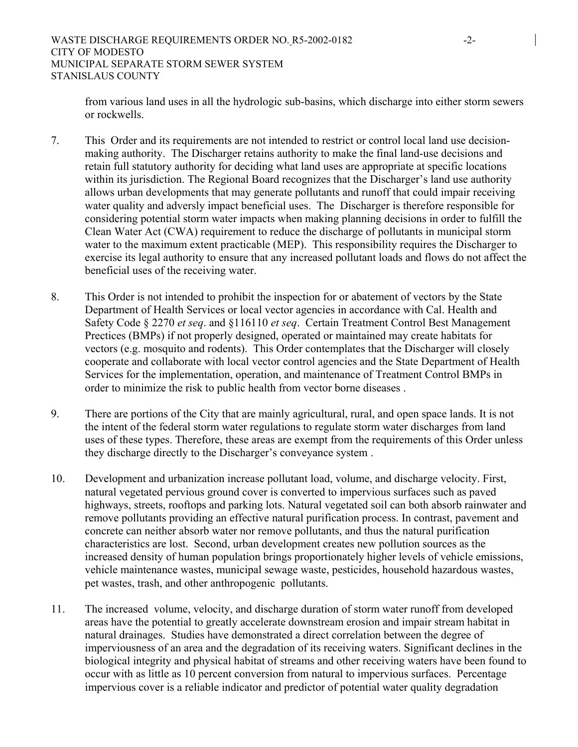from various land uses in all the hydrologic sub-basins, which discharge into either storm sewers or rockwells.

7. This Order and its requirements are not intended to restrict or control local land use decision-making authority. The Discharger retains authority to make the final land-use decisions and retain full statutory authority for deciding what land uses are appropriate at specific locations within its jurisdiction. The Regional Board recognizes that the Discharger's land use authority allows urban developments that may generate pollutants and runoff that could impair receiving water quality and adversly impact beneficial uses. The Discharger is therefore responsible for considering potential storm water impacts when making planning decisions in order to fulfill the Clean Water Act (CWA) requirement to reduce the discharge of pollutants in municipal storm water to the maximum extent practicable (MEP). This responsibility requires the Discharger to exercise its legal authority to ensure that any increased pollutant loads and flows do not affect the beneficial uses of the receiving water.

8. This Order is not intended to prohibit the inspection for or abatement of vectors by the State Department of Health Services or local vector agencies in accordance with Cal. Health and Safety Code § 2270 *et seq*. and §116110 *et seq*. Certain Treatment Control Best Management Prectices (BMPs) if not properly designed, operated or maintained may create habitats for vectors (e.g. mosquito and rodents). This Order contemplates that the Discharger will closely cooperate and collaborate with local vector control agencies and the State Department of Health Services for the implementation, operation, and maintenance of Treatment Control BMPs in order to minimize the risk to public health from vector borne diseases .

9. There are portions of the City that are mainly agricultural, rural, and open space lands. It is not the intent of the federal storm water regulations to regulate storm water discharges from land uses of these types. Therefore, these areas are exempt from the requirements of this Order unless they discharge directly to the Discharger's conveyance system .

10. Development and urbanization increase pollutant load, volume, and discharge velocity. First, natural vegetated pervious ground cover is converted to impervious surfaces such as paved highways, streets, rooftops and parking lots. Natural vegetated soil can both absorb rainwater and remove pollutants providing an effective natural purification process. In contrast, pavement and concrete can neither absorb water nor remove pollutants, and thus the natural purification characteristics are lost. Second, urban development creates new pollution sources as the increased density of human population brings proportionately higher levels of vehicle emissions, vehicle maintenance wastes, municipal sewage waste, pesticides, household hazardous wastes, pet wastes, trash, and other anthropogenic pollutants.

11. The increased volume, velocity, and discharge duration of storm water runoff from developed areas have the potential to greatly accelerate downstream erosion and impair stream habitat in natural drainages. Studies have demonstrated a direct correlation between the degree of imperviousness of an area and the degradation of its receiving waters. Significant declines in the biological integrity and physical habitat of streams and other receiving waters have been found to occur with as little as 10 percent conversion from natural to impervious surfaces. Percentage impervious cover is a reliable indicator and predictor of potential water quality degradation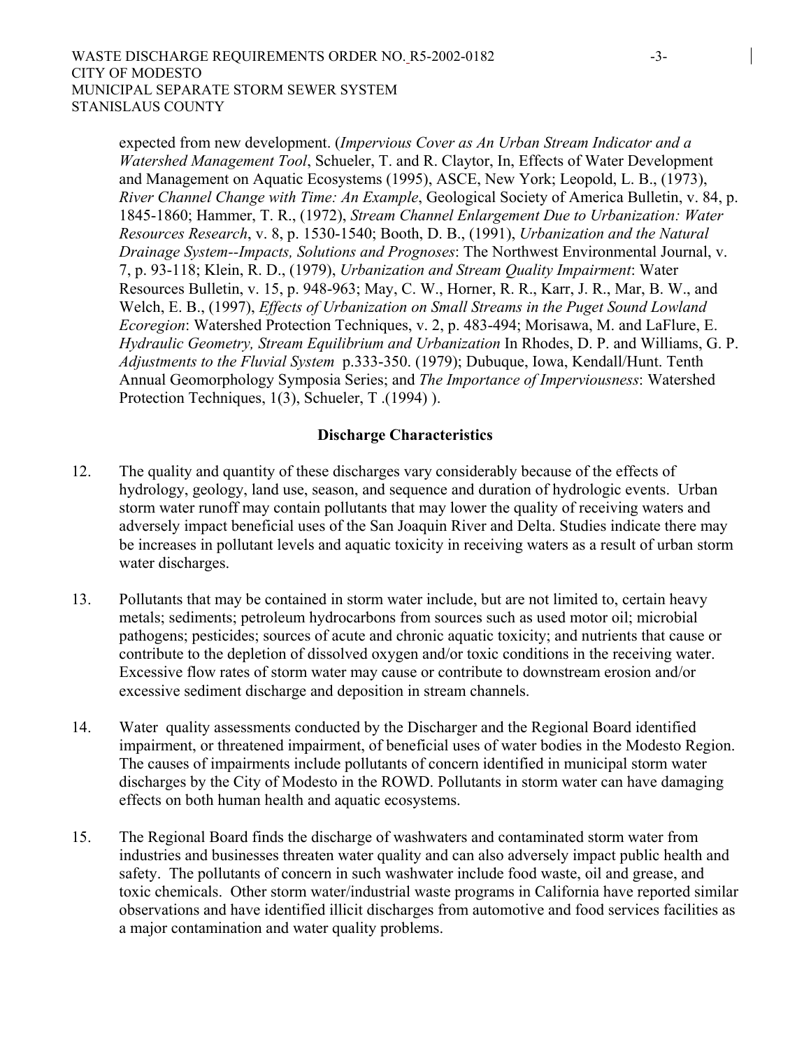expected from new development. (*Impervious Cover as An Urban Stream Indicator and a Watershed Management Tool*, Schueler, T. and R. Claytor, In, Effects of Water Development and Management on Aquatic Ecosystems (1995), ASCE, New York; Leopold, L. B., (1973), *River Channel Change with Time: An Example*, Geological Society of America Bulletin, v. 84, p. 1845-1860; Hammer, T. R., (1972), *Stream Channel Enlargement Due to Urbanization: Water Resources Research*, v. 8, p. 1530-1540; Booth, D. B., (1991), *Urbanization and the Natural Drainage System--Impacts, Solutions and Prognoses*: The Northwest Environmental Journal, v. 7, p. 93-118; Klein, R. D., (1979), *Urbanization and Stream Quality Impairment*: Water Resources Bulletin, v. 15, p. 948-963; May, C. W., Horner, R. R., Karr, J. R., Mar, B. W., and Welch, E. B., (1997), *Effects of Urbanization on Small Streams in the Puget Sound Lowland Ecoregion*: Watershed Protection Techniques, v. 2, p. 483-494; Morisawa, M. and LaFlure, E. *Hydraulic Geometry, Stream Equilibrium and Urbanization* In Rhodes, D. P. and Williams, G. P. *Adjustments to the Fluvial System* p.333-350. (1979); Dubuque, Iowa, Kendall/Hunt. Tenth Annual Geomorphology Symposia Series; and *The Importance of Imperviousness*: Watershed Protection Techniques, 1(3), Schueler, T .(1994) ).

**Discharge Characteristics**

12. The quality and quantity of these discharges vary considerably because of the effects of hydrology, geology, land use, season, and sequence and duration of hydrologic events. Urban storm water runoff may contain pollutants that may lower the quality of receiving waters and adversely impact beneficial uses of the San Joaquin River and Delta. Studies indicate there may be increases in pollutant levels and aquatic toxicity in receiving waters as a result of urban storm water discharges.

13. Pollutants that may be contained in storm water include, but are not limited to, certain heavy metals; sediments; petroleum hydrocarbons from sources such as used motor oil; microbial pathogens; pesticides; sources of acute and chronic aquatic toxicity; and nutrients that cause or contribute to the depletion of dissolved oxygen and/or toxic conditions in the receiving water. Excessive flow rates of storm water may cause or contribute to downstream erosion and/or excessive sediment discharge and deposition in stream channels.

14. Water quality assessments conducted by the Discharger and the Regional Board identified impairment, or threatened impairment, of beneficial uses of water bodies in the Modesto Region. The causes of impairments include pollutants of concern identified in municipal storm water discharges by the City of Modesto in the ROWD. Pollutants in storm water can have damaging effects on both human health and aquatic ecosystems.

15. The Regional Board finds the discharge of washwaters and contaminated storm water from industries and businesses threaten water quality and can also adversely impact public health and safety. The pollutants of concern in such washwater include food waste, oil and grease, and toxic chemicals. Other storm water/industrial waste programs in California have reported similar observations and have identified illicit discharges from automotive and food services facilities as a major contamination and water quality problems.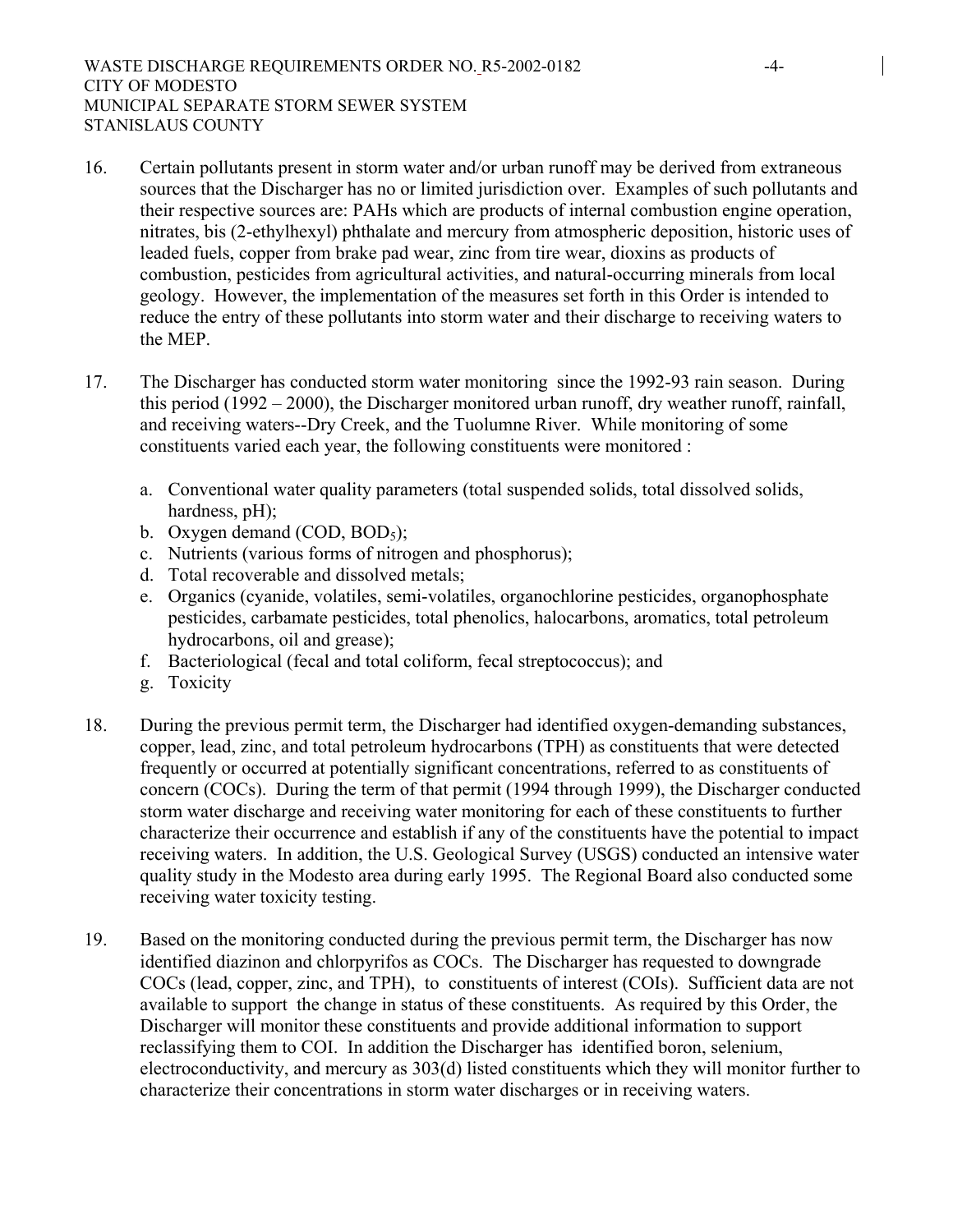16. Certain pollutants present in storm water and/or urban runoff may be derived from extraneous sources that the Discharger has no or limited jurisdiction over. Examples of such pollutants and their respective sources are: PAHs which are products of internal combustion engine operation, nitrates, bis (2-ethylhexyl) phthalate and mercury from atmospheric deposition, historic uses of leaded fuels, copper from brake pad wear, zinc from tire wear, dioxins as products of combustion, pesticides from agricultural activities, and natural-occurring minerals from local geology. However, the implementation of the measures set forth in this Order is intended to reduce the entry of these pollutants into storm water and their discharge to receiving waters to the MEP.

17. The Discharger has conducted storm water monitoring since the 1992-93 rain season. During this period (1992 – 2000), the Discharger monitored urban runoff, dry weather runoff, rainfall, and receiving waters--Dry Creek, and the Tuolumne River. While monitoring of some constituents varied each year, the following constituents were monitored :

    a. Conventional water quality parameters (total suspended solids, total dissolved solids, hardness, pH);
    b. Oxygen demand (COD, $BOD_5$);
    c. Nutrients (various forms of nitrogen and phosphorus);
    d. Total recoverable and dissolved metals;
    e. Organics (cyanide, volatiles, semi-volatiles, organochlorine pesticides, organophosphate pesticides, carbamate pesticides, total phenolics, halocarbons, aromatics, total petroleum hydrocarbons, oil and grease);
    f. Bacteriological (fecal and total coliform, fecal streptococcus); and
    g. Toxicity

18. During the previous permit term, the Discharger had identified oxygen-demanding substances, copper, lead, zinc, and total petroleum hydrocarbons (TPH) as constituents that were detected frequently or occurred at potentially significant concentrations, referred to as constituents of concern (COCs). During the term of that permit (1994 through 1999), the Discharger conducted storm water discharge and receiving water monitoring for each of these constituents to further characterize their occurrence and establish if any of the constituents have the potential to impact receiving waters. In addition, the U.S. Geological Survey (USGS) conducted an intensive water quality study in the Modesto area during early 1995. The Regional Board also conducted some receiving water toxicity testing.

19. Based on the monitoring conducted during the previous permit term, the Discharger has now identified diazinon and chlorpyrifos as COCs. The Discharger has requested to downgrade COCs (lead, copper, zinc, and TPH), to constituents of interest (COIs). Sufficient data are not available to support the change in status of these constituents. As required by this Order, the Discharger will monitor these constituents and provide additional information to support reclassifying them to COI. In addition the Discharger has identified boron, selenium, electroconductivity, and mercury as 303(d) listed constituents which they will monitor further to characterize their concentrations in storm water discharges or in receiving waters.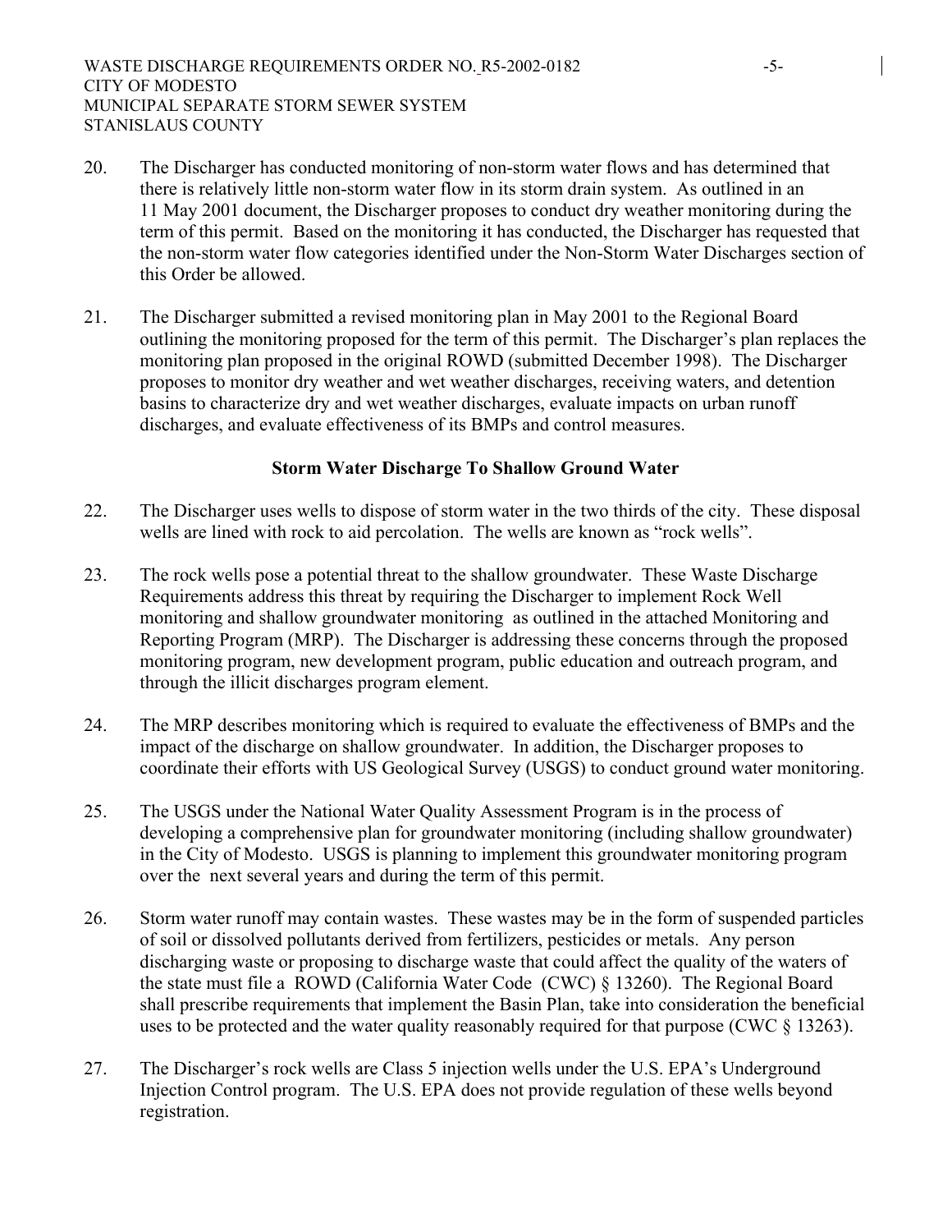20. The Discharger has conducted monitoring of non-storm water flows and has determined that there is relatively little non-storm water flow in its storm drain system. As outlined in an 11 May 2001 document, the Discharger proposes to conduct dry weather monitoring during the term of this permit. Based on the monitoring it has conducted, the Discharger has requested that the non-storm water flow categories identified under the Non-Storm Water Discharges section of this Order be allowed.

21. The Discharger submitted a revised monitoring plan in May 2001 to the Regional Board outlining the monitoring proposed for the term of this permit. The Discharger's plan replaces the monitoring plan proposed in the original ROWD (submitted December 1998). The Discharger proposes to monitor dry weather and wet weather discharges, receiving waters, and detention basins to characterize dry and wet weather discharges, evaluate impacts on urban runoff discharges, and evaluate effectiveness of its BMPs and control measures.

**Storm Water Discharge To Shallow Ground Water**

22. The Discharger uses wells to dispose of storm water in the two thirds of the city. These disposal wells are lined with rock to aid percolation. The wells are known as "rock wells".

23. The rock wells pose a potential threat to the shallow groundwater. These Waste Discharge Requirements address this threat by requiring the Discharger to implement Rock Well monitoring and shallow groundwater monitoring as outlined in the attached Monitoring and Reporting Program (MRP). The Discharger is addressing these concerns through the proposed monitoring program, new development program, public education and outreach program, and through the illicit discharges program element.

24. The MRP describes monitoring which is required to evaluate the effectiveness of BMPs and the impact of the discharge on shallow groundwater. In addition, the Discharger proposes to coordinate their efforts with US Geological Survey (USGS) to conduct ground water monitoring.

25. The USGS under the National Water Quality Assessment Program is in the process of developing a comprehensive plan for groundwater monitoring (including shallow groundwater) in the City of Modesto. USGS is planning to implement this groundwater monitoring program over the next several years and during the term of this permit.

26. Storm water runoff may contain wastes. These wastes may be in the form of suspended particles of soil or dissolved pollutants derived from fertilizers, pesticides or metals. Any person discharging waste or proposing to discharge waste that could affect the quality of the waters of the state must file a ROWD (California Water Code (CWC) § 13260). The Regional Board shall prescribe requirements that implement the Basin Plan, take into consideration the beneficial uses to be protected and the water quality reasonably required for that purpose (CWC § 13263).

27. The Discharger's rock wells are Class 5 injection wells under the U.S. EPA's Underground Injection Control program. The U.S. EPA does not provide regulation of these wells beyond registration.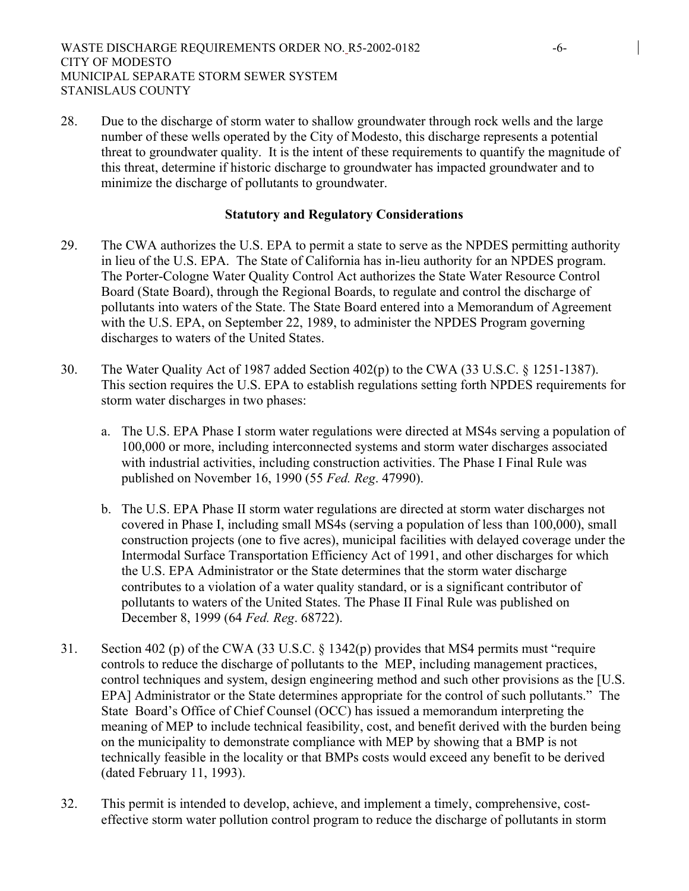28. Due to the discharge of storm water to shallow groundwater through rock wells and the large number of these wells operated by the City of Modesto, this discharge represents a potential threat to groundwater quality. It is the intent of these requirements to quantify the magnitude of this threat, determine if historic discharge to groundwater has impacted groundwater and to minimize the discharge of pollutants to groundwater.

**Statutory and Regulatory Considerations**

29. The CWA authorizes the U.S. EPA to permit a state to serve as the NPDES permitting authority in lieu of the U.S. EPA. The State of California has in-lieu authority for an NPDES program. The Porter-Cologne Water Quality Control Act authorizes the State Water Resource Control Board (State Board), through the Regional Boards, to regulate and control the discharge of pollutants into waters of the State. The State Board entered into a Memorandum of Agreement with the U.S. EPA, on September 22, 1989, to administer the NPDES Program governing discharges to waters of the United States.

30. The Water Quality Act of 1987 added Section 402(p) to the CWA (33 U.S.C. § 1251-1387). This section requires the U.S. EPA to establish regulations setting forth NPDES requirements for storm water discharges in two phases:

    a. The U.S. EPA Phase I storm water regulations were directed at MS4s serving a population of 100,000 or more, including interconnected systems and storm water discharges associated with industrial activities, including construction activities. The Phase I Final Rule was published on November 16, 1990 (55 *Fed. Reg*. 47990).

    b. The U.S. EPA Phase II storm water regulations are directed at storm water discharges not covered in Phase I, including small MS4s (serving a population of less than 100,000), small construction projects (one to five acres), municipal facilities with delayed coverage under the Intermodal Surface Transportation Efficiency Act of 1991, and other discharges for which the U.S. EPA Administrator or the State determines that the storm water discharge contributes to a violation of a water quality standard, or is a significant contributor of pollutants to waters of the United States. The Phase II Final Rule was published on December 8, 1999 (64 *Fed. Reg*. 68722).

31. Section 402 (p) of the CWA (33 U.S.C. § 1342(p) provides that MS4 permits must "require controls to reduce the discharge of pollutants to the MEP, including management practices, control techniques and system, design engineering method and such other provisions as the [U.S. EPA] Administrator or the State determines appropriate for the control of such pollutants." The State Board's Office of Chief Counsel (OCC) has issued a memorandum interpreting the meaning of MEP to include technical feasibility, cost, and benefit derived with the burden being on the municipality to demonstrate compliance with MEP by showing that a BMP is not technically feasible in the locality or that BMPs costs would exceed any benefit to be derived (dated February 11, 1993).

32. This permit is intended to develop, achieve, and implement a timely, comprehensive, cost-effective storm water pollution control program to reduce the discharge of pollutants in storm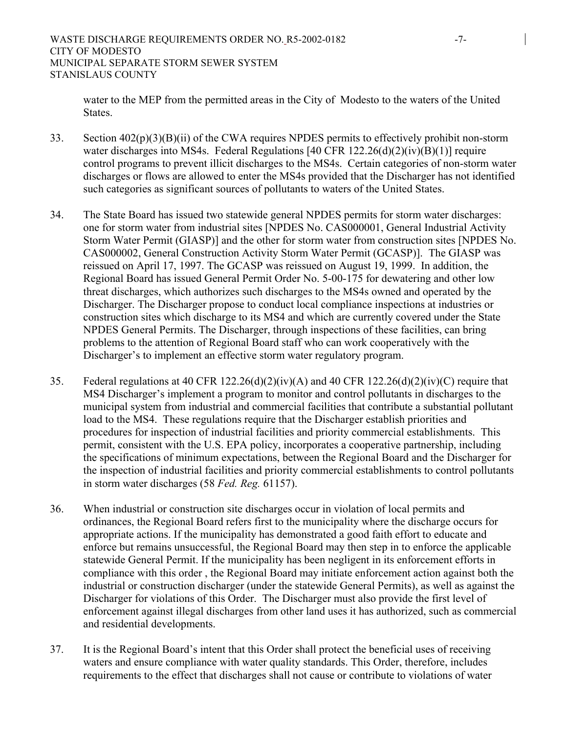water to the MEP from the permitted areas in the City of Modesto to the waters of the United States.

33. Section 402(p)(3)(B)(ii) of the CWA requires NPDES permits to effectively prohibit non-storm water discharges into MS4s. Federal Regulations [40 CFR 122.26(d)(2)(iv)(B)(1)] require control programs to prevent illicit discharges to the MS4s. Certain categories of non-storm water discharges or flows are allowed to enter the MS4s provided that the Discharger has not identified such categories as significant sources of pollutants to waters of the United States.

34. The State Board has issued two statewide general NPDES permits for storm water discharges: one for storm water from industrial sites [NPDES No. CAS000001, General Industrial Activity Storm Water Permit (GIASP)] and the other for storm water from construction sites [NPDES No. CAS000002, General Construction Activity Storm Water Permit (GCASP)]. The GIASP was reissued on April 17, 1997. The GCASP was reissued on August 19, 1999. In addition, the Regional Board has issued General Permit Order No. 5-00-175 for dewatering and other low threat discharges, which authorizes such discharges to the MS4s owned and operated by the Discharger. The Discharger propose to conduct local compliance inspections at industries or construction sites which discharge to its MS4 and which are currently covered under the State NPDES General Permits. The Discharger, through inspections of these facilities, can bring problems to the attention of Regional Board staff who can work cooperatively with the Discharger's to implement an effective storm water regulatory program.

35. Federal regulations at 40 CFR 122.26(d)(2)(iv)(A) and 40 CFR 122.26(d)(2)(iv)(C) require that MS4 Discharger's implement a program to monitor and control pollutants in discharges to the municipal system from industrial and commercial facilities that contribute a substantial pollutant load to the MS4. These regulations require that the Discharger establish priorities and procedures for inspection of industrial facilities and priority commercial establishments. This permit, consistent with the U.S. EPA policy, incorporates a cooperative partnership, including the specifications of minimum expectations, between the Regional Board and the Discharger for the inspection of industrial facilities and priority commercial establishments to control pollutants in storm water discharges (58 *Fed. Reg.* 61157).

36. When industrial or construction site discharges occur in violation of local permits and ordinances, the Regional Board refers first to the municipality where the discharge occurs for appropriate actions. If the municipality has demonstrated a good faith effort to educate and enforce but remains unsuccessful, the Regional Board may then step in to enforce the applicable statewide General Permit. If the municipality has been negligent in its enforcement efforts in compliance with this order , the Regional Board may initiate enforcement action against both the industrial or construction discharger (under the statewide General Permits), as well as against the Discharger for violations of this Order. The Discharger must also provide the first level of enforcement against illegal discharges from other land uses it has authorized, such as commercial and residential developments.

37. It is the Regional Board's intent that this Order shall protect the beneficial uses of receiving waters and ensure compliance with water quality standards. This Order, therefore, includes requirements to the effect that discharges shall not cause or contribute to violations of water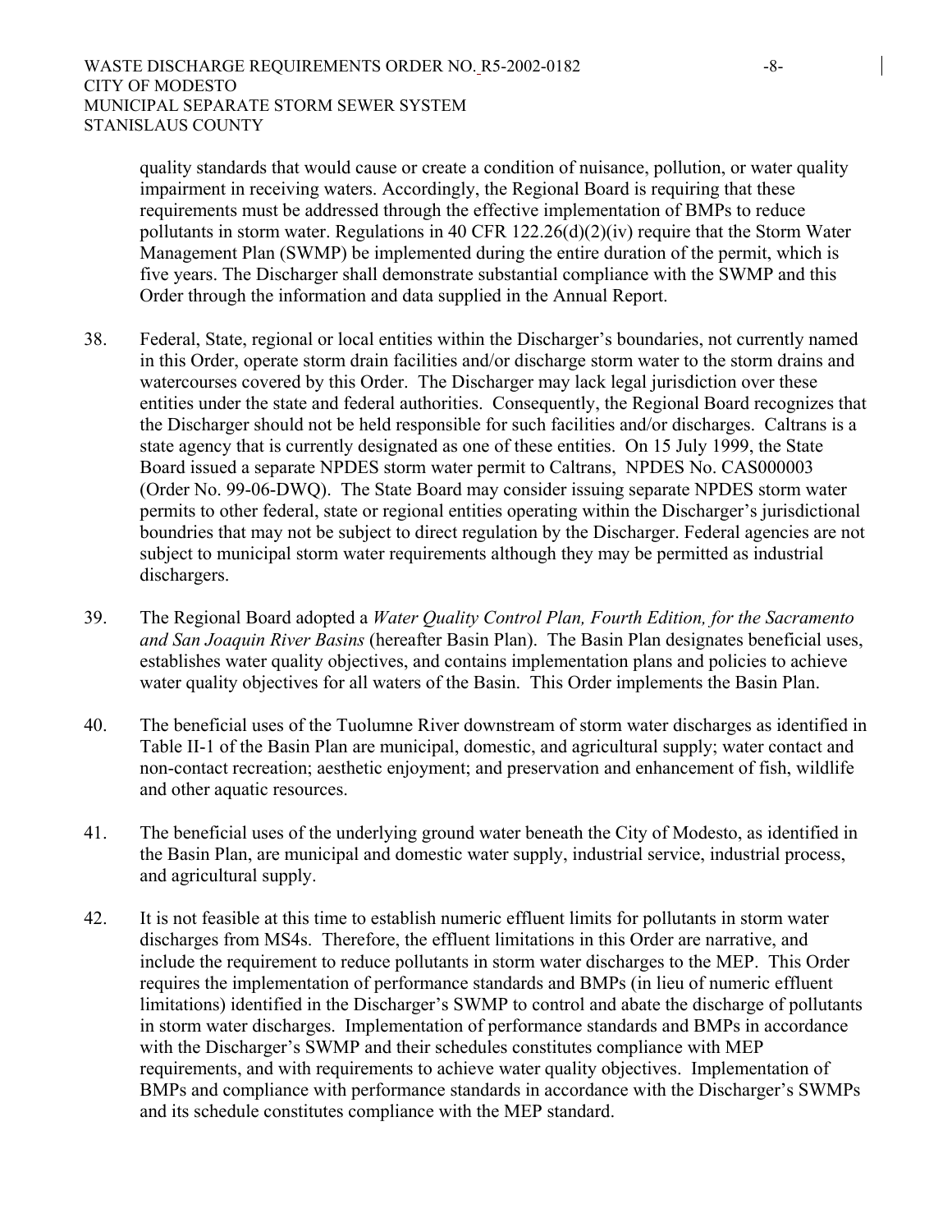quality standards that would cause or create a condition of nuisance, pollution, or water quality impairment in receiving waters. Accordingly, the Regional Board is requiring that these requirements must be addressed through the effective implementation of BMPs to reduce pollutants in storm water. Regulations in 40 CFR 122.26(d)(2)(iv) require that the Storm Water Management Plan (SWMP) be implemented during the entire duration of the permit, which is five years. The Discharger shall demonstrate substantial compliance with the SWMP and this Order through the information and data supplied in the Annual Report.

38. Federal, State, regional or local entities within the Discharger's boundaries, not currently named in this Order, operate storm drain facilities and/or discharge storm water to the storm drains and watercourses covered by this Order. The Discharger may lack legal jurisdiction over these entities under the state and federal authorities. Consequently, the Regional Board recognizes that the Discharger should not be held responsible for such facilities and/or discharges. Caltrans is a state agency that is currently designated as one of these entities. On 15 July 1999, the State Board issued a separate NPDES storm water permit to Caltrans, NPDES No. CAS000003 (Order No. 99-06-DWQ). The State Board may consider issuing separate NPDES storm water permits to other federal, state or regional entities operating within the Discharger's jurisdictional boundries that may not be subject to direct regulation by the Discharger. Federal agencies are not subject to municipal storm water requirements although they may be permitted as industrial dischargers.

39. The Regional Board adopted a *Water Quality Control Plan, Fourth Edition, for the Sacramento and San Joaquin River Basins* (hereafter Basin Plan). The Basin Plan designates beneficial uses, establishes water quality objectives, and contains implementation plans and policies to achieve water quality objectives for all waters of the Basin. This Order implements the Basin Plan.

40. The beneficial uses of the Tuolumne River downstream of storm water discharges as identified in Table II-1 of the Basin Plan are municipal, domestic, and agricultural supply; water contact and non-contact recreation; aesthetic enjoyment; and preservation and enhancement of fish, wildlife and other aquatic resources.

41. The beneficial uses of the underlying ground water beneath the City of Modesto, as identified in the Basin Plan, are municipal and domestic water supply, industrial service, industrial process, and agricultural supply.

42. It is not feasible at this time to establish numeric effluent limits for pollutants in storm water discharges from MS4s. Therefore, the effluent limitations in this Order are narrative, and include the requirement to reduce pollutants in storm water discharges to the MEP. This Order requires the implementation of performance standards and BMPs (in lieu of numeric effluent limitations) identified in the Discharger's SWMP to control and abate the discharge of pollutants in storm water discharges. Implementation of performance standards and BMPs in accordance with the Discharger's SWMP and their schedules constitutes compliance with MEP requirements, and with requirements to achieve water quality objectives. Implementation of BMPs and compliance with performance standards in accordance with the Discharger's SWMPs and its schedule constitutes compliance with the MEP standard.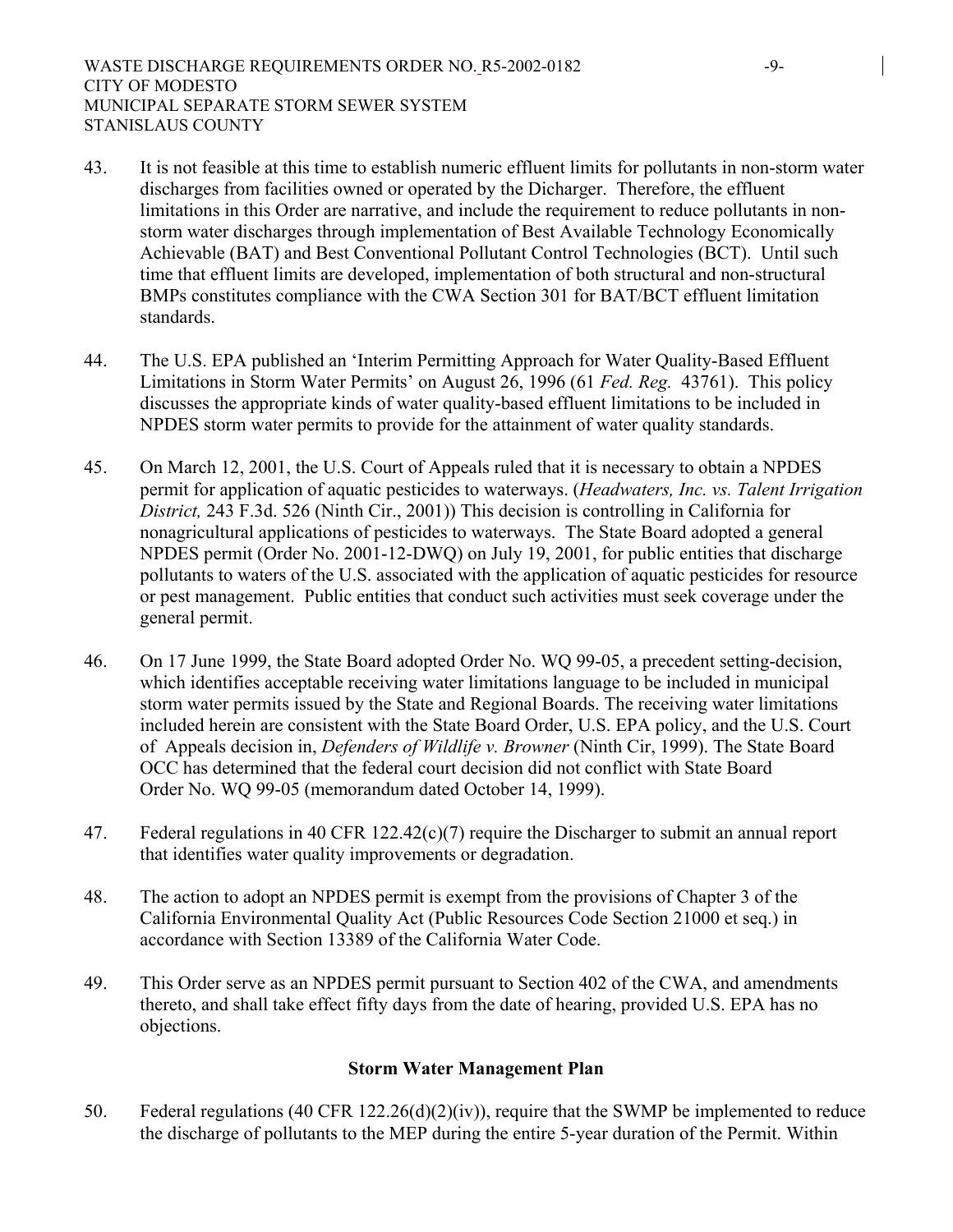43. It is not feasible at this time to establish numeric effluent limits for pollutants in non-storm water discharges from facilities owned or operated by the Dicharger. Therefore, the effluent limitations in this Order are narrative, and include the requirement to reduce pollutants in non-storm water discharges through implementation of Best Available Technology Economically Achievable (BAT) and Best Conventional Pollutant Control Technologies (BCT). Until such time that effluent limits are developed, implementation of both structural and non-structural BMPs constitutes compliance with the CWA Section 301 for BAT/BCT effluent limitation standards.

44. The U.S. EPA published an 'Interim Permitting Approach for Water Quality-Based Effluent Limitations in Storm Water Permits' on August 26, 1996 (61 *Fed. Reg.* 43761). This policy discusses the appropriate kinds of water quality-based effluent limitations to be included in NPDES storm water permits to provide for the attainment of water quality standards.

45. On March 12, 2001, the U.S. Court of Appeals ruled that it is necessary to obtain a NPDES permit for application of aquatic pesticides to waterways. (*Headwaters, Inc. vs. Talent Irrigation District,* 243 F.3d. 526 (Ninth Cir., 2001)) This decision is controlling in California for nonagricultural applications of pesticides to waterways. The State Board adopted a general NPDES permit (Order No. 2001-12-DWQ) on July 19, 2001, for public entities that discharge pollutants to waters of the U.S. associated with the application of aquatic pesticides for resource or pest management. Public entities that conduct such activities must seek coverage under the general permit.

46. On 17 June 1999, the State Board adopted Order No. WQ 99-05, a precedent setting-decision, which identifies acceptable receiving water limitations language to be included in municipal storm water permits issued by the State and Regional Boards. The receiving water limitations included herein are consistent with the State Board Order, U.S. EPA policy, and the U.S. Court of Appeals decision in, *Defenders of Wildlife v. Browner* (Ninth Cir, 1999). The State Board OCC has determined that the federal court decision did not conflict with State Board Order No. WQ 99-05 (memorandum dated October 14, 1999).

47. Federal regulations in 40 CFR 122.42(c)(7) require the Discharger to submit an annual report that identifies water quality improvements or degradation.

48. The action to adopt an NPDES permit is exempt from the provisions of Chapter 3 of the California Environmental Quality Act (Public Resources Code Section 21000 et seq.) in accordance with Section 13389 of the California Water Code.

49. This Order serve as an NPDES permit pursuant to Section 402 of the CWA, and amendments thereto, and shall take effect fifty days from the date of hearing, provided U.S. EPA has no objections.

## Storm Water Management Plan

50. Federal regulations (40 CFR 122.26(d)(2)(iv)), require that the SWMP be implemented to reduce the discharge of pollutants to the MEP during the entire 5-year duration of the Permit. Within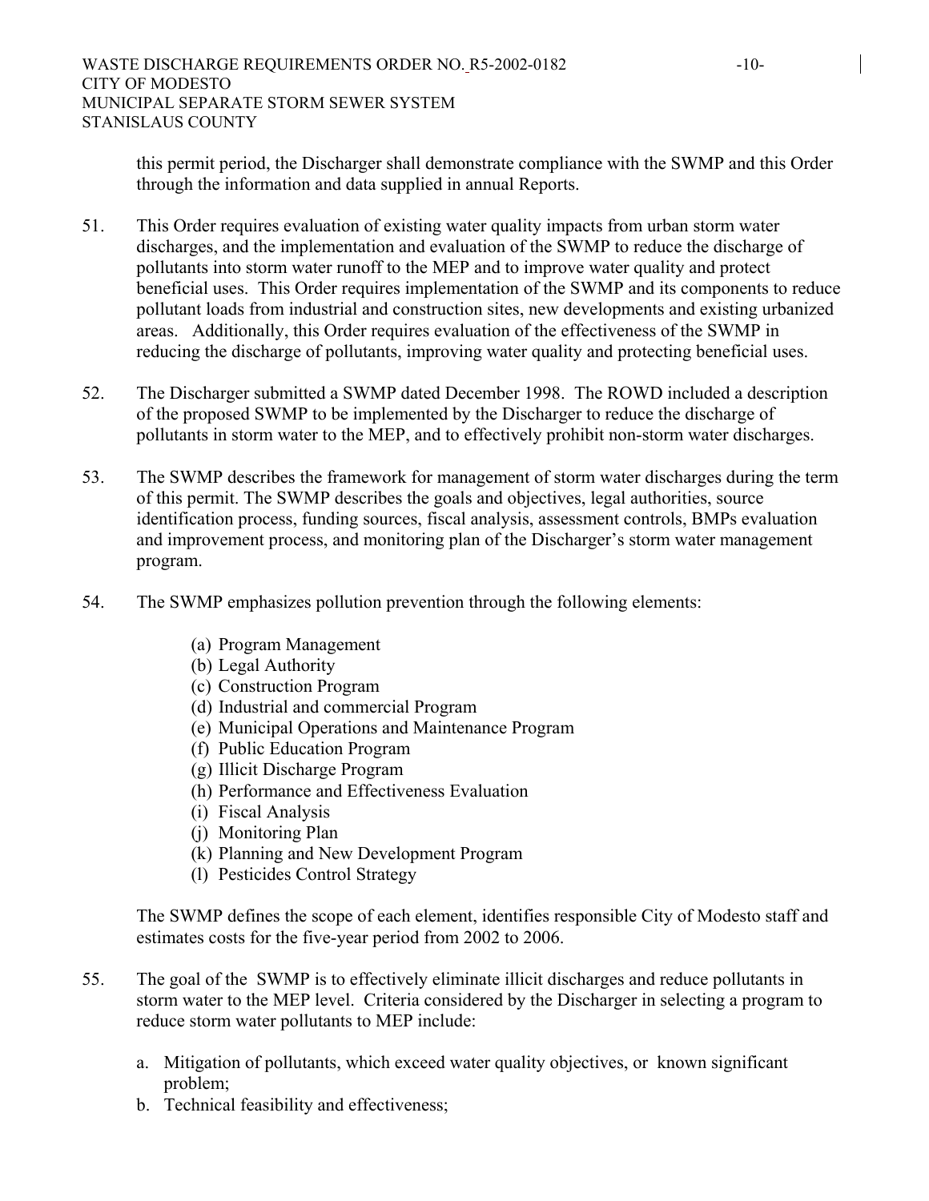this permit period, the Discharger shall demonstrate compliance with the SWMP and this Order through the information and data supplied in annual Reports.

51. This Order requires evaluation of existing water quality impacts from urban storm water discharges, and the implementation and evaluation of the SWMP to reduce the discharge of pollutants into storm water runoff to the MEP and to improve water quality and protect beneficial uses. This Order requires implementation of the SWMP and its components to reduce pollutant loads from industrial and construction sites, new developments and existing urbanized areas. Additionally, this Order requires evaluation of the effectiveness of the SWMP in reducing the discharge of pollutants, improving water quality and protecting beneficial uses.

52. The Discharger submitted a SWMP dated December 1998. The ROWD included a description of the proposed SWMP to be implemented by the Discharger to reduce the discharge of pollutants in storm water to the MEP, and to effectively prohibit non-storm water discharges.

53. The SWMP describes the framework for management of storm water discharges during the term of this permit. The SWMP describes the goals and objectives, legal authorities, source identification process, funding sources, fiscal analysis, assessment controls, BMPs evaluation and improvement process, and monitoring plan of the Discharger's storm water management program.

54. The SWMP emphasizes pollution prevention through the following elements:

    (a) Program Management
    (b) Legal Authority
    (c) Construction Program
    (d) Industrial and commercial Program
    (e) Municipal Operations and Maintenance Program
    (f) Public Education Program
    (g) Illicit Discharge Program
    (h) Performance and Effectiveness Evaluation
    (i) Fiscal Analysis
    (j) Monitoring Plan
    (k) Planning and New Development Program
    (l) Pesticides Control Strategy

    The SWMP defines the scope of each element, identifies responsible City of Modesto staff and estimates costs for the five-year period from 2002 to 2006.

55. The goal of the SWMP is to effectively eliminate illicit discharges and reduce pollutants in storm water to the MEP level. Criteria considered by the Discharger in selecting a program to reduce storm water pollutants to MEP include:

    a. Mitigation of pollutants, which exceed water quality objectives, or known significant problem;
    b. Technical feasibility and effectiveness;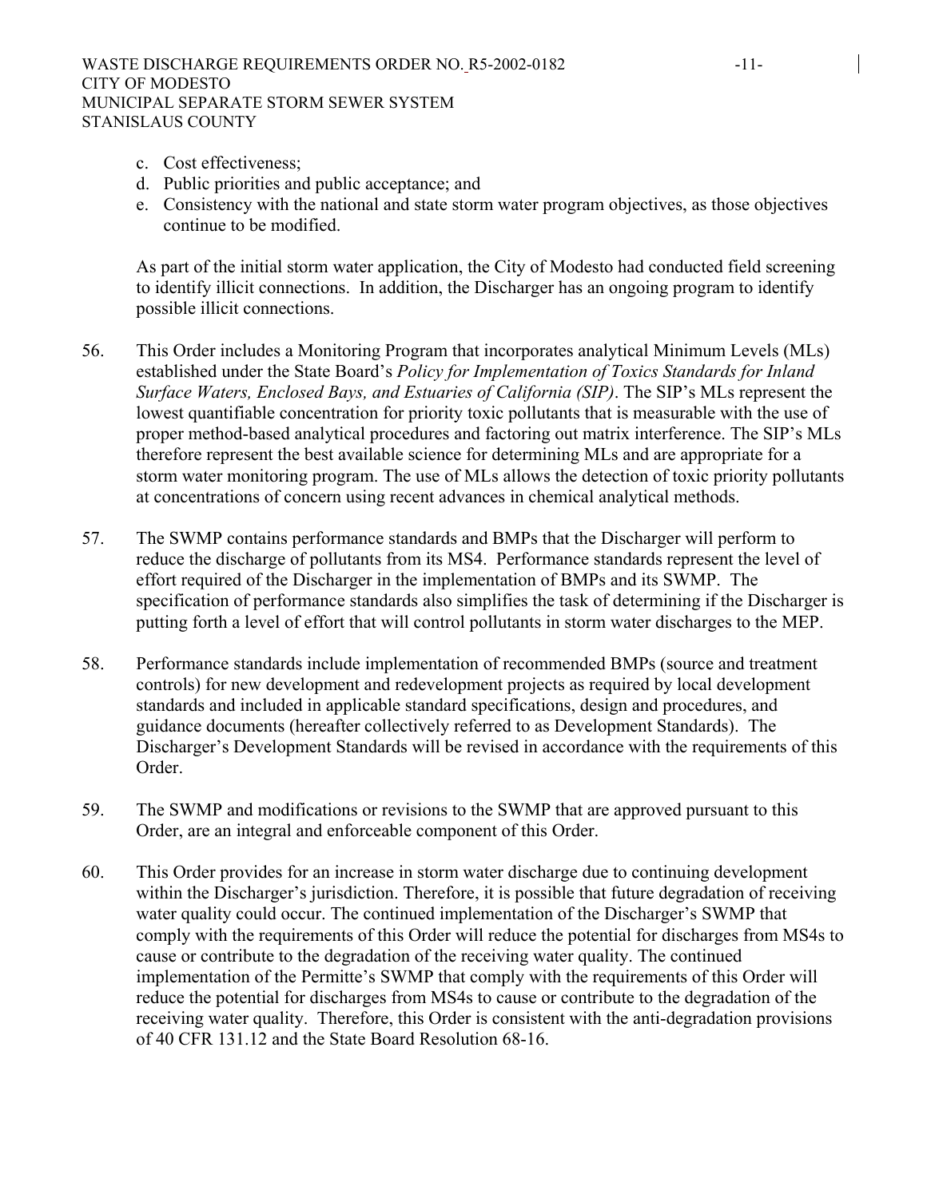c. Cost effectiveness;
d. Public priorities and public acceptance; and
e. Consistency with the national and state storm water program objectives, as those objectives continue to be modified.

As part of the initial storm water application, the City of Modesto had conducted field screening to identify illicit connections. In addition, the Discharger has an ongoing program to identify possible illicit connections.

56. This Order includes a Monitoring Program that incorporates analytical Minimum Levels (MLs) established under the State Board's *Policy for Implementation of Toxics Standards for Inland Surface Waters, Enclosed Bays, and Estuaries of California (SIP)*. The SIP's MLs represent the lowest quantifiable concentration for priority toxic pollutants that is measurable with the use of proper method-based analytical procedures and factoring out matrix interference. The SIP's MLs therefore represent the best available science for determining MLs and are appropriate for a storm water monitoring program. The use of MLs allows the detection of toxic priority pollutants at concentrations of concern using recent advances in chemical analytical methods.

57. The SWMP contains performance standards and BMPs that the Discharger will perform to reduce the discharge of pollutants from its MS4. Performance standards represent the level of effort required of the Discharger in the implementation of BMPs and its SWMP. The specification of performance standards also simplifies the task of determining if the Discharger is putting forth a level of effort that will control pollutants in storm water discharges to the MEP.

58. Performance standards include implementation of recommended BMPs (source and treatment controls) for new development and redevelopment projects as required by local development standards and included in applicable standard specifications, design and procedures, and guidance documents (hereafter collectively referred to as Development Standards). The Discharger's Development Standards will be revised in accordance with the requirements of this Order.

59. The SWMP and modifications or revisions to the SWMP that are approved pursuant to this Order, are an integral and enforceable component of this Order.

60. This Order provides for an increase in storm water discharge due to continuing development within the Discharger's jurisdiction. Therefore, it is possible that future degradation of receiving water quality could occur. The continued implementation of the Discharger's SWMP that comply with the requirements of this Order will reduce the potential for discharges from MS4s to cause or contribute to the degradation of the receiving water quality. The continued implementation of the Permitte's SWMP that comply with the requirements of this Order will reduce the potential for discharges from MS4s to cause or contribute to the degradation of the receiving water quality. Therefore, this Order is consistent with the anti-degradation provisions of 40 CFR 131.12 and the State Board Resolution 68-16.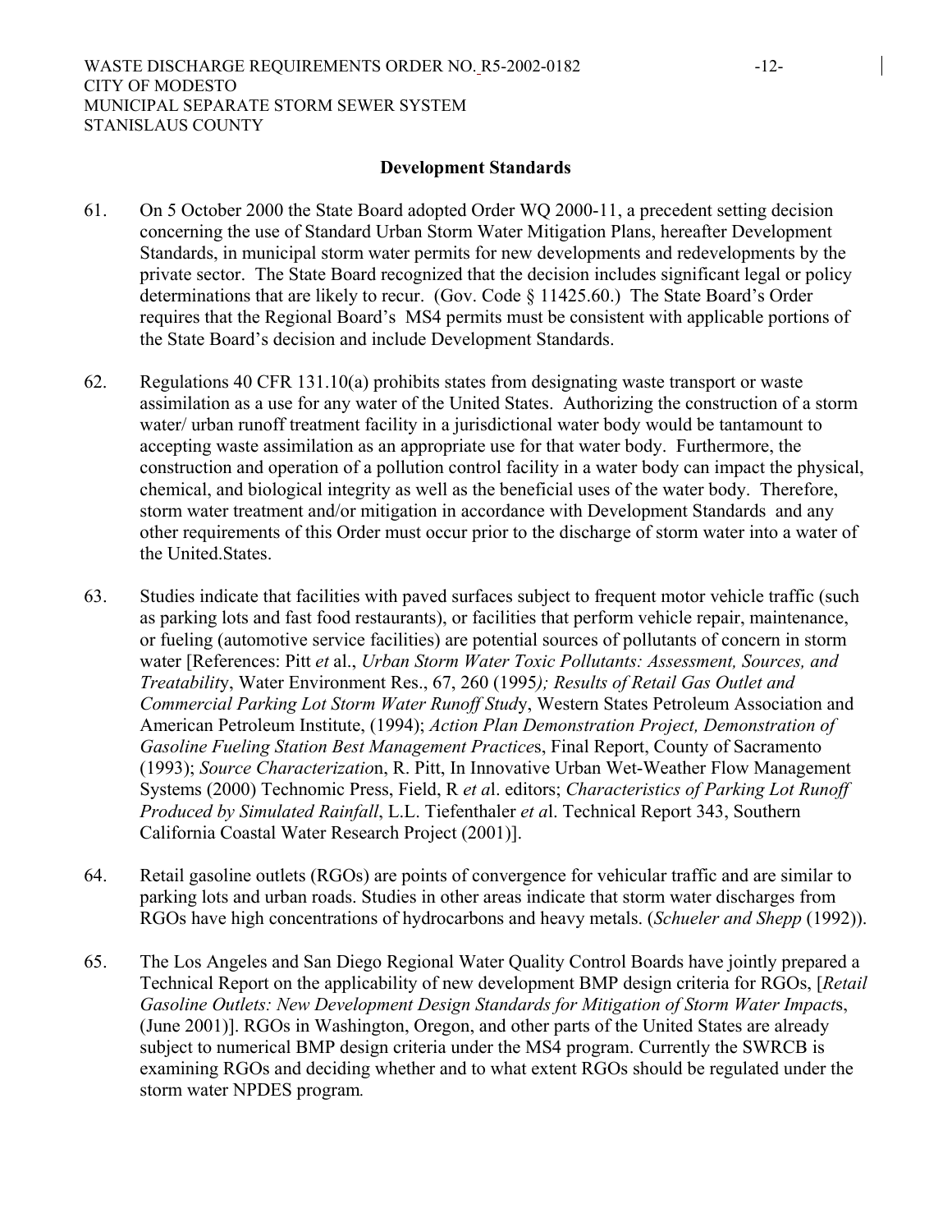## Development Standards

61. On 5 October 2000 the State Board adopted Order WQ 2000-11, a precedent setting decision concerning the use of Standard Urban Storm Water Mitigation Plans, hereafter Development Standards, in municipal storm water permits for new developments and redevelopments by the private sector. The State Board recognized that the decision includes significant legal or policy determinations that are likely to recur. (Gov. Code § 11425.60.) The State Board's Order requires that the Regional Board's MS4 permits must be consistent with applicable portions of the State Board's decision and include Development Standards.

62. Regulations 40 CFR 131.10(a) prohibits states from designating waste transport or waste assimilation as a use for any water of the United States. Authorizing the construction of a storm water/ urban runoff treatment facility in a jurisdictional water body would be tantamount to accepting waste assimilation as an appropriate use for that water body. Furthermore, the construction and operation of a pollution control facility in a water body can impact the physical, chemical, and biological integrity as well as the beneficial uses of the water body. Therefore, storm water treatment and/or mitigation in accordance with Development Standards and any other requirements of this Order must occur prior to the discharge of storm water into a water of the United.States.

63. Studies indicate that facilities with paved surfaces subject to frequent motor vehicle traffic (such as parking lots and fast food restaurants), or facilities that perform vehicle repair, maintenance, or fueling (automotive service facilities) are potential sources of pollutants of concern in storm water [References: Pitt *et* al., *Urban Storm Water Toxic Pollutants: Assessment, Sources, and Treatability*, Water Environment Res., 67, 260 (1995*); Results of Retail Gas Outlet and Commercial Parking Lot Storm Water Runoff Study*, Western States Petroleum Association and American Petroleum Institute, (1994); *Action Plan Demonstration Project, Demonstration of Gasoline Fueling Station Best Management Practices*, Final Report, County of Sacramento (1993); *Source Characterization*, R. Pitt, In Innovative Urban Wet-Weather Flow Management Systems (2000) Technomic Press, Field, R *et a*l. editors; *Characteristics of Parking Lot Runoff Produced by Simulated Rainfall*, L.L. Tiefenthaler *et a*l. Technical Report 343, Southern California Coastal Water Research Project (2001)].

64. Retail gasoline outlets (RGOs) are points of convergence for vehicular traffic and are similar to parking lots and urban roads. Studies in other areas indicate that storm water discharges from RGOs have high concentrations of hydrocarbons and heavy metals. (*Schueler and Shepp* (1992)).

65. The Los Angeles and San Diego Regional Water Quality Control Boards have jointly prepared a Technical Report on the applicability of new development BMP design criteria for RGOs, [*Retail Gasoline Outlets: New Development Design Standards for Mitigation of Storm Water Impacts*, (June 2001)]. RGOs in Washington, Oregon, and other parts of the United States are already subject to numerical BMP design criteria under the MS4 program. Currently the SWRCB is examining RGOs and deciding whether and to what extent RGOs should be regulated under the storm water NPDES program*.*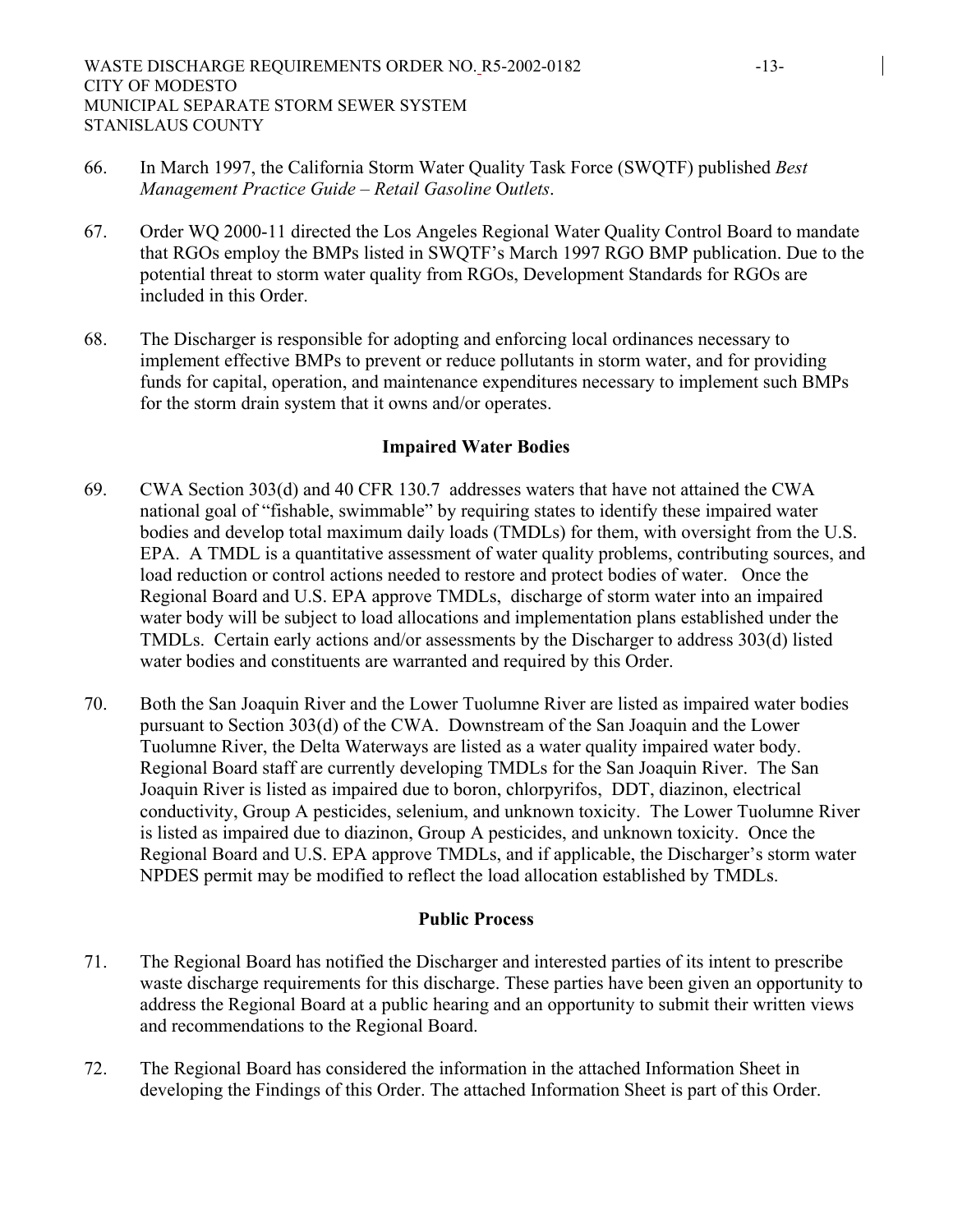66. In March 1997, the California Storm Water Quality Task Force (SWQTF) published *Best Management Practice Guide – Retail Gasoline Outlets*.

67. Order WQ 2000-11 directed the Los Angeles Regional Water Quality Control Board to mandate that RGOs employ the BMPs listed in SWQTF's March 1997 RGO BMP publication. Due to the potential threat to storm water quality from RGOs, Development Standards for RGOs are included in this Order.

68. The Discharger is responsible for adopting and enforcing local ordinances necessary to implement effective BMPs to prevent or reduce pollutants in storm water, and for providing funds for capital, operation, and maintenance expenditures necessary to implement such BMPs for the storm drain system that it owns and/or operates.

**Impaired Water Bodies**

69. CWA Section 303(d) and 40 CFR 130.7 addresses waters that have not attained the CWA national goal of "fishable, swimmable" by requiring states to identify these impaired water bodies and develop total maximum daily loads (TMDLs) for them, with oversight from the U.S. EPA. A TMDL is a quantitative assessment of water quality problems, contributing sources, and load reduction or control actions needed to restore and protect bodies of water. Once the Regional Board and U.S. EPA approve TMDLs, discharge of storm water into an impaired water body will be subject to load allocations and implementation plans established under the TMDLs. Certain early actions and/or assessments by the Discharger to address 303(d) listed water bodies and constituents are warranted and required by this Order.

70. Both the San Joaquin River and the Lower Tuolumne River are listed as impaired water bodies pursuant to Section 303(d) of the CWA. Downstream of the San Joaquin and the Lower Tuolumne River, the Delta Waterways are listed as a water quality impaired water body. Regional Board staff are currently developing TMDLs for the San Joaquin River. The San Joaquin River is listed as impaired due to boron, chlorpyrifos, DDT, diazinon, electrical conductivity, Group A pesticides, selenium, and unknown toxicity. The Lower Tuolumne River is listed as impaired due to diazinon, Group A pesticides, and unknown toxicity. Once the Regional Board and U.S. EPA approve TMDLs, and if applicable, the Discharger's storm water NPDES permit may be modified to reflect the load allocation established by TMDLs.

**Public Process**

71. The Regional Board has notified the Discharger and interested parties of its intent to prescribe waste discharge requirements for this discharge. These parties have been given an opportunity to address the Regional Board at a public hearing and an opportunity to submit their written views and recommendations to the Regional Board.

72. The Regional Board has considered the information in the attached Information Sheet in developing the Findings of this Order. The attached Information Sheet is part of this Order.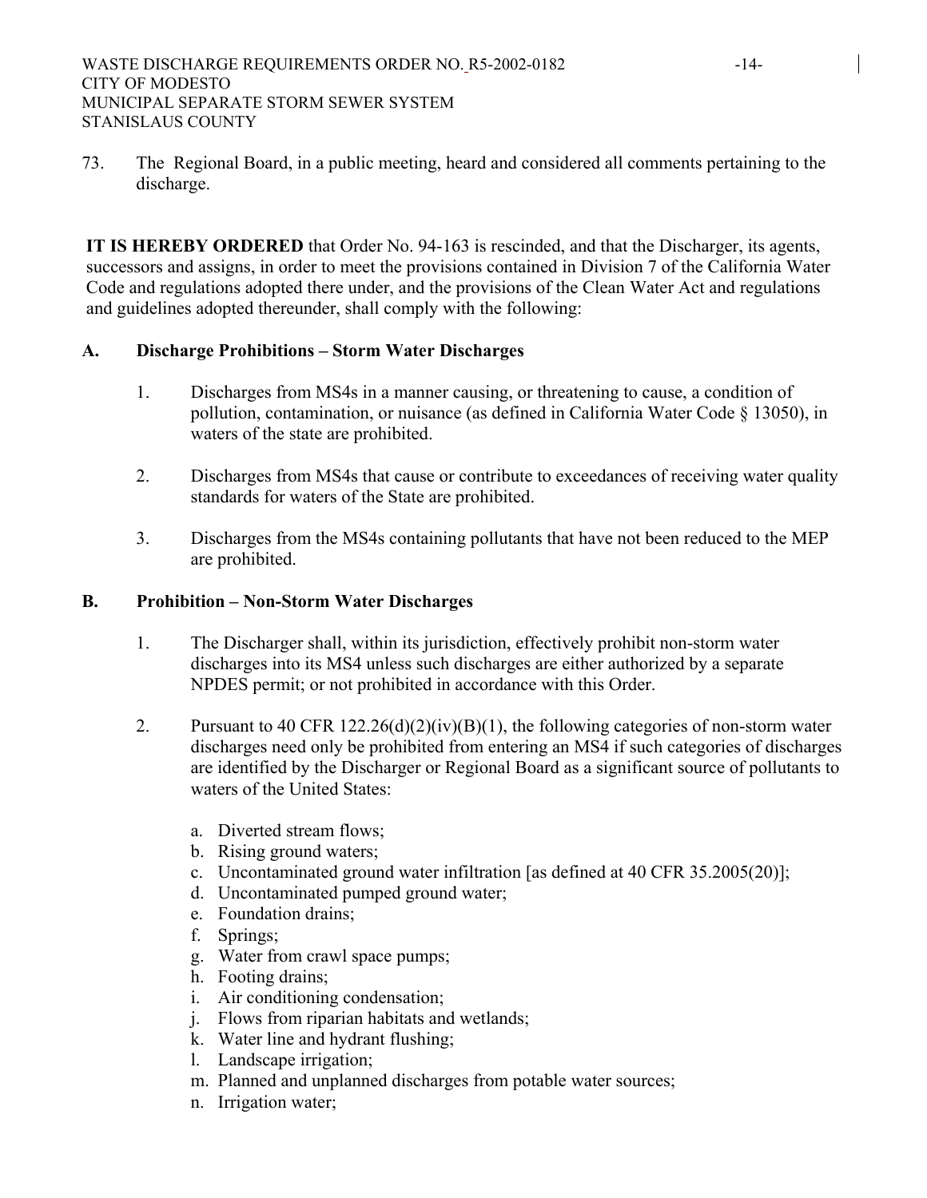73. The Regional Board, in a public meeting, heard and considered all comments pertaining to the discharge.

**IT IS HEREBY ORDERED** that Order No. 94-163 is rescinded, and that the Discharger, its agents, successors and assigns, in order to meet the provisions contained in Division 7 of the California Water Code and regulations adopted there under, and the provisions of the Clean Water Act and regulations and guidelines adopted thereunder, shall comply with the following:

## A. Discharge Prohibitions – Storm Water Discharges

1. Discharges from MS4s in a manner causing, or threatening to cause, a condition of pollution, contamination, or nuisance (as defined in California Water Code § 13050), in waters of the state are prohibited.

2. Discharges from MS4s that cause or contribute to exceedances of receiving water quality standards for waters of the State are prohibited.

3. Discharges from the MS4s containing pollutants that have not been reduced to the MEP are prohibited.

## B. Prohibition – Non-Storm Water Discharges

1. The Discharger shall, within its jurisdiction, effectively prohibit non-storm water discharges into its MS4 unless such discharges are either authorized by a separate NPDES permit; or not prohibited in accordance with this Order.

2. Pursuant to 40 CFR 122.26(d)(2)(iv)(B)(1), the following categories of non-storm water discharges need only be prohibited from entering an MS4 if such categories of discharges are identified by the Discharger or Regional Board as a significant source of pollutants to waters of the United States:

   a. Diverted stream flows;
   b. Rising ground waters;
   c. Uncontaminated ground water infiltration [as defined at 40 CFR 35.2005(20)];
   d. Uncontaminated pumped ground water;
   e. Foundation drains;
   f. Springs;
   g. Water from crawl space pumps;
   h. Footing drains;
   i. Air conditioning condensation;
   j. Flows from riparian habitats and wetlands;
   k. Water line and hydrant flushing;
   l. Landscape irrigation;
   m. Planned and unplanned discharges from potable water sources;
   n. Irrigation water;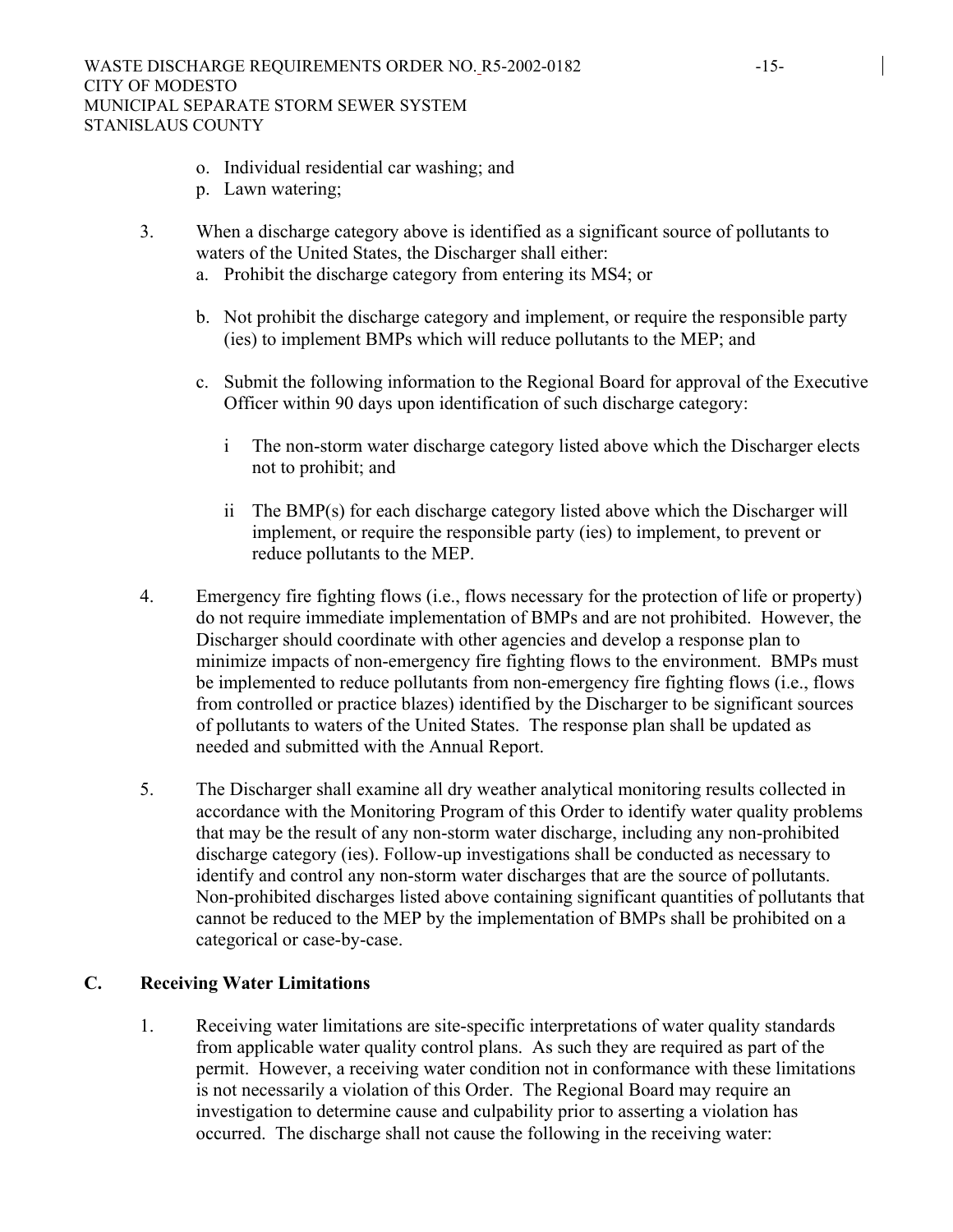o. Individual residential car washing; and
p. Lawn watering;

3. When a discharge category above is identified as a significant source of pollutants to waters of the United States, the Discharger shall either:
   a. Prohibit the discharge category from entering its MS4; or

   b. Not prohibit the discharge category and implement, or require the responsible party (ies) to implement BMPs which will reduce pollutants to the MEP; and

   c. Submit the following information to the Regional Board for approval of the Executive Officer within 90 days upon identification of such discharge category:

      i The non-storm water discharge category listed above which the Discharger elects not to prohibit; and

      ii The BMP(s) for each discharge category listed above which the Discharger will implement, or require the responsible party (ies) to implement, to prevent or reduce pollutants to the MEP.

4. Emergency fire fighting flows (i.e., flows necessary for the protection of life or property) do not require immediate implementation of BMPs and are not prohibited. However, the Discharger should coordinate with other agencies and develop a response plan to minimize impacts of non-emergency fire fighting flows to the environment. BMPs must be implemented to reduce pollutants from non-emergency fire fighting flows (i.e., flows from controlled or practice blazes) identified by the Discharger to be significant sources of pollutants to waters of the United States. The response plan shall be updated as needed and submitted with the Annual Report.

5. The Discharger shall examine all dry weather analytical monitoring results collected in accordance with the Monitoring Program of this Order to identify water quality problems that may be the result of any non-storm water discharge, including any non-prohibited discharge category (ies). Follow-up investigations shall be conducted as necessary to identify and control any non-storm water discharges that are the source of pollutants. Non-prohibited discharges listed above containing significant quantities of pollutants that cannot be reduced to the MEP by the implementation of BMPs shall be prohibited on a categorical or case-by-case.

## C. Receiving Water Limitations

1. Receiving water limitations are site-specific interpretations of water quality standards from applicable water quality control plans. As such they are required as part of the permit. However, a receiving water condition not in conformance with these limitations is not necessarily a violation of this Order. The Regional Board may require an investigation to determine cause and culpability prior to asserting a violation has occurred. The discharge shall not cause the following in the receiving water: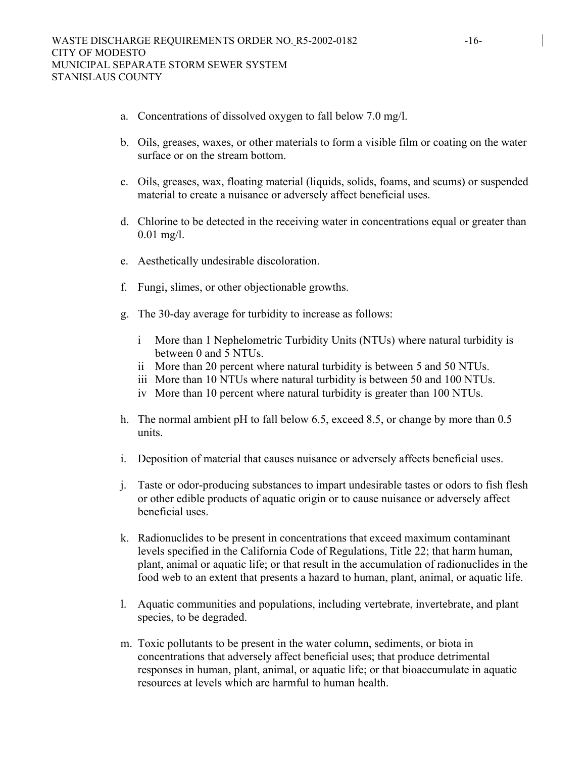a. Concentrations of dissolved oxygen to fall below 7.0 mg/l.

b. Oils, greases, waxes, or other materials to form a visible film or coating on the water surface or on the stream bottom.

c. Oils, greases, wax, floating material (liquids, solids, foams, and scums) or suspended material to create a nuisance or adversely affect beneficial uses.

d. Chlorine to be detected in the receiving water in concentrations equal or greater than 0.01 mg/l.

e. Aesthetically undesirable discoloration.

f. Fungi, slimes, or other objectionable growths.

g. The 30-day average for turbidity to increase as follows:

   i More than 1 Nephelometric Turbidity Units (NTUs) where natural turbidity is between 0 and 5 NTUs.
   ii More than 20 percent where natural turbidity is between 5 and 50 NTUs.
   iii More than 10 NTUs where natural turbidity is between 50 and 100 NTUs.
   iv More than 10 percent where natural turbidity is greater than 100 NTUs.

h. The normal ambient pH to fall below 6.5, exceed 8.5, or change by more than 0.5 units.

i. Deposition of material that causes nuisance or adversely affects beneficial uses.

j. Taste or odor-producing substances to impart undesirable tastes or odors to fish flesh or other edible products of aquatic origin or to cause nuisance or adversely affect beneficial uses.

k. Radionuclides to be present in concentrations that exceed maximum contaminant levels specified in the California Code of Regulations, Title 22; that harm human, plant, animal or aquatic life; or that result in the accumulation of radionuclides in the food web to an extent that presents a hazard to human, plant, animal, or aquatic life.

l. Aquatic communities and populations, including vertebrate, invertebrate, and plant species, to be degraded.

m. Toxic pollutants to be present in the water column, sediments, or biota in concentrations that adversely affect beneficial uses; that produce detrimental responses in human, plant, animal, or aquatic life; or that bioaccumulate in aquatic resources at levels which are harmful to human health.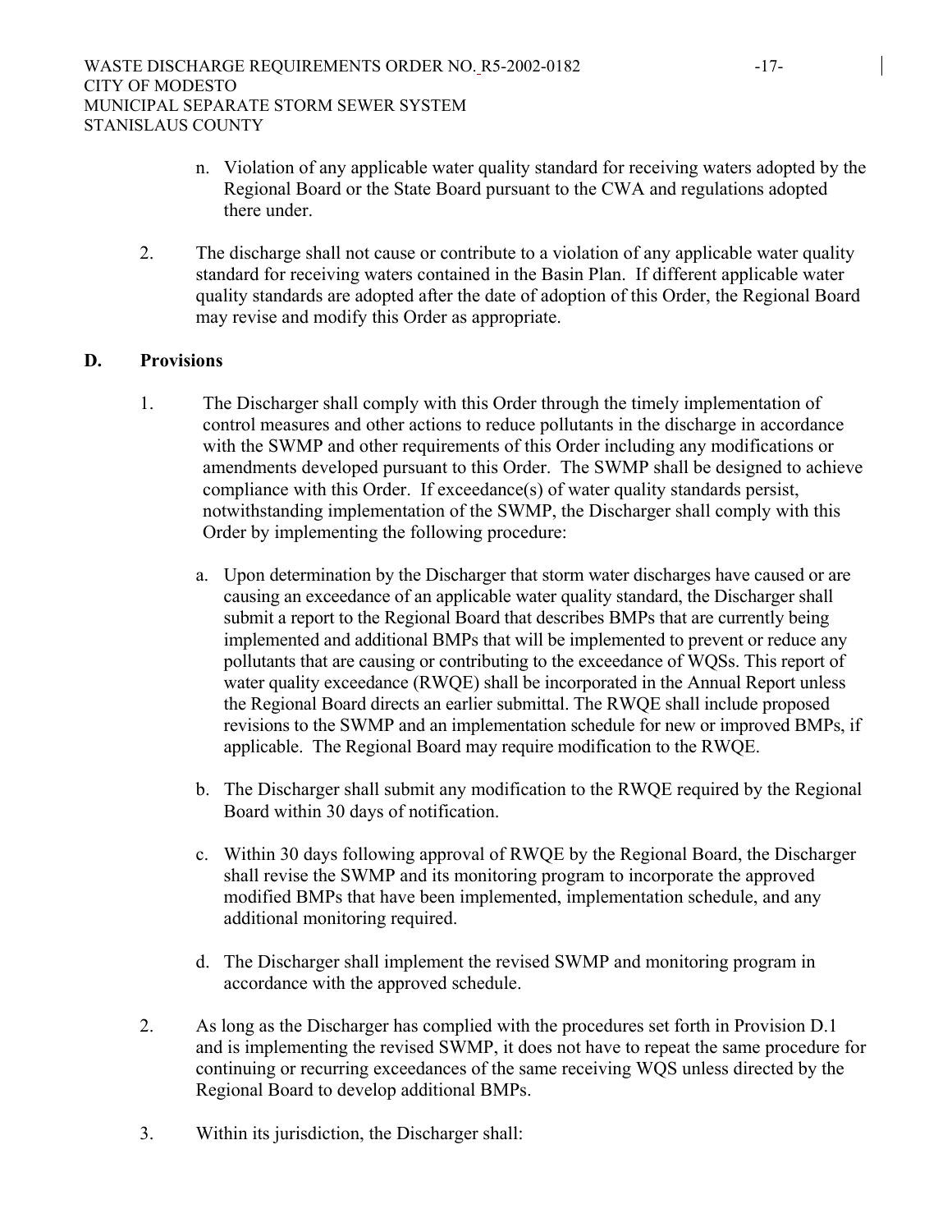n. Violation of any applicable water quality standard for receiving waters adopted by the Regional Board or the State Board pursuant to the CWA and regulations adopted there under.

2. The discharge shall not cause or contribute to a violation of any applicable water quality standard for receiving waters contained in the Basin Plan. If different applicable water quality standards are adopted after the date of adoption of this Order, the Regional Board may revise and modify this Order as appropriate.

## D. Provisions

1. The Discharger shall comply with this Order through the timely implementation of control measures and other actions to reduce pollutants in the discharge in accordance with the SWMP and other requirements of this Order including any modifications or amendments developed pursuant to this Order. The SWMP shall be designed to achieve compliance with this Order. If exceedance(s) of water quality standards persist, notwithstanding implementation of the SWMP, the Discharger shall comply with this Order by implementing the following procedure:

   a. Upon determination by the Discharger that storm water discharges have caused or are causing an exceedance of an applicable water quality standard, the Discharger shall submit a report to the Regional Board that describes BMPs that are currently being implemented and additional BMPs that will be implemented to prevent or reduce any pollutants that are causing or contributing to the exceedance of WQSs. This report of water quality exceedance (RWQE) shall be incorporated in the Annual Report unless the Regional Board directs an earlier submittal. The RWQE shall include proposed revisions to the SWMP and an implementation schedule for new or improved BMPs, if applicable. The Regional Board may require modification to the RWQE.

   b. The Discharger shall submit any modification to the RWQE required by the Regional Board within 30 days of notification.

   c. Within 30 days following approval of RWQE by the Regional Board, the Discharger shall revise the SWMP and its monitoring program to incorporate the approved modified BMPs that have been implemented, implementation schedule, and any additional monitoring required.

   d. The Discharger shall implement the revised SWMP and monitoring program in accordance with the approved schedule.

2. As long as the Discharger has complied with the procedures set forth in Provision D.1 and is implementing the revised SWMP, it does not have to repeat the same procedure for continuing or recurring exceedances of the same receiving WQS unless directed by the Regional Board to develop additional BMPs.

3. Within its jurisdiction, the Discharger shall: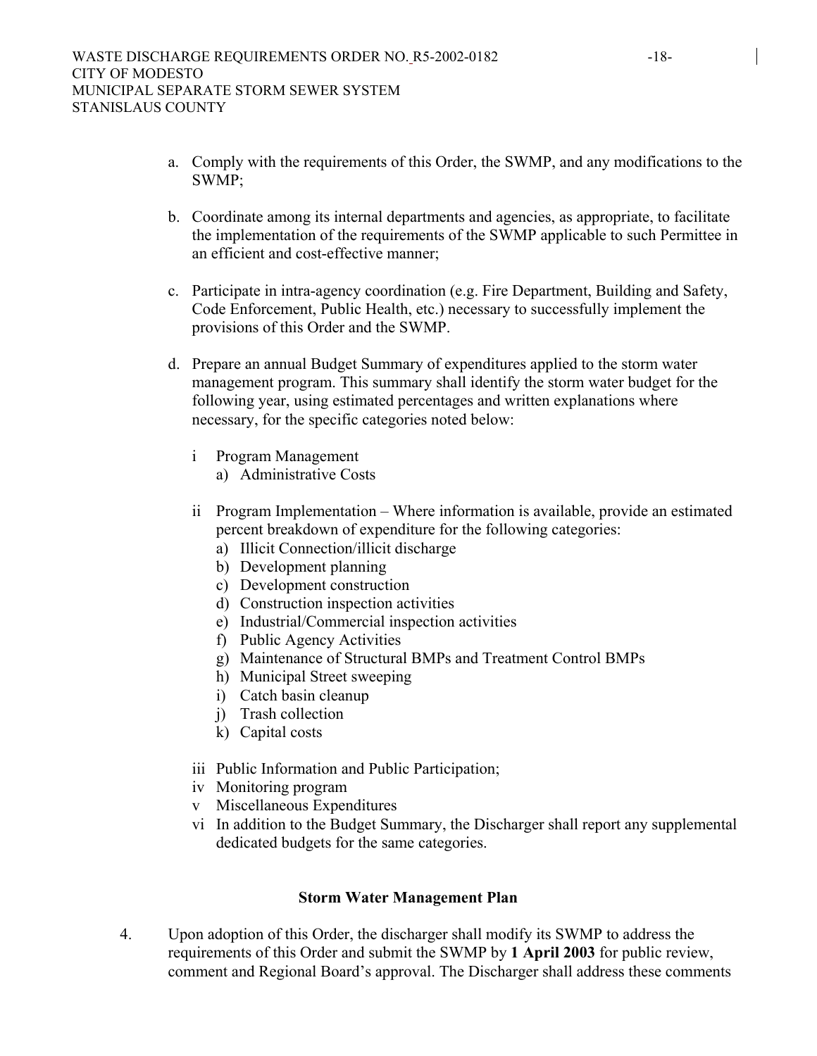a. Comply with the requirements of this Order, the SWMP, and any modifications to the SWMP;

b. Coordinate among its internal departments and agencies, as appropriate, to facilitate the implementation of the requirements of the SWMP applicable to such Permittee in an efficient and cost-effective manner;

c. Participate in intra-agency coordination (e.g. Fire Department, Building and Safety, Code Enforcement, Public Health, etc.) necessary to successfully implement the provisions of this Order and the SWMP.

d. Prepare an annual Budget Summary of expenditures applied to the storm water management program. This summary shall identify the storm water budget for the following year, using estimated percentages and written explanations where necessary, for the specific categories noted below:

   i Program Management
      a) Administrative Costs

   ii Program Implementation – Where information is available, provide an estimated percent breakdown of expenditure for the following categories:
      a) Illicit Connection/illicit discharge
      b) Development planning
      c) Development construction
      d) Construction inspection activities
      e) Industrial/Commercial inspection activities
      f) Public Agency Activities
      g) Maintenance of Structural BMPs and Treatment Control BMPs
      h) Municipal Street sweeping
      i) Catch basin cleanup
      j) Trash collection
      k) Capital costs

   iii Public Information and Public Participation;
   iv Monitoring program
   v Miscellaneous Expenditures
   vi In addition to the Budget Summary, the Discharger shall report any supplemental dedicated budgets for the same categories.

**Storm Water Management Plan**

4. Upon adoption of this Order, the discharger shall modify its SWMP to address the requirements of this Order and submit the SWMP by **1 April 2003** for public review, comment and Regional Board's approval. The Discharger shall address these comments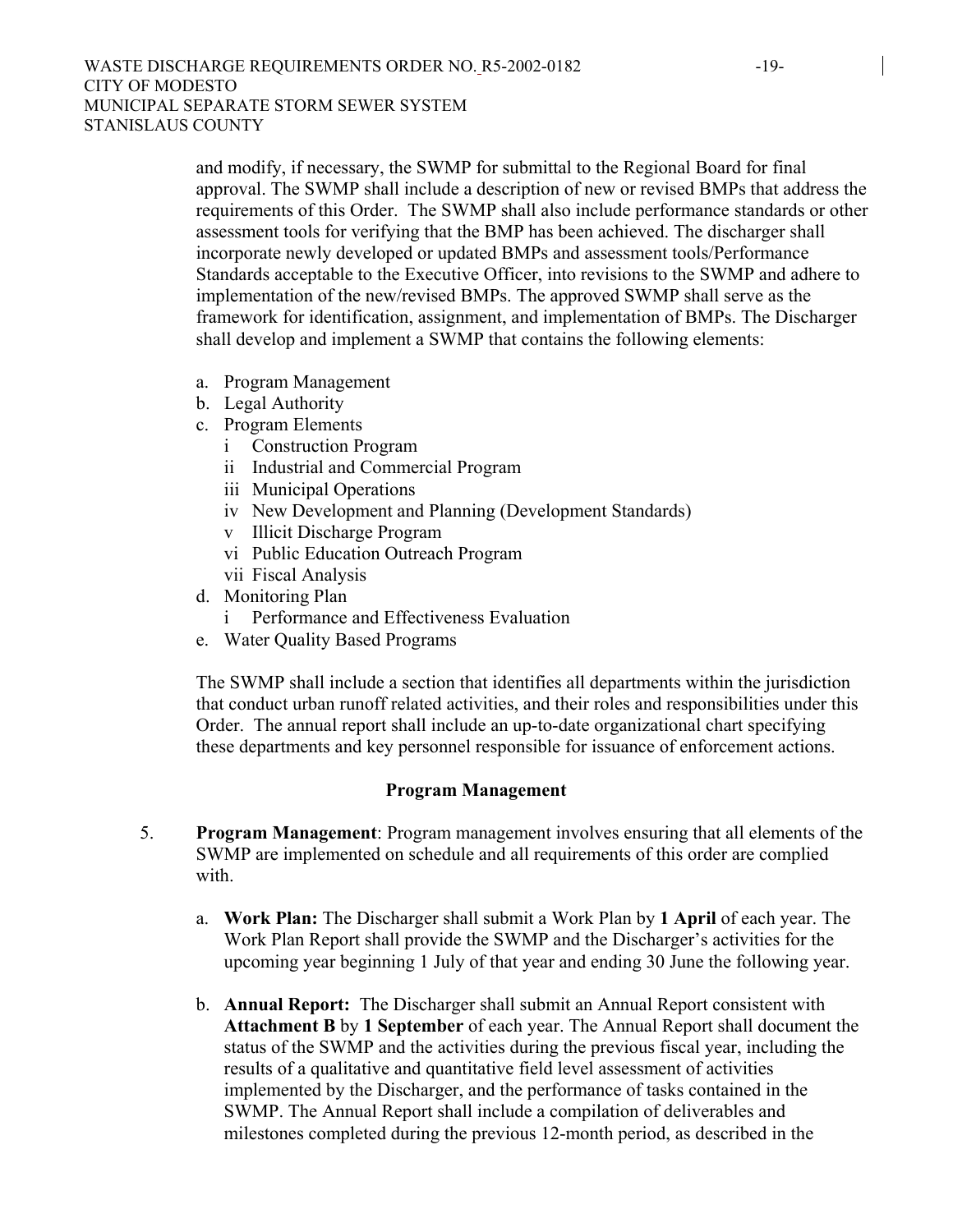and modify, if necessary, the SWMP for submittal to the Regional Board for final approval. The SWMP shall include a description of new or revised BMPs that address the requirements of this Order. The SWMP shall also include performance standards or other assessment tools for verifying that the BMP has been achieved. The discharger shall incorporate newly developed or updated BMPs and assessment tools/Performance Standards acceptable to the Executive Officer, into revisions to the SWMP and adhere to implementation of the new/revised BMPs. The approved SWMP shall serve as the framework for identification, assignment, and implementation of BMPs. The Discharger shall develop and implement a SWMP that contains the following elements:

a. Program Management
b. Legal Authority
c. Program Elements
   i Construction Program
   ii Industrial and Commercial Program
   iii Municipal Operations
   iv New Development and Planning (Development Standards)
   v Illicit Discharge Program
   vi Public Education Outreach Program
   vii Fiscal Analysis
d. Monitoring Plan
   i Performance and Effectiveness Evaluation
e. Water Quality Based Programs

The SWMP shall include a section that identifies all departments within the jurisdiction that conduct urban runoff related activities, and their roles and responsibilities under this Order. The annual report shall include an up-to-date organizational chart specifying these departments and key personnel responsible for issuance of enforcement actions.

## Program Management

5. **Program Management**: Program management involves ensuring that all elements of the SWMP are implemented on schedule and all requirements of this order are complied with.

   a. **Work Plan:** The Discharger shall submit a Work Plan by **1 April** of each year. The Work Plan Report shall provide the SWMP and the Discharger's activities for the upcoming year beginning 1 July of that year and ending 30 June the following year.

   b. **Annual Report:** The Discharger shall submit an Annual Report consistent with **Attachment B** by **1 September** of each year. The Annual Report shall document the status of the SWMP and the activities during the previous fiscal year, including the results of a qualitative and quantitative field level assessment of activities implemented by the Discharger, and the performance of tasks contained in the SWMP. The Annual Report shall include a compilation of deliverables and milestones completed during the previous 12-month period, as described in the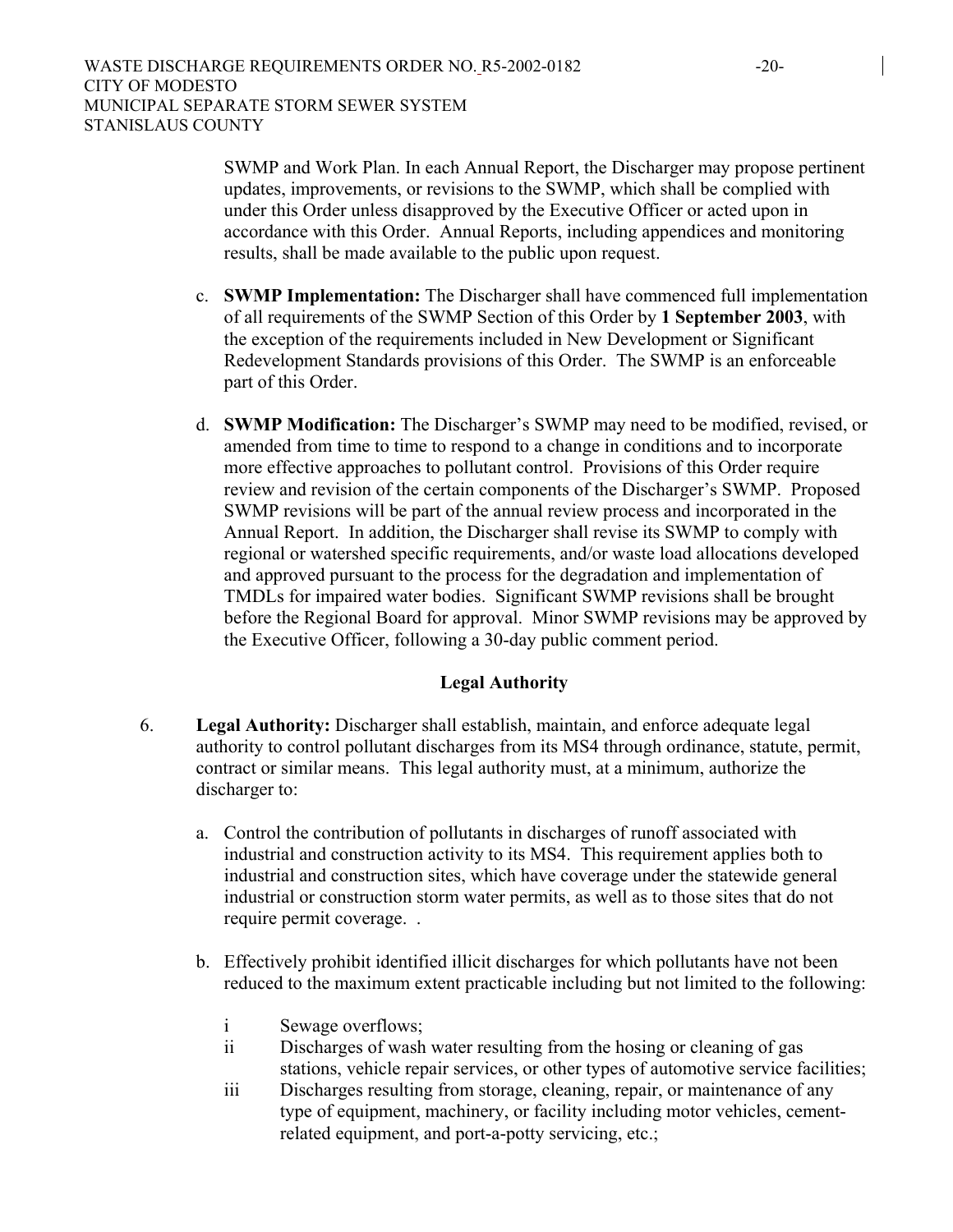SWMP and Work Plan. In each Annual Report, the Discharger may propose pertinent updates, improvements, or revisions to the SWMP, which shall be complied with under this Order unless disapproved by the Executive Officer or acted upon in accordance with this Order. Annual Reports, including appendices and monitoring results, shall be made available to the public upon request.

c. **SWMP Implementation:** The Discharger shall have commenced full implementation of all requirements of the SWMP Section of this Order by **1 September 2003**, with the exception of the requirements included in New Development or Significant Redevelopment Standards provisions of this Order. The SWMP is an enforceable part of this Order.

d. **SWMP Modification:** The Discharger's SWMP may need to be modified, revised, or amended from time to time to respond to a change in conditions and to incorporate more effective approaches to pollutant control. Provisions of this Order require review and revision of the certain components of the Discharger's SWMP. Proposed SWMP revisions will be part of the annual review process and incorporated in the Annual Report. In addition, the Discharger shall revise its SWMP to comply with regional or watershed specific requirements, and/or waste load allocations developed and approved pursuant to the process for the degradation and implementation of TMDLs for impaired water bodies. Significant SWMP revisions shall be brought before the Regional Board for approval. Minor SWMP revisions may be approved by the Executive Officer, following a 30-day public comment period.

### Legal Authority

6. **Legal Authority:** Discharger shall establish, maintain, and enforce adequate legal authority to control pollutant discharges from its MS4 through ordinance, statute, permit, contract or similar means. This legal authority must, at a minimum, authorize the discharger to:

   a. Control the contribution of pollutants in discharges of runoff associated with industrial and construction activity to its MS4. This requirement applies both to industrial and construction sites, which have coverage under the statewide general industrial or construction storm water permits, as well as to those sites that do not require permit coverage. .

   b. Effectively prohibit identified illicit discharges for which pollutants have not been reduced to the maximum extent practicable including but not limited to the following:

      i Sewage overflows;

      ii Discharges of wash water resulting from the hosing or cleaning of gas stations, vehicle repair services, or other types of automotive service facilities;

      iii Discharges resulting from storage, cleaning, repair, or maintenance of any type of equipment, machinery, or facility including motor vehicles, cement-related equipment, and port-a-potty servicing, etc.;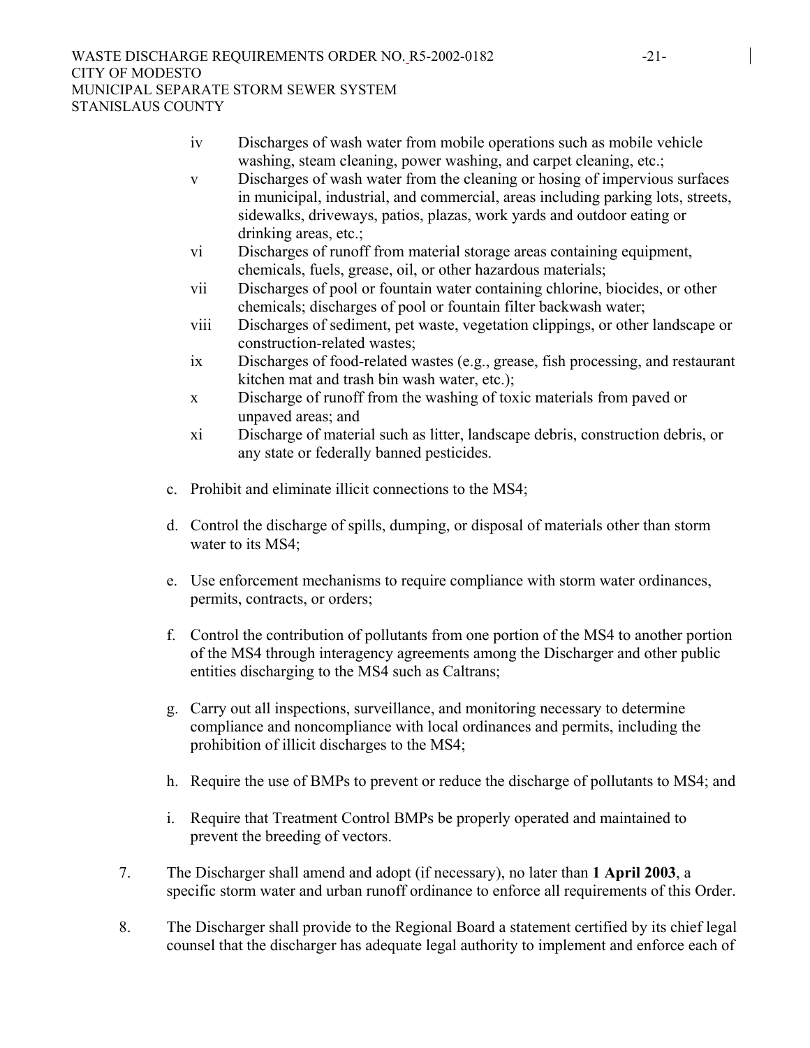- iv Discharges of wash water from mobile operations such as mobile vehicle washing, steam cleaning, power washing, and carpet cleaning, etc.;
- v Discharges of wash water from the cleaning or hosing of impervious surfaces in municipal, industrial, and commercial, areas including parking lots, streets, sidewalks, driveways, patios, plazas, work yards and outdoor eating or drinking areas, etc.;
- vi Discharges of runoff from material storage areas containing equipment, chemicals, fuels, grease, oil, or other hazardous materials;
- vii Discharges of pool or fountain water containing chlorine, biocides, or other chemicals; discharges of pool or fountain filter backwash water;
- viii Discharges of sediment, pet waste, vegetation clippings, or other landscape or construction-related wastes;
- ix Discharges of food-related wastes (e.g., grease, fish processing, and restaurant kitchen mat and trash bin wash water, etc.);
- x Discharge of runoff from the washing of toxic materials from paved or unpaved areas; and
- xi Discharge of material such as litter, landscape debris, construction debris, or any state or federally banned pesticides.

c. Prohibit and eliminate illicit connections to the MS4;

d. Control the discharge of spills, dumping, or disposal of materials other than storm water to its MS4;

e. Use enforcement mechanisms to require compliance with storm water ordinances, permits, contracts, or orders;

f. Control the contribution of pollutants from one portion of the MS4 to another portion of the MS4 through interagency agreements among the Discharger and other public entities discharging to the MS4 such as Caltrans;

g. Carry out all inspections, surveillance, and monitoring necessary to determine compliance and noncompliance with local ordinances and permits, including the prohibition of illicit discharges to the MS4;

h. Require the use of BMPs to prevent or reduce the discharge of pollutants to MS4; and

i. Require that Treatment Control BMPs be properly operated and maintained to prevent the breeding of vectors.

7. The Discharger shall amend and adopt (if necessary), no later than **1 April 2003**, a specific storm water and urban runoff ordinance to enforce all requirements of this Order.

8. The Discharger shall provide to the Regional Board a statement certified by its chief legal counsel that the discharger has adequate legal authority to implement and enforce each of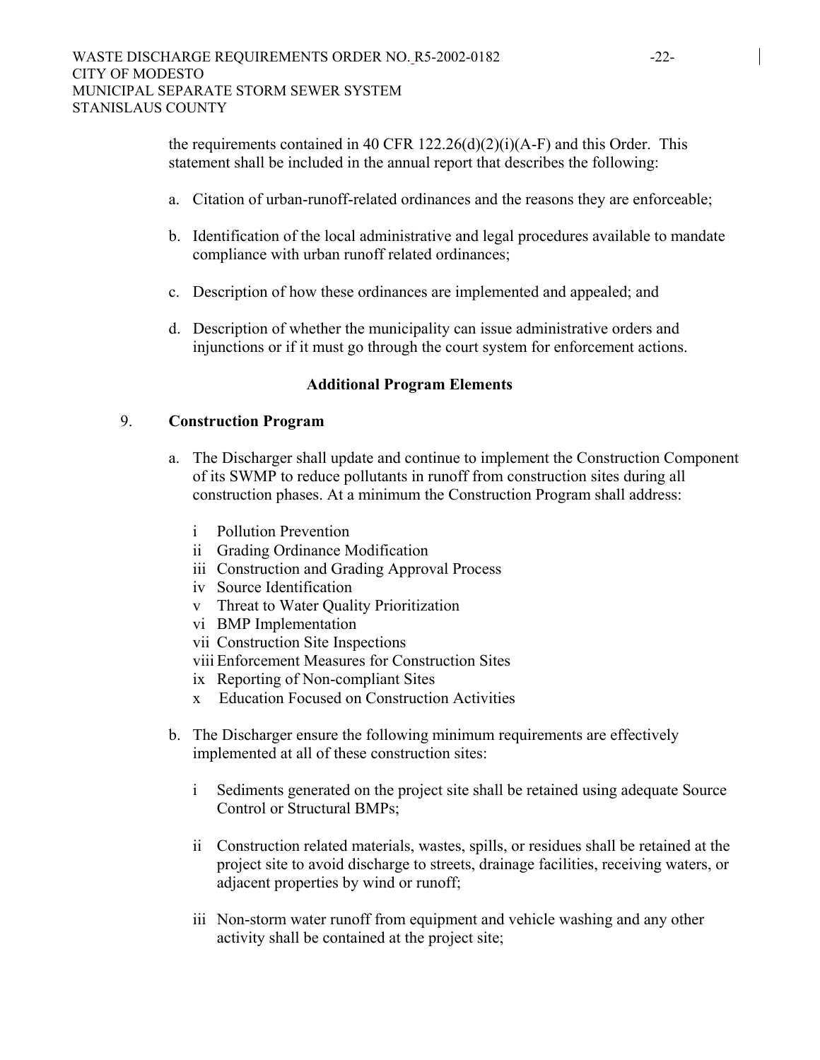the requirements contained in 40 CFR 122.26(d)(2)(i)(A-F) and this Order. This statement shall be included in the annual report that describes the following:

a. Citation of urban-runoff-related ordinances and the reasons they are enforceable;

b. Identification of the local administrative and legal procedures available to mandate compliance with urban runoff related ordinances;

c. Description of how these ordinances are implemented and appealed; and

d. Description of whether the municipality can issue administrative orders and injunctions or if it must go through the court system for enforcement actions.

### Additional Program Elements

9. **Construction Program**

a. The Discharger shall update and continue to implement the Construction Component of its SWMP to reduce pollutants in runoff from construction sites during all construction phases. At a minimum the Construction Program shall address:

   i Pollution Prevention
   ii Grading Ordinance Modification
   iii Construction and Grading Approval Process
   iv Source Identification
   v Threat to Water Quality Prioritization
   vi BMP Implementation
   vii Construction Site Inspections
   viii Enforcement Measures for Construction Sites
   ix Reporting of Non-compliant Sites
   x Education Focused on Construction Activities

b. The Discharger ensure the following minimum requirements are effectively implemented at all of these construction sites:

   i Sediments generated on the project site shall be retained using adequate Source Control or Structural BMPs;

   ii Construction related materials, wastes, spills, or residues shall be retained at the project site to avoid discharge to streets, drainage facilities, receiving waters, or adjacent properties by wind or runoff;

   iii Non-storm water runoff from equipment and vehicle washing and any other activity shall be contained at the project site;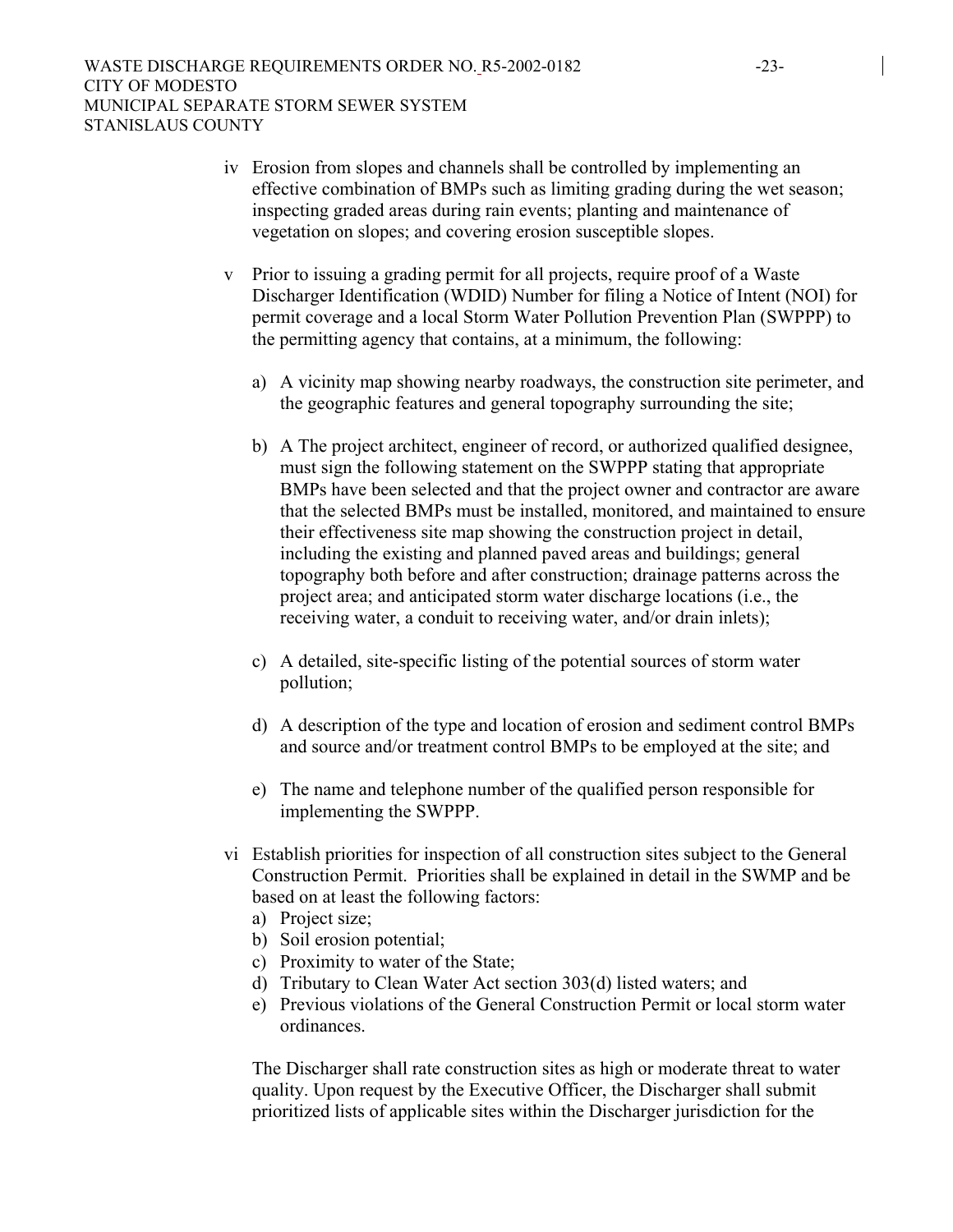iv Erosion from slopes and channels shall be controlled by implementing an effective combination of BMPs such as limiting grading during the wet season; inspecting graded areas during rain events; planting and maintenance of vegetation on slopes; and covering erosion susceptible slopes.

v Prior to issuing a grading permit for all projects, require proof of a Waste Discharger Identification (WDID) Number for filing a Notice of Intent (NOI) for permit coverage and a local Storm Water Pollution Prevention Plan (SWPPP) to the permitting agency that contains, at a minimum, the following:

a) A vicinity map showing nearby roadways, the construction site perimeter, and the geographic features and general topography surrounding the site;

b) A The project architect, engineer of record, or authorized qualified designee, must sign the following statement on the SWPPP stating that appropriate BMPs have been selected and that the project owner and contractor are aware that the selected BMPs must be installed, monitored, and maintained to ensure their effectiveness site map showing the construction project in detail, including the existing and planned paved areas and buildings; general topography both before and after construction; drainage patterns across the project area; and anticipated storm water discharge locations (i.e., the receiving water, a conduit to receiving water, and/or drain inlets);

c) A detailed, site-specific listing of the potential sources of storm water pollution;

d) A description of the type and location of erosion and sediment control BMPs and source and/or treatment control BMPs to be employed at the site; and

e) The name and telephone number of the qualified person responsible for implementing the SWPPP.

vi Establish priorities for inspection of all construction sites subject to the General Construction Permit. Priorities shall be explained in detail in the SWMP and be based on at least the following factors:

a) Project size;
b) Soil erosion potential;
c) Proximity to water of the State;
d) Tributary to Clean Water Act section 303(d) listed waters; and
e) Previous violations of the General Construction Permit or local storm water ordinances.

The Discharger shall rate construction sites as high or moderate threat to water quality. Upon request by the Executive Officer, the Discharger shall submit prioritized lists of applicable sites within the Discharger jurisdiction for the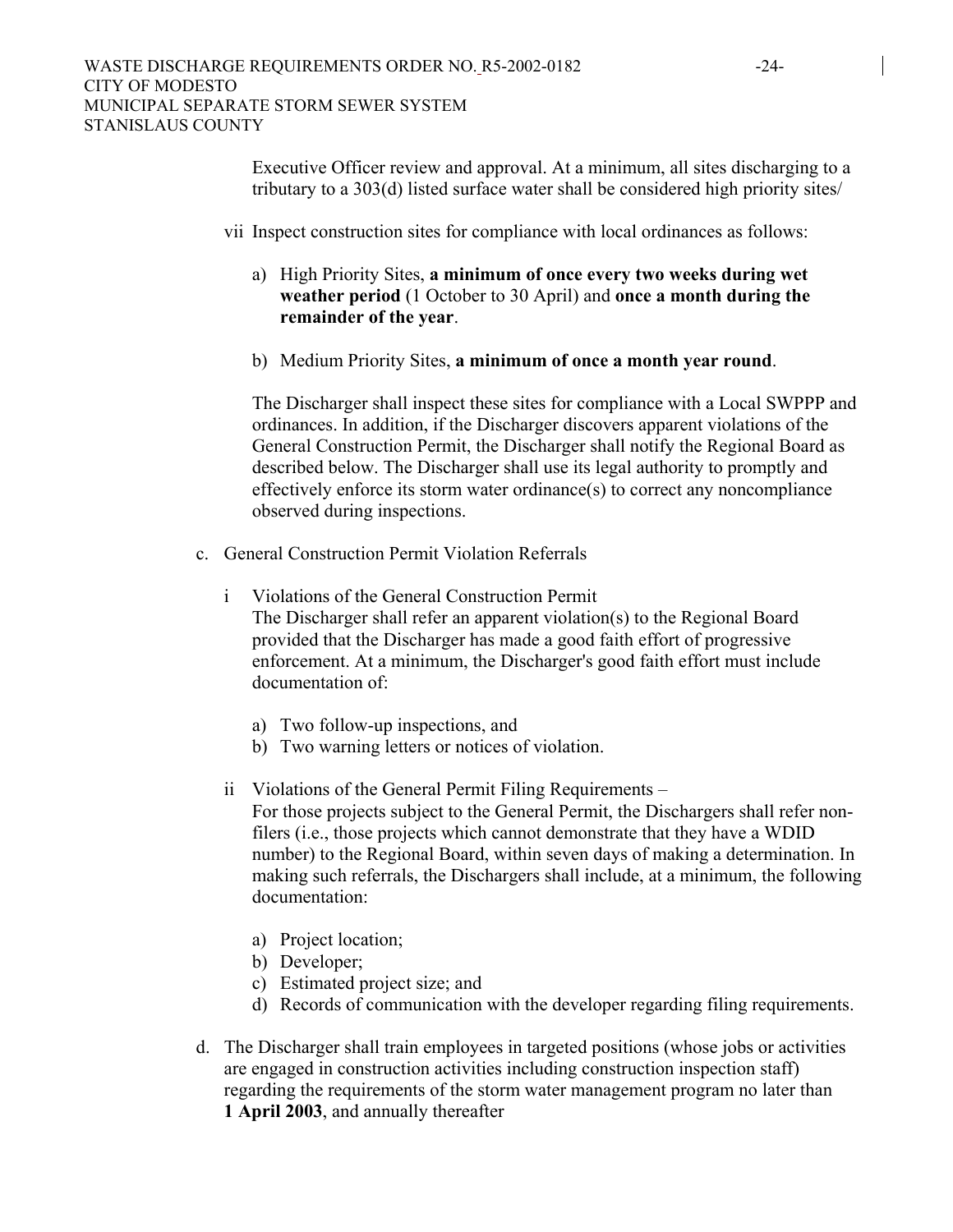Executive Officer review and approval. At a minimum, all sites discharging to a tributary to a 303(d) listed surface water shall be considered high priority sites/

vii Inspect construction sites for compliance with local ordinances as follows:

a) High Priority Sites, **a minimum of once every two weeks during wet weather period** (1 October to 30 April) and **once a month during the remainder of the year**.

b) Medium Priority Sites, **a minimum of once a month year round**.

The Discharger shall inspect these sites for compliance with a Local SWPPP and ordinances. In addition, if the Discharger discovers apparent violations of the General Construction Permit, the Discharger shall notify the Regional Board as described below. The Discharger shall use its legal authority to promptly and effectively enforce its storm water ordinance(s) to correct any noncompliance observed during inspections.

c. General Construction Permit Violation Referrals

i Violations of the General Construction Permit
The Discharger shall refer an apparent violation(s) to the Regional Board provided that the Discharger has made a good faith effort of progressive enforcement. At a minimum, the Discharger's good faith effort must include documentation of:

a) Two follow-up inspections, and
b) Two warning letters or notices of violation.

ii Violations of the General Permit Filing Requirements –
For those projects subject to the General Permit, the Dischargers shall refer non-filers (i.e., those projects which cannot demonstrate that they have a WDID number) to the Regional Board, within seven days of making a determination. In making such referrals, the Dischargers shall include, at a minimum, the following documentation:

a) Project location;
b) Developer;
c) Estimated project size; and
d) Records of communication with the developer regarding filing requirements.

d. The Discharger shall train employees in targeted positions (whose jobs or activities are engaged in construction activities including construction inspection staff) regarding the requirements of the storm water management program no later than **1 April 2003**, and annually thereafter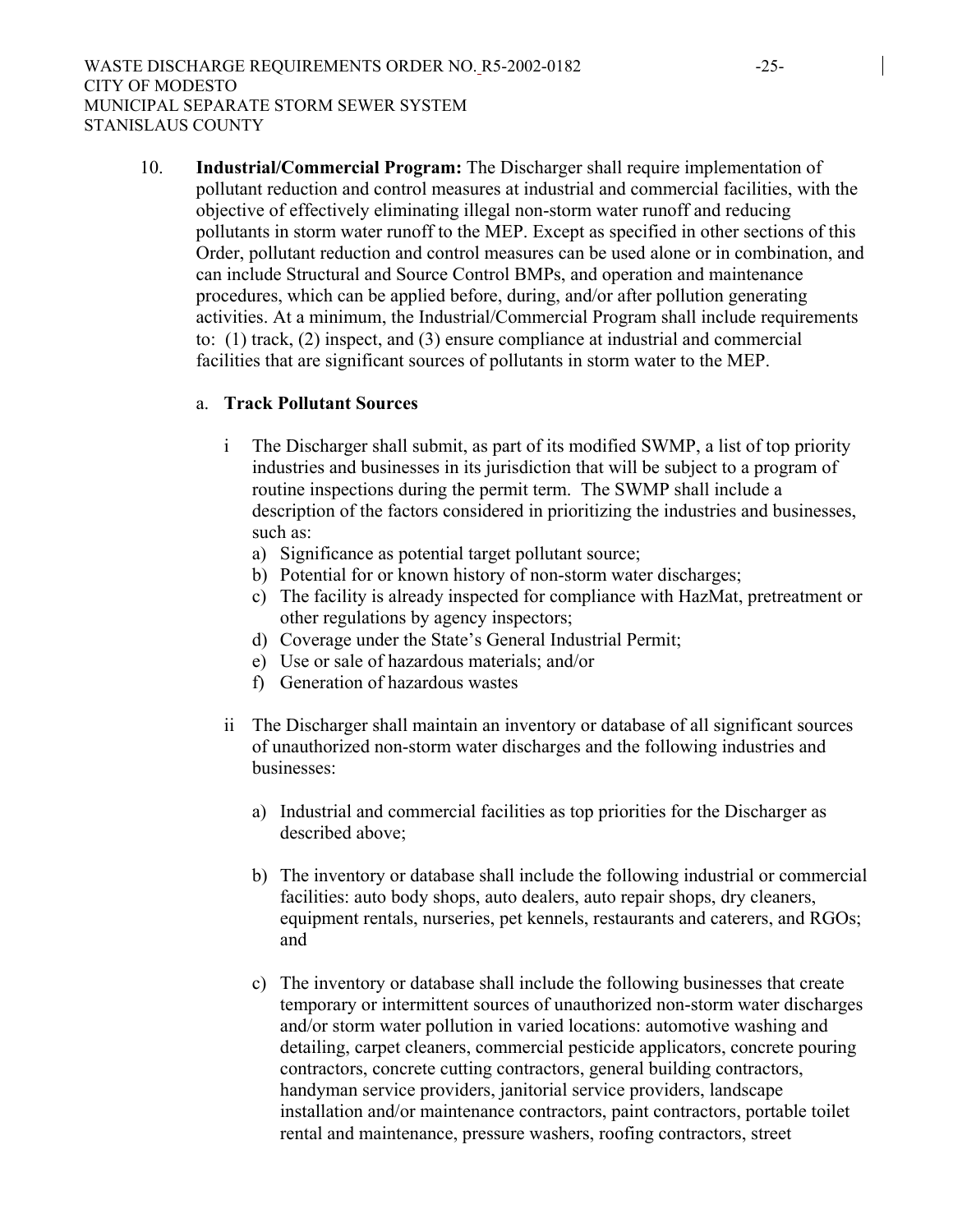10. **Industrial/Commercial Program:** The Discharger shall require implementation of pollutant reduction and control measures at industrial and commercial facilities, with the objective of effectively eliminating illegal non-storm water runoff and reducing pollutants in storm water runoff to the MEP. Except as specified in other sections of this Order, pollutant reduction and control measures can be used alone or in combination, and can include Structural and Source Control BMPs, and operation and maintenance procedures, which can be applied before, during, and/or after pollution generating activities. At a minimum, the Industrial/Commercial Program shall include requirements to: (1) track, (2) inspect, and (3) ensure compliance at industrial and commercial facilities that are significant sources of pollutants in storm water to the MEP.

   a. **Track Pollutant Sources**

      i The Discharger shall submit, as part of its modified SWMP, a list of top priority industries and businesses in its jurisdiction that will be subject to a program of routine inspections during the permit term. The SWMP shall include a description of the factors considered in prioritizing the industries and businesses, such as:
         a) Significance as potential target pollutant source;
         b) Potential for or known history of non-storm water discharges;
         c) The facility is already inspected for compliance with HazMat, pretreatment or other regulations by agency inspectors;
         d) Coverage under the State's General Industrial Permit;
         e) Use or sale of hazardous materials; and/or
         f) Generation of hazardous wastes

      ii The Discharger shall maintain an inventory or database of all significant sources of unauthorized non-storm water discharges and the following industries and businesses:

         a) Industrial and commercial facilities as top priorities for the Discharger as described above;

         b) The inventory or database shall include the following industrial or commercial facilities: auto body shops, auto dealers, auto repair shops, dry cleaners, equipment rentals, nurseries, pet kennels, restaurants and caterers, and RGOs; and

         c) The inventory or database shall include the following businesses that create temporary or intermittent sources of unauthorized non-storm water discharges and/or storm water pollution in varied locations: automotive washing and detailing, carpet cleaners, commercial pesticide applicators, concrete pouring contractors, concrete cutting contractors, general building contractors, handyman service providers, janitorial service providers, landscape installation and/or maintenance contractors, paint contractors, portable toilet rental and maintenance, pressure washers, roofing contractors, street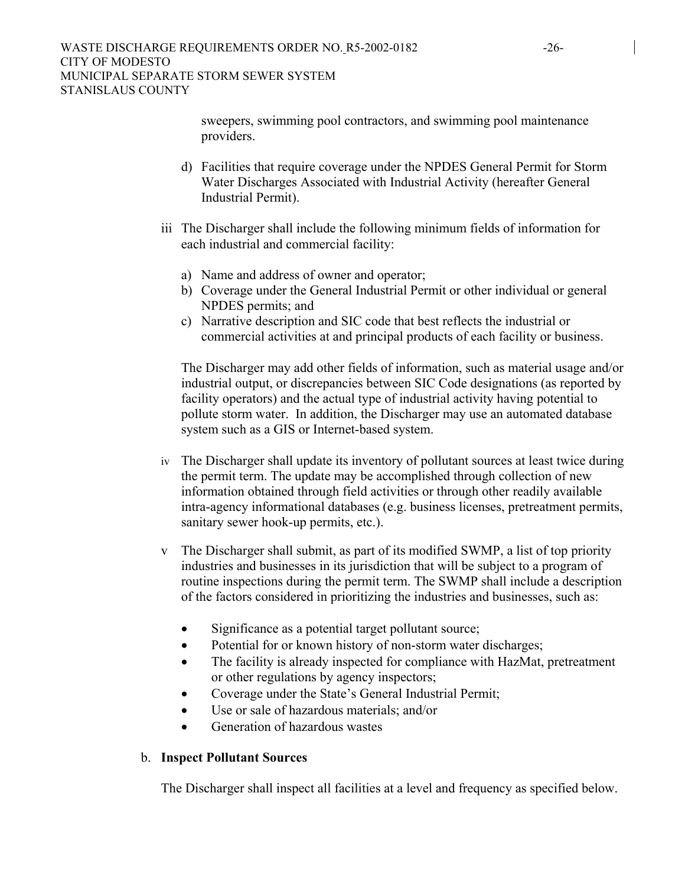sweepers, swimming pool contractors, and swimming pool maintenance providers.

d) Facilities that require coverage under the NPDES General Permit for Storm Water Discharges Associated with Industrial Activity (hereafter General Industrial Permit).

iii The Discharger shall include the following minimum fields of information for each industrial and commercial facility:

a) Name and address of owner and operator;
b) Coverage under the General Industrial Permit or other individual or general NPDES permits; and
c) Narrative description and SIC code that best reflects the industrial or commercial activities at and principal products of each facility or business.

The Discharger may add other fields of information, such as material usage and/or industrial output, or discrepancies between SIC Code designations (as reported by facility operators) and the actual type of industrial activity having potential to pollute storm water. In addition, the Discharger may use an automated database system such as a GIS or Internet-based system.

iv The Discharger shall update its inventory of pollutant sources at least twice during the permit term. The update may be accomplished through collection of new information obtained through field activities or through other readily available intra-agency informational databases (e.g. business licenses, pretreatment permits, sanitary sewer hook-up permits, etc.).

v The Discharger shall submit, as part of its modified SWMP, a list of top priority industries and businesses in its jurisdiction that will be subject to a program of routine inspections during the permit term. The SWMP shall include a description of the factors considered in prioritizing the industries and businesses, such as:

- Significance as a potential target pollutant source;
- Potential for or known history of non-storm water discharges;
- The facility is already inspected for compliance with HazMat, pretreatment or other regulations by agency inspectors;
- Coverage under the State's General Industrial Permit;
- Use or sale of hazardous materials; and/or
- Generation of hazardous wastes

b. **Inspect Pollutant Sources**

The Discharger shall inspect all facilities at a level and frequency as specified below.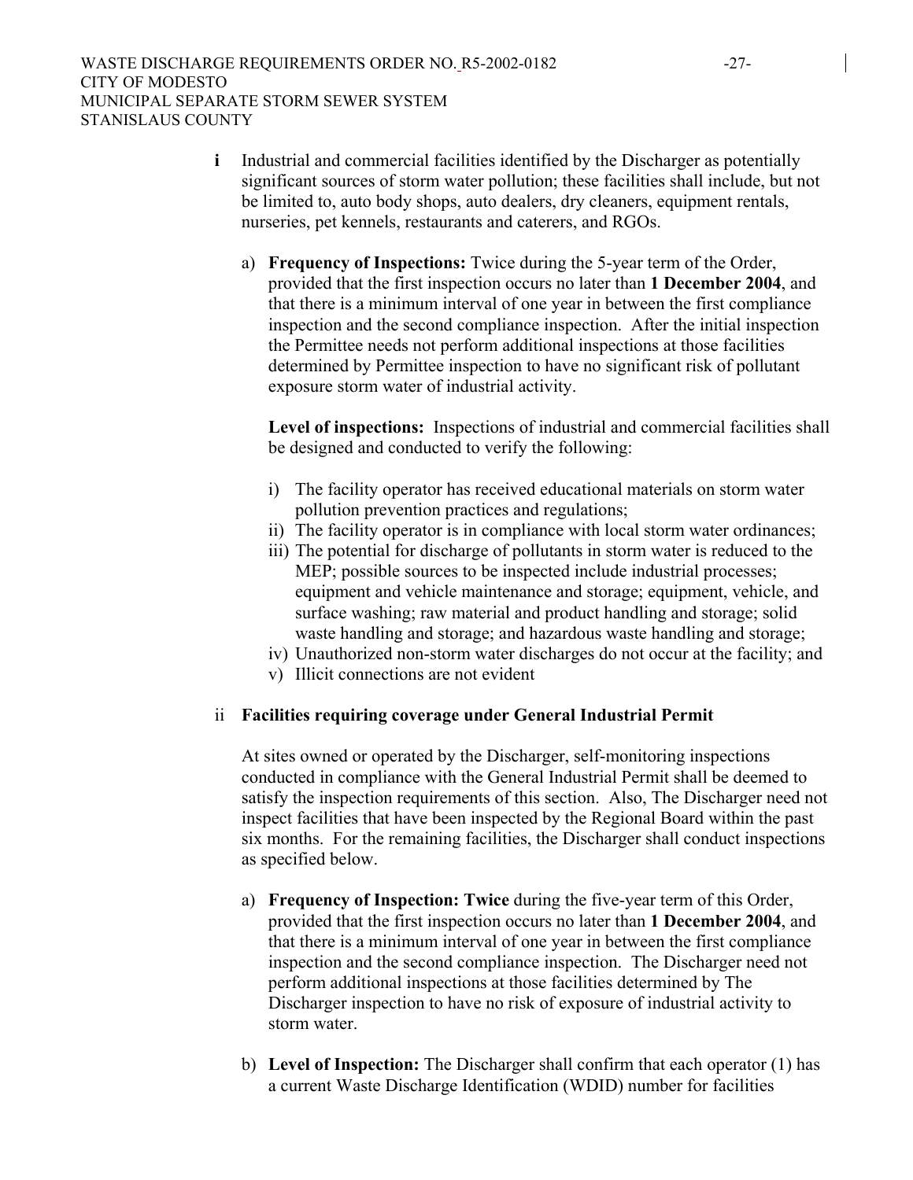**i** Industrial and commercial facilities identified by the Discharger as potentially significant sources of storm water pollution; these facilities shall include, but not be limited to, auto body shops, auto dealers, dry cleaners, equipment rentals, nurseries, pet kennels, restaurants and caterers, and RGOs.

a) **Frequency of Inspections:** Twice during the 5-year term of the Order, provided that the first inspection occurs no later than **1 December 2004**, and that there is a minimum interval of one year in between the first compliance inspection and the second compliance inspection. After the initial inspection the Permittee needs not perform additional inspections at those facilities determined by Permittee inspection to have no significant risk of pollutant exposure storm water of industrial activity.

**Level of inspections:** Inspections of industrial and commercial facilities shall be designed and conducted to verify the following:

i) The facility operator has received educational materials on storm water pollution prevention practices and regulations;
ii) The facility operator is in compliance with local storm water ordinances;
iii) The potential for discharge of pollutants in storm water is reduced to the MEP; possible sources to be inspected include industrial processes; equipment and vehicle maintenance and storage; equipment, vehicle, and surface washing; raw material and product handling and storage; solid waste handling and storage; and hazardous waste handling and storage;
iv) Unauthorized non-storm water discharges do not occur at the facility; and
v) Illicit connections are not evident

ii **Facilities requiring coverage under General Industrial Permit**

At sites owned or operated by the Discharger, self-monitoring inspections conducted in compliance with the General Industrial Permit shall be deemed to satisfy the inspection requirements of this section. Also, The Discharger need not inspect facilities that have been inspected by the Regional Board within the past six months. For the remaining facilities, the Discharger shall conduct inspections as specified below.

a) **Frequency of Inspection: Twice** during the five-year term of this Order, provided that the first inspection occurs no later than **1 December 2004**, and that there is a minimum interval of one year in between the first compliance inspection and the second compliance inspection. The Discharger need not perform additional inspections at those facilities determined by The Discharger inspection to have no risk of exposure of industrial activity to storm water.

b) **Level of Inspection:** The Discharger shall confirm that each operator (1) has a current Waste Discharge Identification (WDID) number for facilities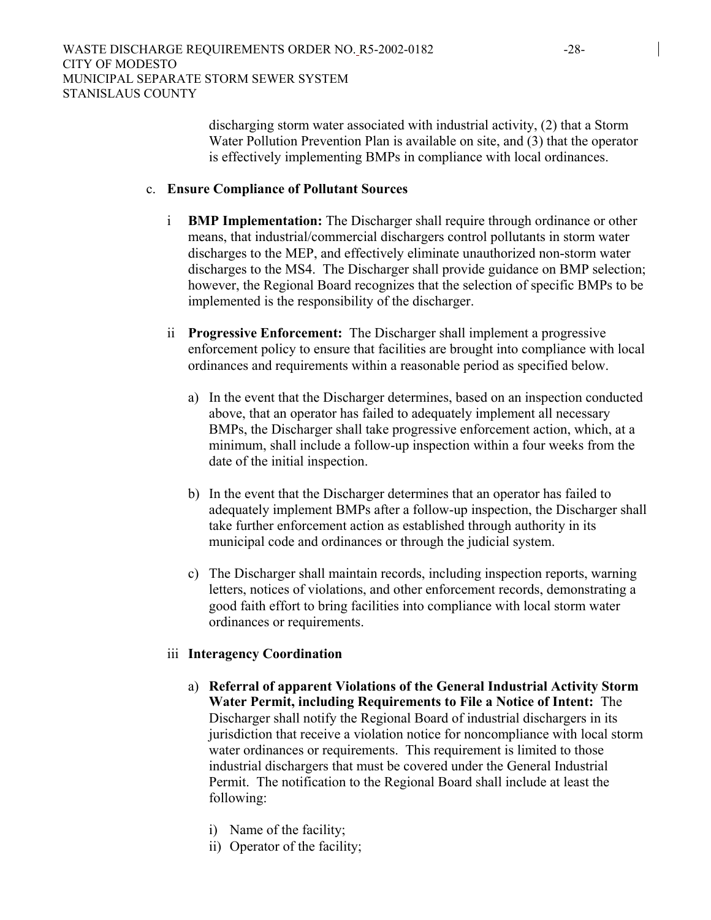discharging storm water associated with industrial activity, (2) that a Storm Water Pollution Prevention Plan is available on site, and (3) that the operator is effectively implementing BMPs in compliance with local ordinances.

c. **Ensure Compliance of Pollutant Sources**

i **BMP Implementation:** The Discharger shall require through ordinance or other means, that industrial/commercial dischargers control pollutants in storm water discharges to the MEP, and effectively eliminate unauthorized non-storm water discharges to the MS4. The Discharger shall provide guidance on BMP selection; however, the Regional Board recognizes that the selection of specific BMPs to be implemented is the responsibility of the discharger.

ii **Progressive Enforcement:** The Discharger shall implement a progressive enforcement policy to ensure that facilities are brought into compliance with local ordinances and requirements within a reasonable period as specified below.

a) In the event that the Discharger determines, based on an inspection conducted above, that an operator has failed to adequately implement all necessary BMPs, the Discharger shall take progressive enforcement action, which, at a minimum, shall include a follow-up inspection within a four weeks from the date of the initial inspection.

b) In the event that the Discharger determines that an operator has failed to adequately implement BMPs after a follow-up inspection, the Discharger shall take further enforcement action as established through authority in its municipal code and ordinances or through the judicial system.

c) The Discharger shall maintain records, including inspection reports, warning letters, notices of violations, and other enforcement records, demonstrating a good faith effort to bring facilities into compliance with local storm water ordinances or requirements.

iii **Interagency Coordination**

a) **Referral of apparent Violations of the General Industrial Activity Storm Water Permit, including Requirements to File a Notice of Intent:** The Discharger shall notify the Regional Board of industrial dischargers in its jurisdiction that receive a violation notice for noncompliance with local storm water ordinances or requirements. This requirement is limited to those industrial dischargers that must be covered under the General Industrial Permit. The notification to the Regional Board shall include at least the following:

i) Name of the facility;
ii) Operator of the facility;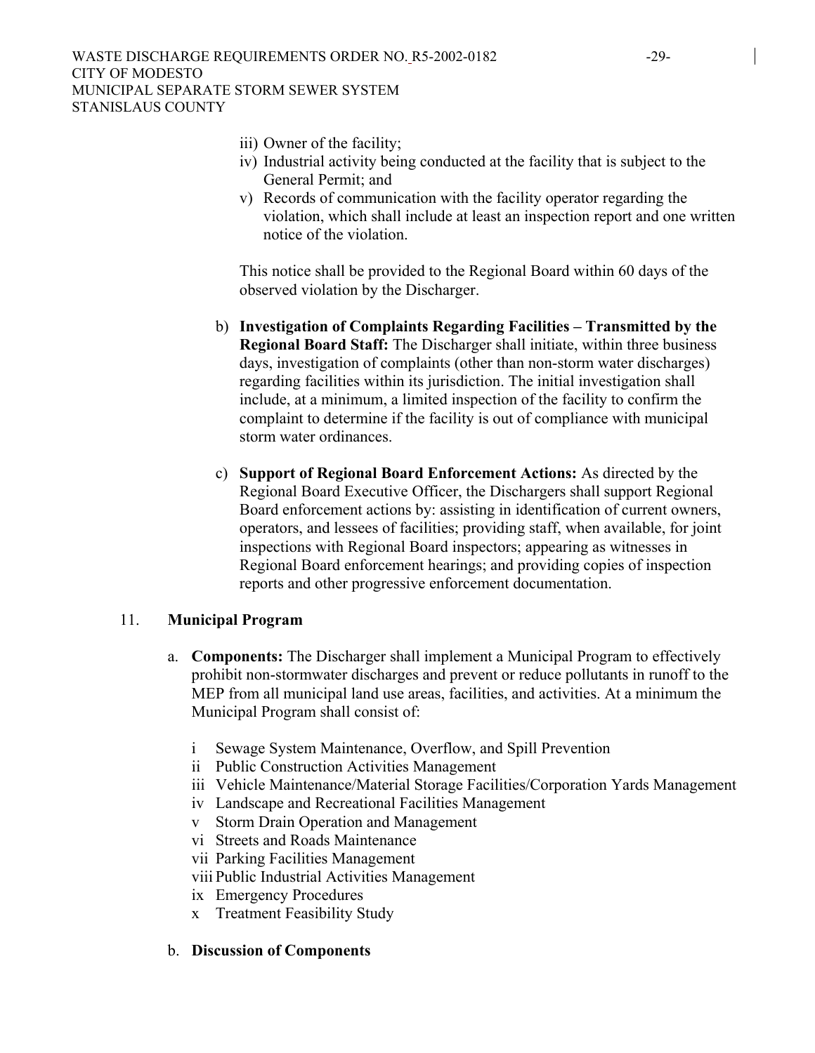iii) Owner of the facility;
iv) Industrial activity being conducted at the facility that is subject to the General Permit; and
v) Records of communication with the facility operator regarding the violation, which shall include at least an inspection report and one written notice of the violation.

This notice shall be provided to the Regional Board within 60 days of the observed violation by the Discharger.

b) **Investigation of Complaints Regarding Facilities – Transmitted by the Regional Board Staff:** The Discharger shall initiate, within three business days, investigation of complaints (other than non-storm water discharges) regarding facilities within its jurisdiction. The initial investigation shall include, at a minimum, a limited inspection of the facility to confirm the complaint to determine if the facility is out of compliance with municipal storm water ordinances.

c) **Support of Regional Board Enforcement Actions:** As directed by the Regional Board Executive Officer, the Dischargers shall support Regional Board enforcement actions by: assisting in identification of current owners, operators, and lessees of facilities; providing staff, when available, for joint inspections with Regional Board inspectors; appearing as witnesses in Regional Board enforcement hearings; and providing copies of inspection reports and other progressive enforcement documentation.

11. **Municipal Program**

a. **Components:** The Discharger shall implement a Municipal Program to effectively prohibit non-stormwater discharges and prevent or reduce pollutants in runoff to the MEP from all municipal land use areas, facilities, and activities. At a minimum the Municipal Program shall consist of:

i Sewage System Maintenance, Overflow, and Spill Prevention
ii Public Construction Activities Management
iii Vehicle Maintenance/Material Storage Facilities/Corporation Yards Management
iv Landscape and Recreational Facilities Management
v Storm Drain Operation and Management
vi Streets and Roads Maintenance
vii Parking Facilities Management
viii Public Industrial Activities Management
ix Emergency Procedures
x Treatment Feasibility Study

b. **Discussion of Components**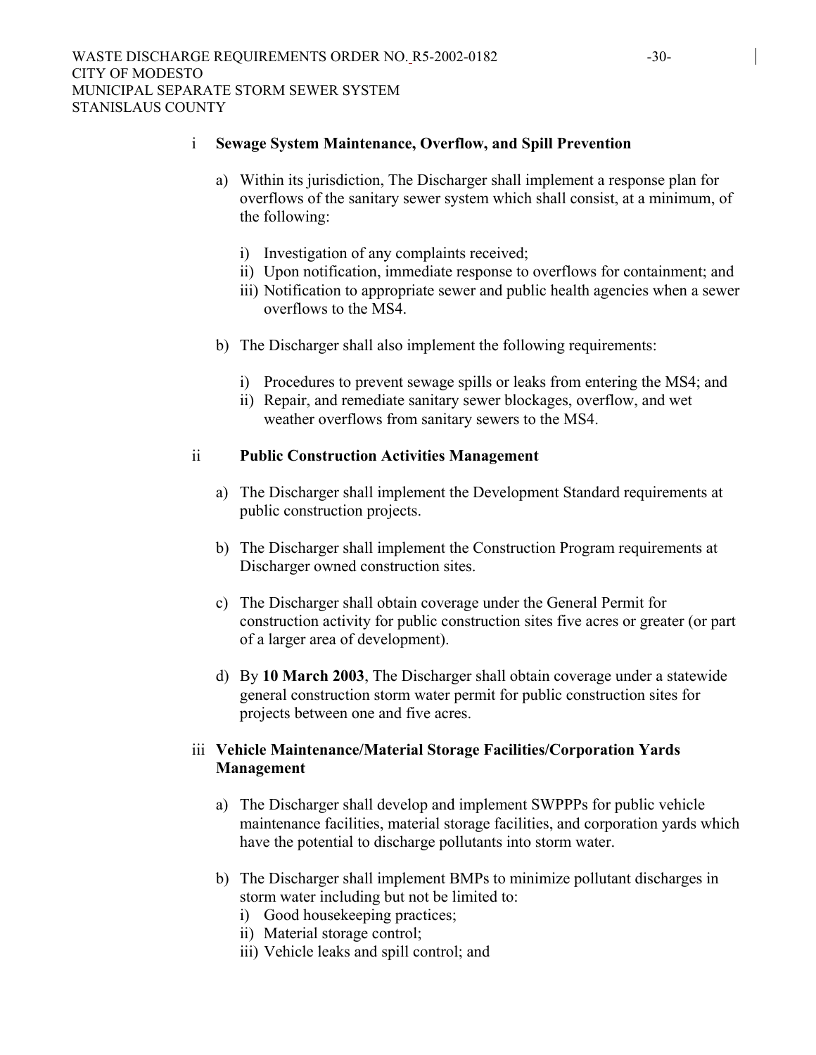i **Sewage System Maintenance, Overflow, and Spill Prevention**

a) Within its jurisdiction, The Discharger shall implement a response plan for overflows of the sanitary sewer system which shall consist, at a minimum, of the following:

   i) Investigation of any complaints received;
   ii) Upon notification, immediate response to overflows for containment; and
   iii) Notification to appropriate sewer and public health agencies when a sewer overflows to the MS4.

b) The Discharger shall also implement the following requirements:

   i) Procedures to prevent sewage spills or leaks from entering the MS4; and
   ii) Repair, and remediate sanitary sewer blockages, overflow, and wet weather overflows from sanitary sewers to the MS4.

ii **Public Construction Activities Management**

a) The Discharger shall implement the Development Standard requirements at public construction projects.

b) The Discharger shall implement the Construction Program requirements at Discharger owned construction sites.

c) The Discharger shall obtain coverage under the General Permit for construction activity for public construction sites five acres or greater (or part of a larger area of development).

d) By **10 March 2003**, The Discharger shall obtain coverage under a statewide general construction storm water permit for public construction sites for projects between one and five acres.

iii **Vehicle Maintenance/Material Storage Facilities/Corporation Yards Management**

a) The Discharger shall develop and implement SWPPPs for public vehicle maintenance facilities, material storage facilities, and corporation yards which have the potential to discharge pollutants into storm water.

b) The Discharger shall implement BMPs to minimize pollutant discharges in storm water including but not be limited to:
   i) Good housekeeping practices;
   ii) Material storage control;
   iii) Vehicle leaks and spill control; and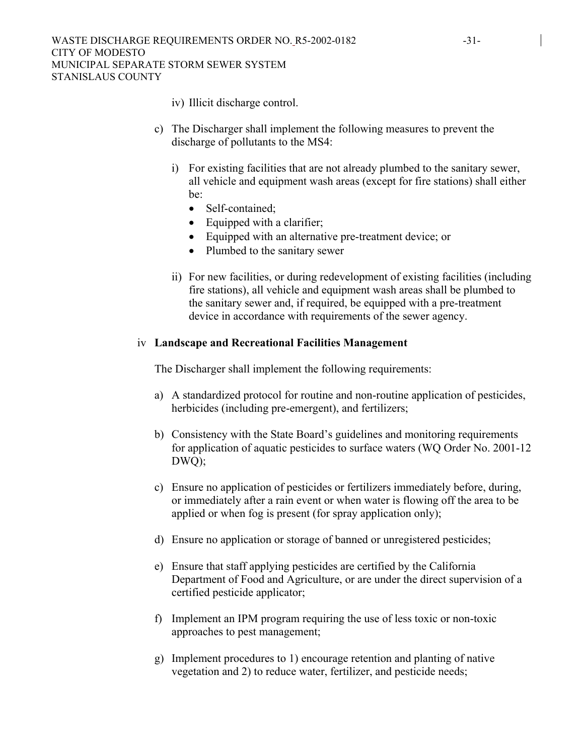iv) Illicit discharge control.

c) The Discharger shall implement the following measures to prevent the discharge of pollutants to the MS4:

   i) For existing facilities that are not already plumbed to the sanitary sewer, all vehicle and equipment wash areas (except for fire stations) shall either be:
      - Self-contained;
      - Equipped with a clarifier;
      - Equipped with an alternative pre-treatment device; or
      - Plumbed to the sanitary sewer

   ii) For new facilities, or during redevelopment of existing facilities (including fire stations), all vehicle and equipment wash areas shall be plumbed to the sanitary sewer and, if required, be equipped with a pre-treatment device in accordance with requirements of the sewer agency.

iv **Landscape and Recreational Facilities Management**

The Discharger shall implement the following requirements:

a) A standardized protocol for routine and non-routine application of pesticides, herbicides (including pre-emergent), and fertilizers;

b) Consistency with the State Board's guidelines and monitoring requirements for application of aquatic pesticides to surface waters (WQ Order No. 2001-12 DWQ);

c) Ensure no application of pesticides or fertilizers immediately before, during, or immediately after a rain event or when water is flowing off the area to be applied or when fog is present (for spray application only);

d) Ensure no application or storage of banned or unregistered pesticides;

e) Ensure that staff applying pesticides are certified by the California Department of Food and Agriculture, or are under the direct supervision of a certified pesticide applicator;

f) Implement an IPM program requiring the use of less toxic or non-toxic approaches to pest management;

g) Implement procedures to 1) encourage retention and planting of native vegetation and 2) to reduce water, fertilizer, and pesticide needs;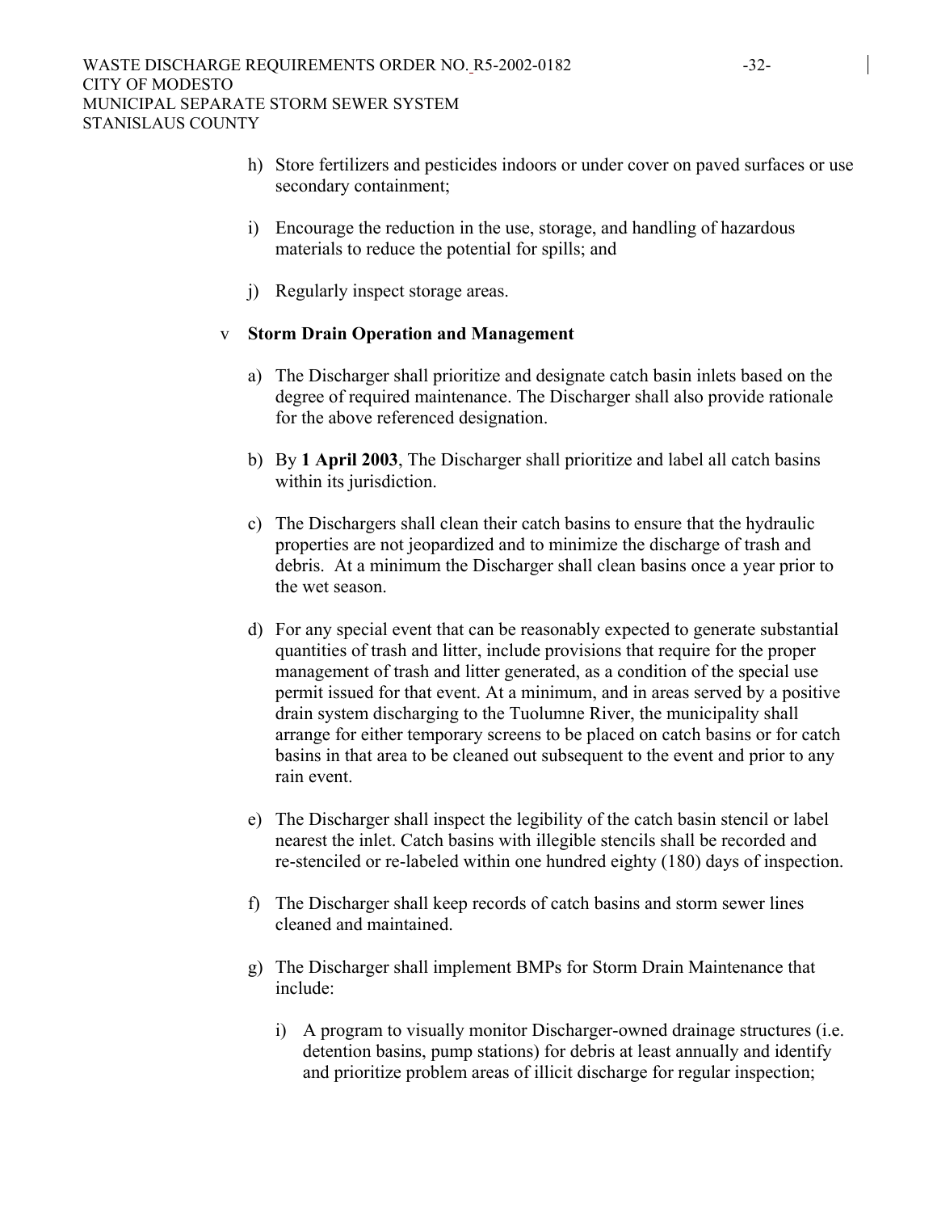h) Store fertilizers and pesticides indoors or under cover on paved surfaces or use secondary containment;

i) Encourage the reduction in the use, storage, and handling of hazardous materials to reduce the potential for spills; and

j) Regularly inspect storage areas.

v **Storm Drain Operation and Management**

a) The Discharger shall prioritize and designate catch basin inlets based on the degree of required maintenance. The Discharger shall also provide rationale for the above referenced designation.

b) By **1 April 2003**, The Discharger shall prioritize and label all catch basins within its jurisdiction.

c) The Dischargers shall clean their catch basins to ensure that the hydraulic properties are not jeopardized and to minimize the discharge of trash and debris. At a minimum the Discharger shall clean basins once a year prior to the wet season.

d) For any special event that can be reasonably expected to generate substantial quantities of trash and litter, include provisions that require for the proper management of trash and litter generated, as a condition of the special use permit issued for that event. At a minimum, and in areas served by a positive drain system discharging to the Tuolumne River, the municipality shall arrange for either temporary screens to be placed on catch basins or for catch basins in that area to be cleaned out subsequent to the event and prior to any rain event.

e) The Discharger shall inspect the legibility of the catch basin stencil or label nearest the inlet. Catch basins with illegible stencils shall be recorded and re-stenciled or re-labeled within one hundred eighty (180) days of inspection.

f) The Discharger shall keep records of catch basins and storm sewer lines cleaned and maintained.

g) The Discharger shall implement BMPs for Storm Drain Maintenance that include:

   i) A program to visually monitor Discharger-owned drainage structures (i.e. detention basins, pump stations) for debris at least annually and identify and prioritize problem areas of illicit discharge for regular inspection;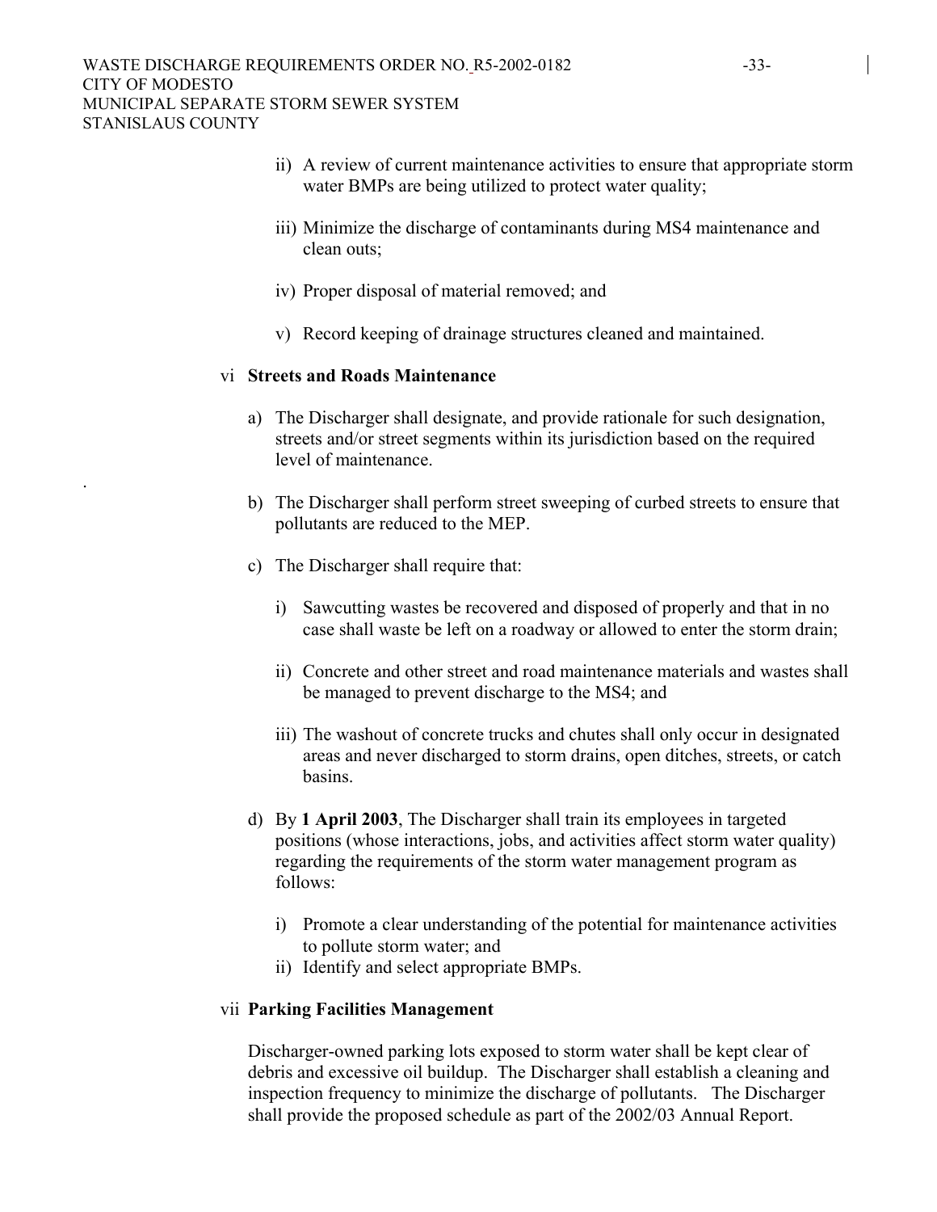ii) A review of current maintenance activities to ensure that appropriate storm water BMPs are being utilized to protect water quality;

iii) Minimize the discharge of contaminants during MS4 maintenance and clean outs;

iv) Proper disposal of material removed; and

v) Record keeping of drainage structures cleaned and maintained.

vi **Streets and Roads Maintenance**

a) The Discharger shall designate, and provide rationale for such designation, streets and/or street segments within its jurisdiction based on the required level of maintenance.

b) The Discharger shall perform street sweeping of curbed streets to ensure that pollutants are reduced to the MEP.

c) The Discharger shall require that:

i) Sawcutting wastes be recovered and disposed of properly and that in no case shall waste be left on a roadway or allowed to enter the storm drain;

ii) Concrete and other street and road maintenance materials and wastes shall be managed to prevent discharge to the MS4; and

iii) The washout of concrete trucks and chutes shall only occur in designated areas and never discharged to storm drains, open ditches, streets, or catch basins.

d) By **1 April 2003**, The Discharger shall train its employees in targeted positions (whose interactions, jobs, and activities affect storm water quality) regarding the requirements of the storm water management program as follows:

i) Promote a clear understanding of the potential for maintenance activities to pollute storm water; and
ii) Identify and select appropriate BMPs.

vii **Parking Facilities Management**

Discharger-owned parking lots exposed to storm water shall be kept clear of debris and excessive oil buildup. The Discharger shall establish a cleaning and inspection frequency to minimize the discharge of pollutants. The Discharger shall provide the proposed schedule as part of the 2002/03 Annual Report.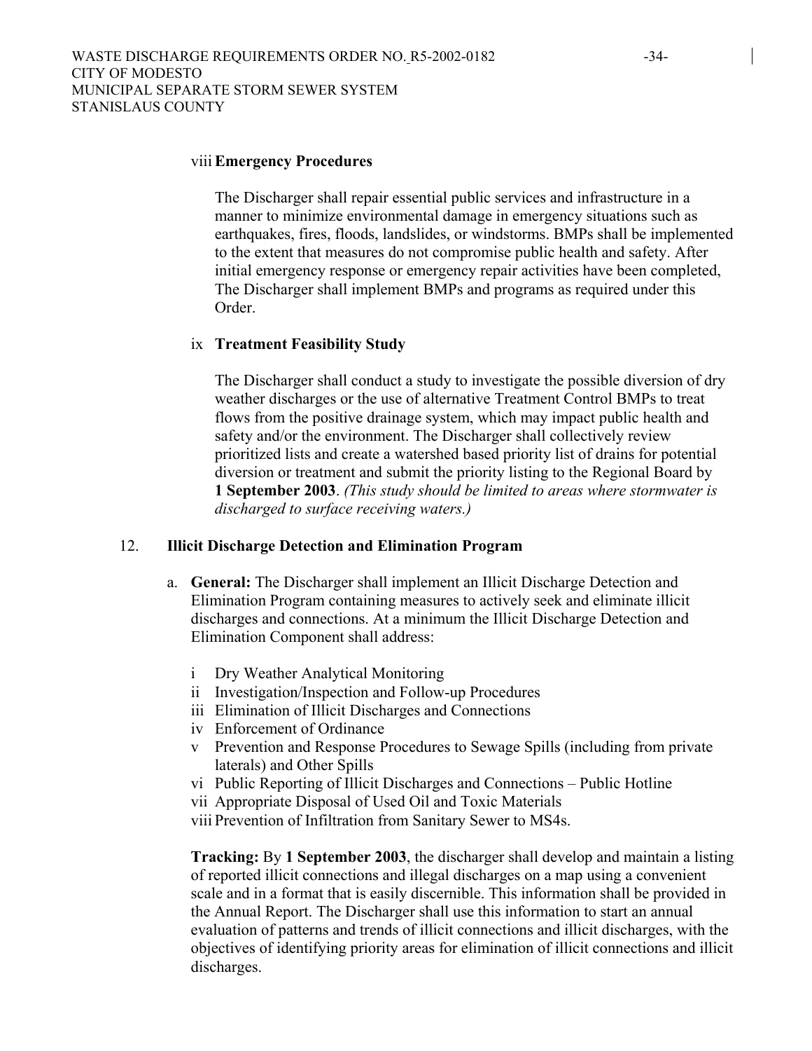viii **Emergency Procedures**

The Discharger shall repair essential public services and infrastructure in a manner to minimize environmental damage in emergency situations such as earthquakes, fires, floods, landslides, or windstorms. BMPs shall be implemented to the extent that measures do not compromise public health and safety. After initial emergency response or emergency repair activities have been completed, The Discharger shall implement BMPs and programs as required under this Order.

ix **Treatment Feasibility Study**

The Discharger shall conduct a study to investigate the possible diversion of dry weather discharges or the use of alternative Treatment Control BMPs to treat flows from the positive drainage system, which may impact public health and safety and/or the environment. The Discharger shall collectively review prioritized lists and create a watershed based priority list of drains for potential diversion or treatment and submit the priority listing to the Regional Board by **1 September 2003**. *(This study should be limited to areas where stormwater is discharged to surface receiving waters.)*

12. **Illicit Discharge Detection and Elimination Program**

a. **General:** The Discharger shall implement an Illicit Discharge Detection and Elimination Program containing measures to actively seek and eliminate illicit discharges and connections. At a minimum the Illicit Discharge Detection and Elimination Component shall address:

i Dry Weather Analytical Monitoring
ii Investigation/Inspection and Follow-up Procedures
iii Elimination of Illicit Discharges and Connections
iv Enforcement of Ordinance
v Prevention and Response Procedures to Sewage Spills (including from private laterals) and Other Spills
vi Public Reporting of Illicit Discharges and Connections – Public Hotline
vii Appropriate Disposal of Used Oil and Toxic Materials
viii Prevention of Infiltration from Sanitary Sewer to MS4s.

**Tracking:** By **1 September 2003**, the discharger shall develop and maintain a listing of reported illicit connections and illegal discharges on a map using a convenient scale and in a format that is easily discernible. This information shall be provided in the Annual Report. The Discharger shall use this information to start an annual evaluation of patterns and trends of illicit connections and illicit discharges, with the objectives of identifying priority areas for elimination of illicit connections and illicit discharges.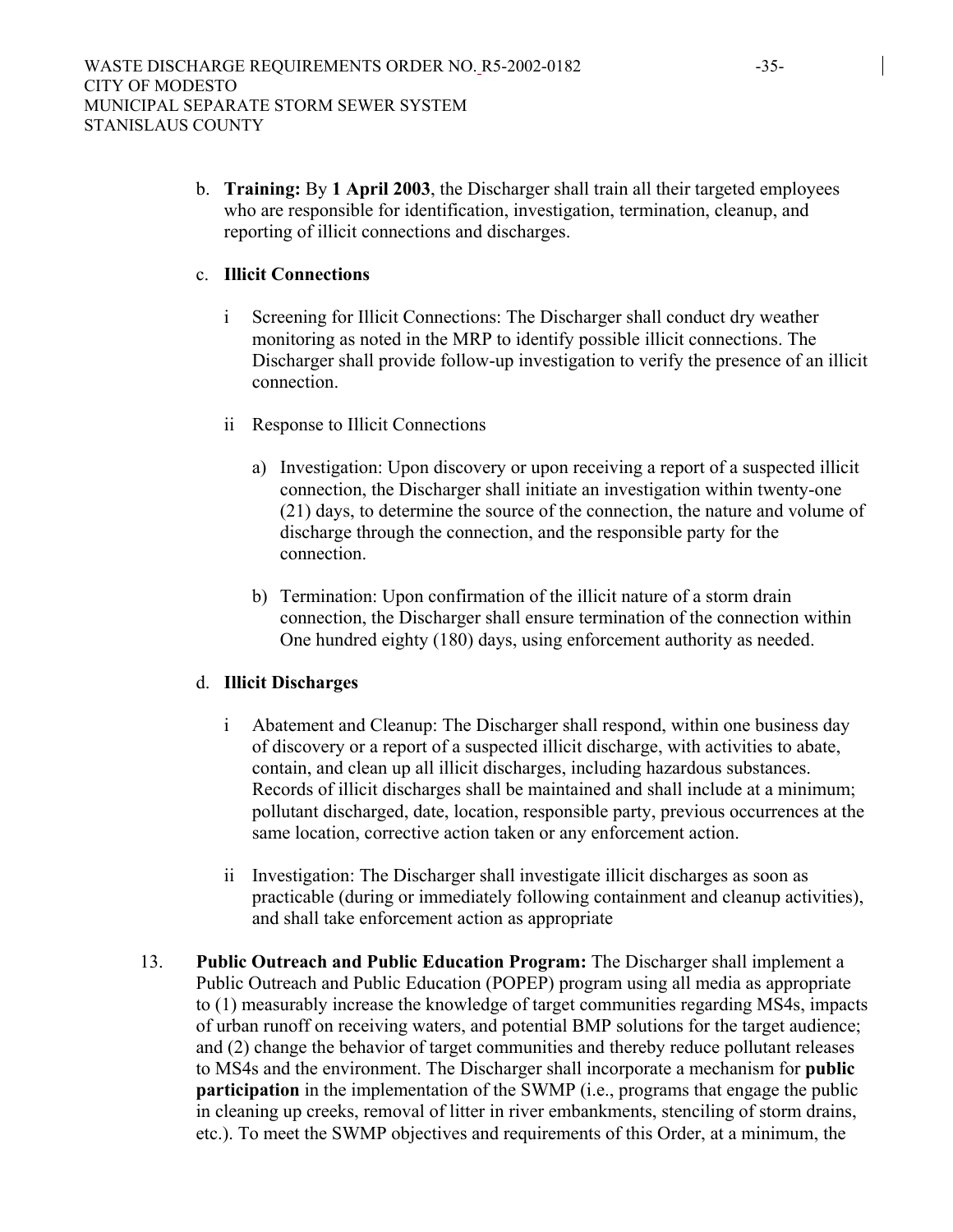b. **Training:** By **1 April 2003**, the Discharger shall train all their targeted employees who are responsible for identification, investigation, termination, cleanup, and reporting of illicit connections and discharges.

c. **Illicit Connections**

   i Screening for Illicit Connections: The Discharger shall conduct dry weather monitoring as noted in the MRP to identify possible illicit connections. The Discharger shall provide follow-up investigation to verify the presence of an illicit connection.

   ii Response to Illicit Connections

      a) Investigation: Upon discovery or upon receiving a report of a suspected illicit connection, the Discharger shall initiate an investigation within twenty-one (21) days, to determine the source of the connection, the nature and volume of discharge through the connection, and the responsible party for the connection.

      b) Termination: Upon confirmation of the illicit nature of a storm drain connection, the Discharger shall ensure termination of the connection within One hundred eighty (180) days, using enforcement authority as needed.

d. **Illicit Discharges**

   i Abatement and Cleanup: The Discharger shall respond, within one business day of discovery or a report of a suspected illicit discharge, with activities to abate, contain, and clean up all illicit discharges, including hazardous substances. Records of illicit discharges shall be maintained and shall include at a minimum; pollutant discharged, date, location, responsible party, previous occurrences at the same location, corrective action taken or any enforcement action.

   ii Investigation: The Discharger shall investigate illicit discharges as soon as practicable (during or immediately following containment and cleanup activities), and shall take enforcement action as appropriate

13. **Public Outreach and Public Education Program:** The Discharger shall implement a Public Outreach and Public Education (POPEP) program using all media as appropriate to (1) measurably increase the knowledge of target communities regarding MS4s, impacts of urban runoff on receiving waters, and potential BMP solutions for the target audience; and (2) change the behavior of target communities and thereby reduce pollutant releases to MS4s and the environment. The Discharger shall incorporate a mechanism for **public participation** in the implementation of the SWMP (i.e., programs that engage the public in cleaning up creeks, removal of litter in river embankments, stenciling of storm drains, etc.). To meet the SWMP objectives and requirements of this Order, at a minimum, the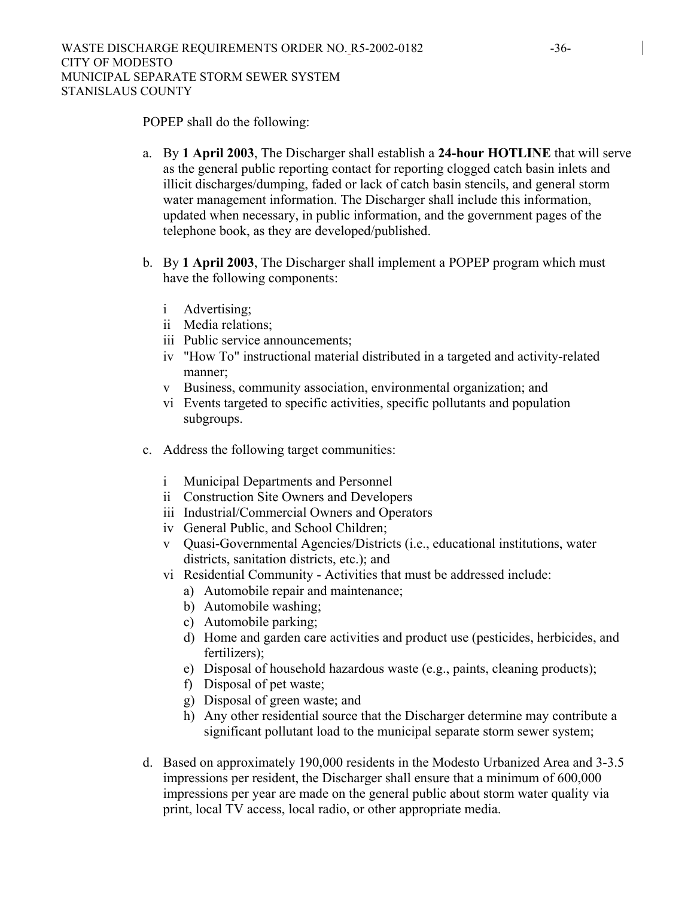POPEP shall do the following:

a. By **1 April 2003**, The Discharger shall establish a **24-hour HOTLINE** that will serve as the general public reporting contact for reporting clogged catch basin inlets and illicit discharges/dumping, faded or lack of catch basin stencils, and general storm water management information. The Discharger shall include this information, updated when necessary, in public information, and the government pages of the telephone book, as they are developed/published.

b. By **1 April 2003**, The Discharger shall implement a POPEP program which must have the following components:

   i Advertising;
   ii Media relations;
   iii Public service announcements;
   iv "How To" instructional material distributed in a targeted and activity-related manner;
   v Business, community association, environmental organization; and
   vi Events targeted to specific activities, specific pollutants and population subgroups.

c. Address the following target communities:

   i Municipal Departments and Personnel
   ii Construction Site Owners and Developers
   iii Industrial/Commercial Owners and Operators
   iv General Public, and School Children;
   v Quasi-Governmental Agencies/Districts (i.e., educational institutions, water districts, sanitation districts, etc.); and
   vi Residential Community - Activities that must be addressed include:
      a) Automobile repair and maintenance;
      b) Automobile washing;
      c) Automobile parking;
      d) Home and garden care activities and product use (pesticides, herbicides, and fertilizers);
      e) Disposal of household hazardous waste (e.g., paints, cleaning products);
      f) Disposal of pet waste;
      g) Disposal of green waste; and
      h) Any other residential source that the Discharger determine may contribute a significant pollutant load to the municipal separate storm sewer system;

d. Based on approximately 190,000 residents in the Modesto Urbanized Area and 3-3.5 impressions per resident, the Discharger shall ensure that a minimum of 600,000 impressions per year are made on the general public about storm water quality via print, local TV access, local radio, or other appropriate media.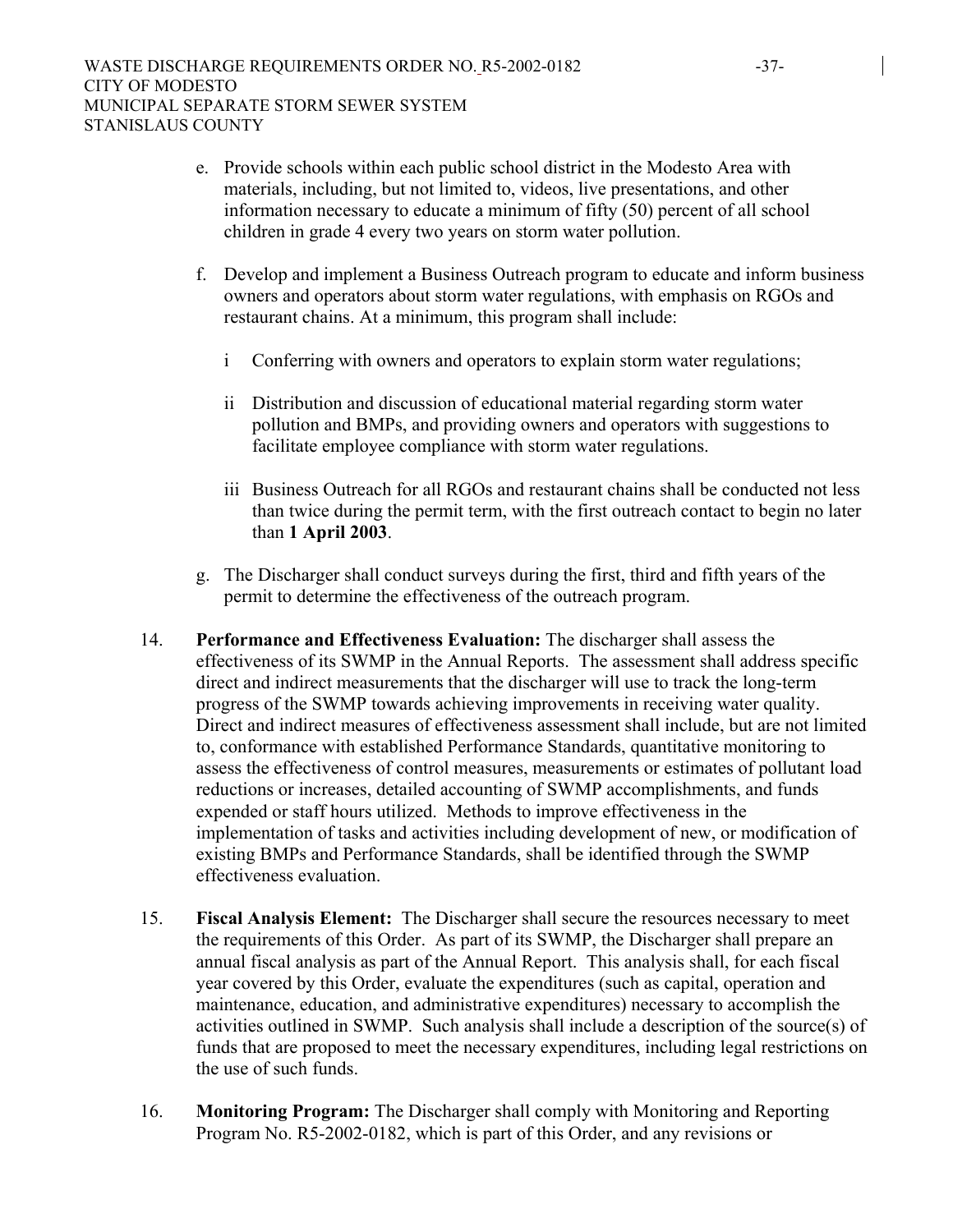e. Provide schools within each public school district in the Modesto Area with materials, including, but not limited to, videos, live presentations, and other information necessary to educate a minimum of fifty (50) percent of all school children in grade 4 every two years on storm water pollution.

f. Develop and implement a Business Outreach program to educate and inform business owners and operators about storm water regulations, with emphasis on RGOs and restaurant chains. At a minimum, this program shall include:

   i Conferring with owners and operators to explain storm water regulations;

   ii Distribution and discussion of educational material regarding storm water pollution and BMPs, and providing owners and operators with suggestions to facilitate employee compliance with storm water regulations.

   iii Business Outreach for all RGOs and restaurant chains shall be conducted not less than twice during the permit term, with the first outreach contact to begin no later than **1 April 2003**.

g. The Discharger shall conduct surveys during the first, third and fifth years of the permit to determine the effectiveness of the outreach program.

14. **Performance and Effectiveness Evaluation:** The discharger shall assess the effectiveness of its SWMP in the Annual Reports. The assessment shall address specific direct and indirect measurements that the discharger will use to track the long-term progress of the SWMP towards achieving improvements in receiving water quality. Direct and indirect measures of effectiveness assessment shall include, but are not limited to, conformance with established Performance Standards, quantitative monitoring to assess the effectiveness of control measures, measurements or estimates of pollutant load reductions or increases, detailed accounting of SWMP accomplishments, and funds expended or staff hours utilized. Methods to improve effectiveness in the implementation of tasks and activities including development of new, or modification of existing BMPs and Performance Standards, shall be identified through the SWMP effectiveness evaluation.

15. **Fiscal Analysis Element:** The Discharger shall secure the resources necessary to meet the requirements of this Order. As part of its SWMP, the Discharger shall prepare an annual fiscal analysis as part of the Annual Report. This analysis shall, for each fiscal year covered by this Order, evaluate the expenditures (such as capital, operation and maintenance, education, and administrative expenditures) necessary to accomplish the activities outlined in SWMP. Such analysis shall include a description of the source(s) of funds that are proposed to meet the necessary expenditures, including legal restrictions on the use of such funds.

16. **Monitoring Program:** The Discharger shall comply with Monitoring and Reporting Program No. R5-2002-0182, which is part of this Order, and any revisions or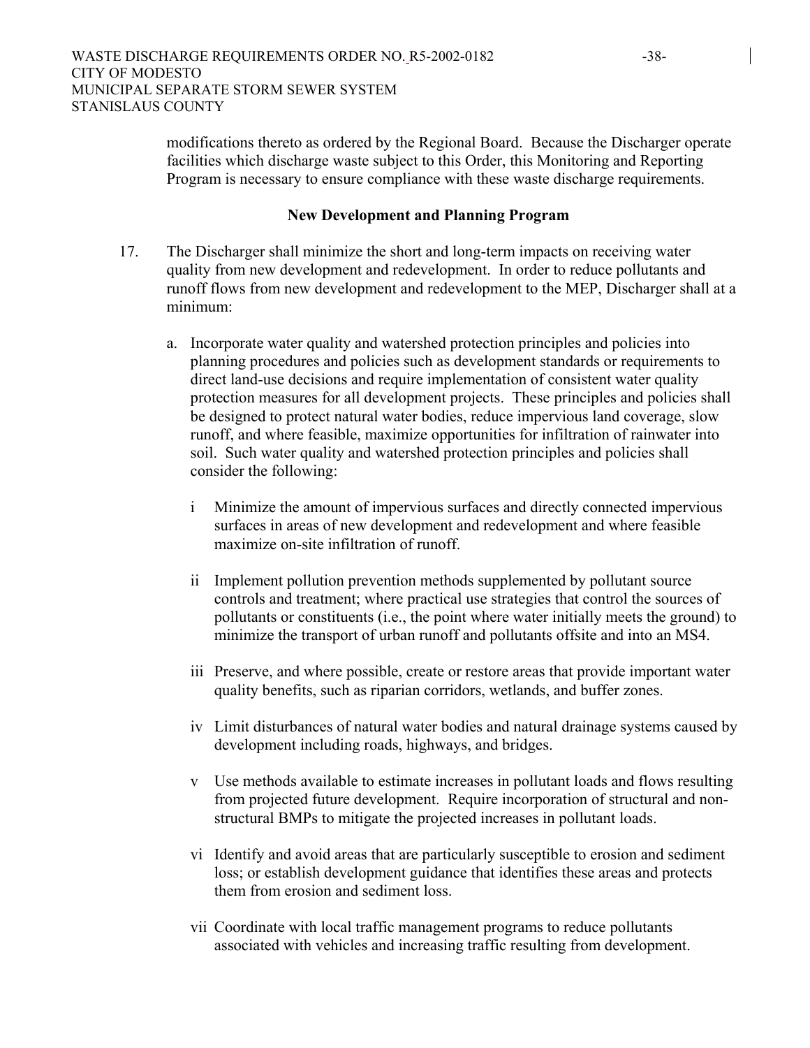modifications thereto as ordered by the Regional Board. Because the Discharger operate facilities which discharge waste subject to this Order, this Monitoring and Reporting Program is necessary to ensure compliance with these waste discharge requirements.

## New Development and Planning Program

17. The Discharger shall minimize the short and long-term impacts on receiving water quality from new development and redevelopment. In order to reduce pollutants and runoff flows from new development and redevelopment to the MEP, Discharger shall at a minimum:

    a. Incorporate water quality and watershed protection principles and policies into planning procedures and policies such as development standards or requirements to direct land-use decisions and require implementation of consistent water quality protection measures for all development projects. These principles and policies shall be designed to protect natural water bodies, reduce impervious land coverage, slow runoff, and where feasible, maximize opportunities for infiltration of rainwater into soil. Such water quality and watershed protection principles and policies shall consider the following:

        i Minimize the amount of impervious surfaces and directly connected impervious surfaces in areas of new development and redevelopment and where feasible maximize on-site infiltration of runoff.

        ii Implement pollution prevention methods supplemented by pollutant source controls and treatment; where practical use strategies that control the sources of pollutants or constituents (i.e., the point where water initially meets the ground) to minimize the transport of urban runoff and pollutants offsite and into an MS4.

        iii Preserve, and where possible, create or restore areas that provide important water quality benefits, such as riparian corridors, wetlands, and buffer zones.

        iv Limit disturbances of natural water bodies and natural drainage systems caused by development including roads, highways, and bridges.

        v Use methods available to estimate increases in pollutant loads and flows resulting from projected future development. Require incorporation of structural and non-structural BMPs to mitigate the projected increases in pollutant loads.

        vi Identify and avoid areas that are particularly susceptible to erosion and sediment loss; or establish development guidance that identifies these areas and protects them from erosion and sediment loss.

        vii Coordinate with local traffic management programs to reduce pollutants associated with vehicles and increasing traffic resulting from development.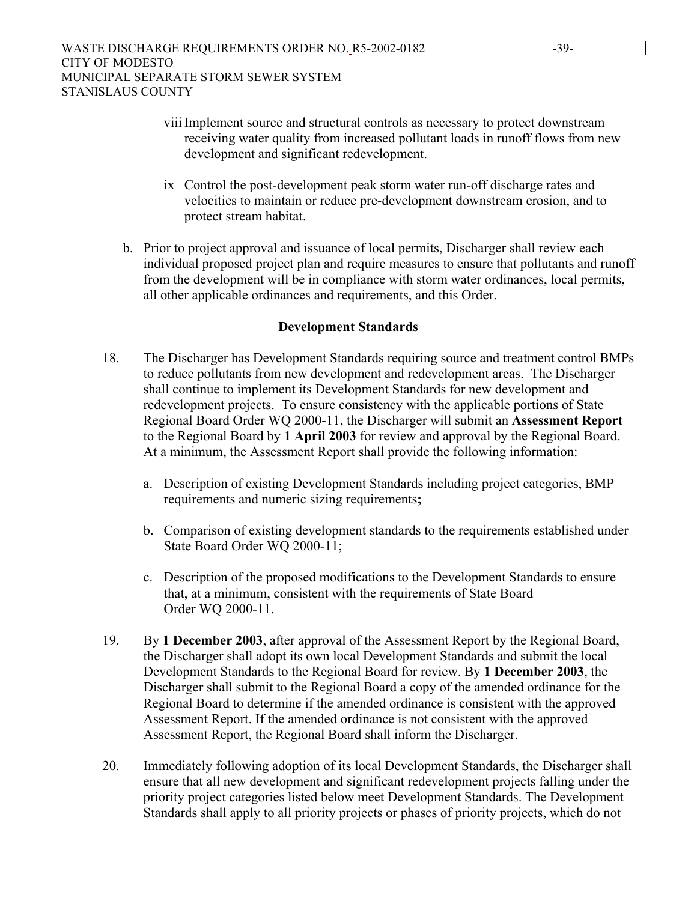viii Implement source and structural controls as necessary to protect downstream receiving water quality from increased pollutant loads in runoff flows from new development and significant redevelopment.

ix Control the post-development peak storm water run-off discharge rates and velocities to maintain or reduce pre-development downstream erosion, and to protect stream habitat.

b. Prior to project approval and issuance of local permits, Discharger shall review each individual proposed project plan and require measures to ensure that pollutants and runoff from the development will be in compliance with storm water ordinances, local permits, all other applicable ordinances and requirements, and this Order.

**Development Standards**

18. The Discharger has Development Standards requiring source and treatment control BMPs to reduce pollutants from new development and redevelopment areas. The Discharger shall continue to implement its Development Standards for new development and redevelopment projects. To ensure consistency with the applicable portions of State Regional Board Order WQ 2000-11, the Discharger will submit an **Assessment Report** to the Regional Board by **1 April 2003** for review and approval by the Regional Board. At a minimum, the Assessment Report shall provide the following information:

    a. Description of existing Development Standards including project categories, BMP requirements and numeric sizing requirements**;**

    b. Comparison of existing development standards to the requirements established under State Board Order WQ 2000-11;

    c. Description of the proposed modifications to the Development Standards to ensure that, at a minimum, consistent with the requirements of State Board Order WQ 2000-11.

19. By **1 December 2003**, after approval of the Assessment Report by the Regional Board, the Discharger shall adopt its own local Development Standards and submit the local Development Standards to the Regional Board for review. By **1 December 2003**, the Discharger shall submit to the Regional Board a copy of the amended ordinance for the Regional Board to determine if the amended ordinance is consistent with the approved Assessment Report. If the amended ordinance is not consistent with the approved Assessment Report, the Regional Board shall inform the Discharger.

20. Immediately following adoption of its local Development Standards, the Discharger shall ensure that all new development and significant redevelopment projects falling under the priority project categories listed below meet Development Standards. The Development Standards shall apply to all priority projects or phases of priority projects, which do not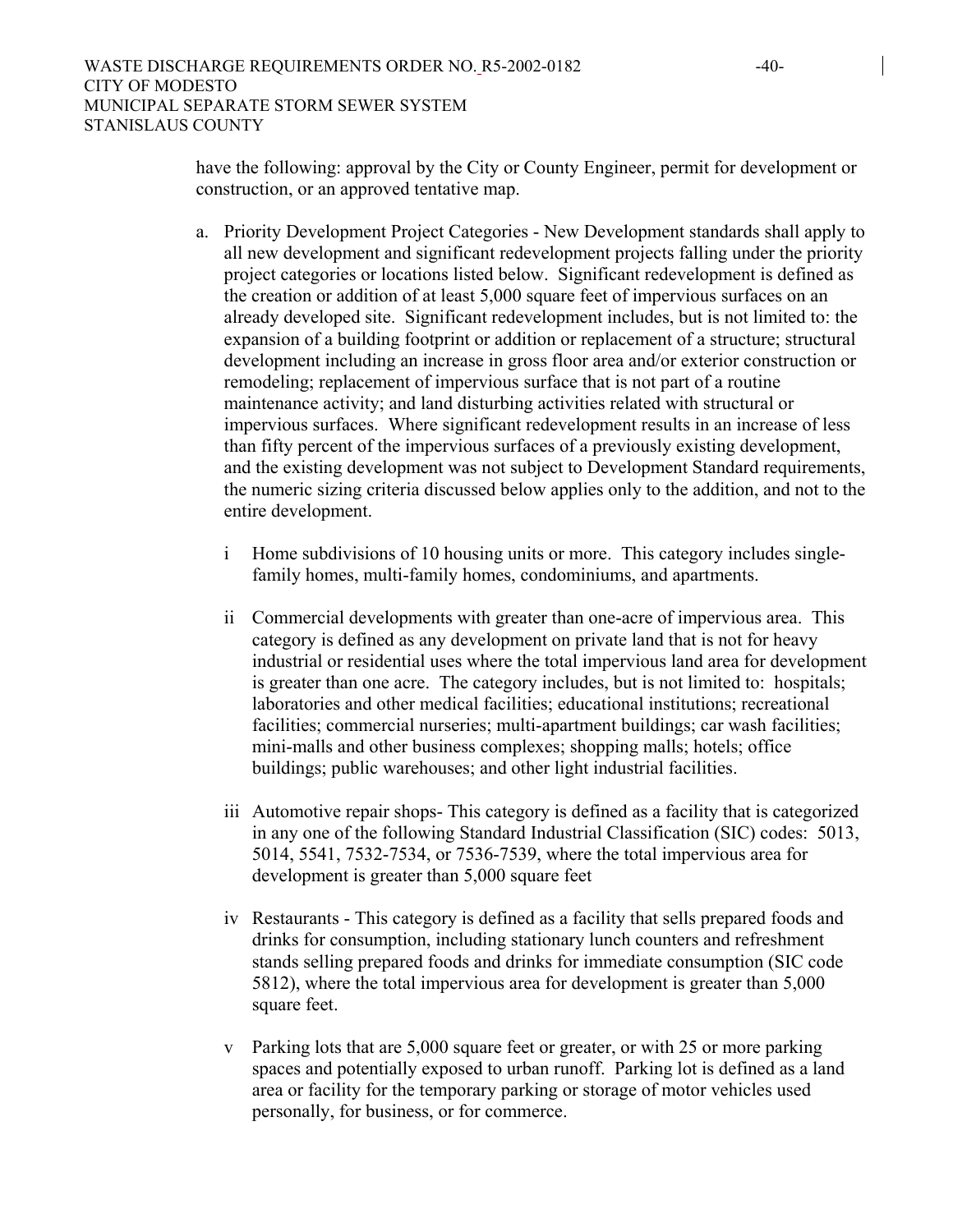have the following: approval by the City or County Engineer, permit for development or construction, or an approved tentative map.

a. Priority Development Project Categories - New Development standards shall apply to all new development and significant redevelopment projects falling under the priority project categories or locations listed below. Significant redevelopment is defined as the creation or addition of at least 5,000 square feet of impervious surfaces on an already developed site. Significant redevelopment includes, but is not limited to: the expansion of a building footprint or addition or replacement of a structure; structural development including an increase in gross floor area and/or exterior construction or remodeling; replacement of impervious surface that is not part of a routine maintenance activity; and land disturbing activities related with structural or impervious surfaces. Where significant redevelopment results in an increase of less than fifty percent of the impervious surfaces of a previously existing development, and the existing development was not subject to Development Standard requirements, the numeric sizing criteria discussed below applies only to the addition, and not to the entire development.

   i Home subdivisions of 10 housing units or more. This category includes single-family homes, multi-family homes, condominiums, and apartments.

   ii Commercial developments with greater than one-acre of impervious area. This category is defined as any development on private land that is not for heavy industrial or residential uses where the total impervious land area for development is greater than one acre. The category includes, but is not limited to: hospitals; laboratories and other medical facilities; educational institutions; recreational facilities; commercial nurseries; multi-apartment buildings; car wash facilities; mini-malls and other business complexes; shopping malls; hotels; office buildings; public warehouses; and other light industrial facilities.

   iii Automotive repair shops- This category is defined as a facility that is categorized in any one of the following Standard Industrial Classification (SIC) codes: 5013, 5014, 5541, 7532-7534, or 7536-7539, where the total impervious area for development is greater than 5,000 square feet

   iv Restaurants - This category is defined as a facility that sells prepared foods and drinks for consumption, including stationary lunch counters and refreshment stands selling prepared foods and drinks for immediate consumption (SIC code 5812), where the total impervious area for development is greater than 5,000 square feet.

   v Parking lots that are 5,000 square feet or greater, or with 25 or more parking spaces and potentially exposed to urban runoff. Parking lot is defined as a land area or facility for the temporary parking or storage of motor vehicles used personally, for business, or for commerce.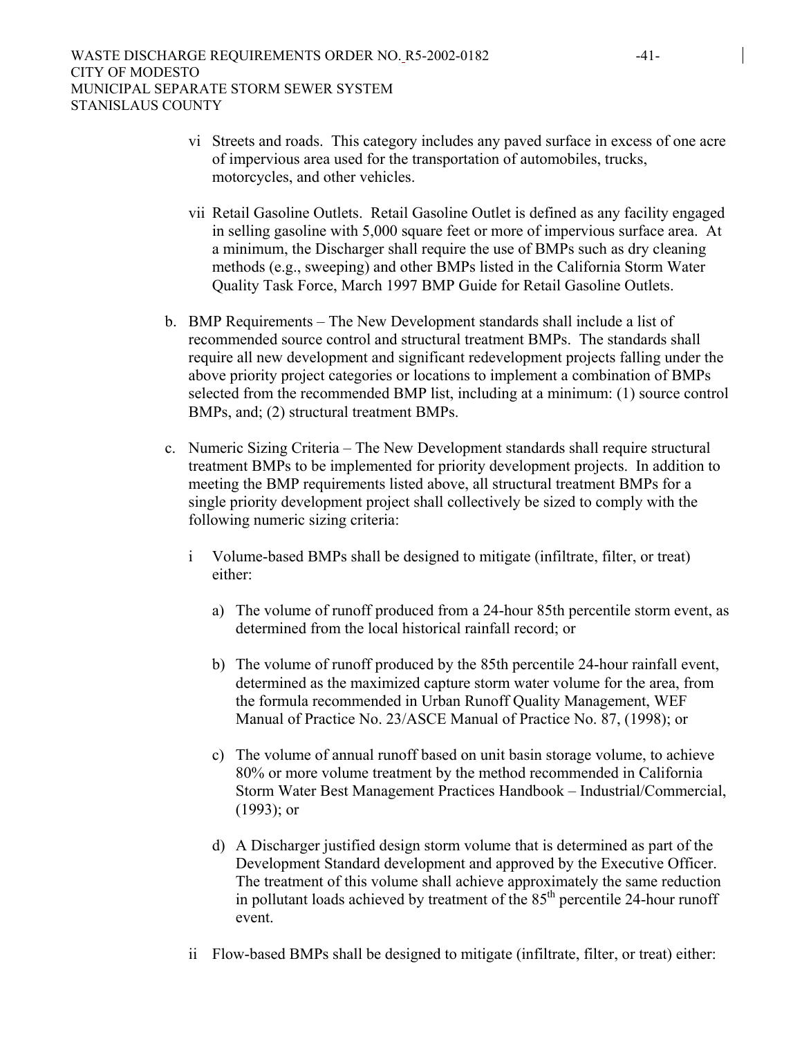vi Streets and roads. This category includes any paved surface in excess of one acre of impervious area used for the transportation of automobiles, trucks, motorcycles, and other vehicles.

vii Retail Gasoline Outlets. Retail Gasoline Outlet is defined as any facility engaged in selling gasoline with 5,000 square feet or more of impervious surface area. At a minimum, the Discharger shall require the use of BMPs such as dry cleaning methods (e.g., sweeping) and other BMPs listed in the California Storm Water Quality Task Force, March 1997 BMP Guide for Retail Gasoline Outlets.

b. BMP Requirements – The New Development standards shall include a list of recommended source control and structural treatment BMPs. The standards shall require all new development and significant redevelopment projects falling under the above priority project categories or locations to implement a combination of BMPs selected from the recommended BMP list, including at a minimum: (1) source control BMPs, and; (2) structural treatment BMPs.

c. Numeric Sizing Criteria – The New Development standards shall require structural treatment BMPs to be implemented for priority development projects. In addition to meeting the BMP requirements listed above, all structural treatment BMPs for a single priority development project shall collectively be sized to comply with the following numeric sizing criteria:

i Volume-based BMPs shall be designed to mitigate (infiltrate, filter, or treat) either:

a) The volume of runoff produced from a 24-hour 85th percentile storm event, as determined from the local historical rainfall record; or

b) The volume of runoff produced by the 85th percentile 24-hour rainfall event, determined as the maximized capture storm water volume for the area, from the formula recommended in Urban Runoff Quality Management, WEF Manual of Practice No. 23/ASCE Manual of Practice No. 87, (1998); or

c) The volume of annual runoff based on unit basin storage volume, to achieve 80% or more volume treatment by the method recommended in California Storm Water Best Management Practices Handbook – Industrial/Commercial, (1993); or

d) A Discharger justified design storm volume that is determined as part of the Development Standard development and approved by the Executive Officer. The treatment of this volume shall achieve approximately the same reduction in pollutant loads achieved by treatment of the 85th percentile 24-hour runoff event.

ii Flow-based BMPs shall be designed to mitigate (infiltrate, filter, or treat) either: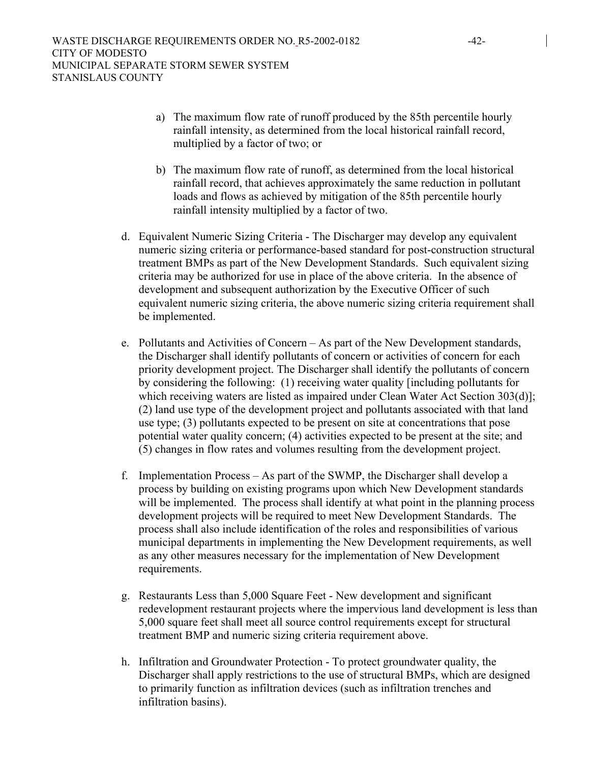a) The maximum flow rate of runoff produced by the 85th percentile hourly rainfall intensity, as determined from the local historical rainfall record, multiplied by a factor of two; or

b) The maximum flow rate of runoff, as determined from the local historical rainfall record, that achieves approximately the same reduction in pollutant loads and flows as achieved by mitigation of the 85th percentile hourly rainfall intensity multiplied by a factor of two.

d. Equivalent Numeric Sizing Criteria - The Discharger may develop any equivalent numeric sizing criteria or performance-based standard for post-construction structural treatment BMPs as part of the New Development Standards. Such equivalent sizing criteria may be authorized for use in place of the above criteria. In the absence of development and subsequent authorization by the Executive Officer of such equivalent numeric sizing criteria, the above numeric sizing criteria requirement shall be implemented.

e. Pollutants and Activities of Concern – As part of the New Development standards, the Discharger shall identify pollutants of concern or activities of concern for each priority development project. The Discharger shall identify the pollutants of concern by considering the following: (1) receiving water quality [including pollutants for which receiving waters are listed as impaired under Clean Water Act Section 303(d)]; (2) land use type of the development project and pollutants associated with that land use type; (3) pollutants expected to be present on site at concentrations that pose potential water quality concern; (4) activities expected to be present at the site; and (5) changes in flow rates and volumes resulting from the development project.

f. Implementation Process – As part of the SWMP, the Discharger shall develop a process by building on existing programs upon which New Development standards will be implemented. The process shall identify at what point in the planning process development projects will be required to meet New Development Standards. The process shall also include identification of the roles and responsibilities of various municipal departments in implementing the New Development requirements, as well as any other measures necessary for the implementation of New Development requirements.

g. Restaurants Less than 5,000 Square Feet - New development and significant redevelopment restaurant projects where the impervious land development is less than 5,000 square feet shall meet all source control requirements except for structural treatment BMP and numeric sizing criteria requirement above.

h. Infiltration and Groundwater Protection - To protect groundwater quality, the Discharger shall apply restrictions to the use of structural BMPs, which are designed to primarily function as infiltration devices (such as infiltration trenches and infiltration basins).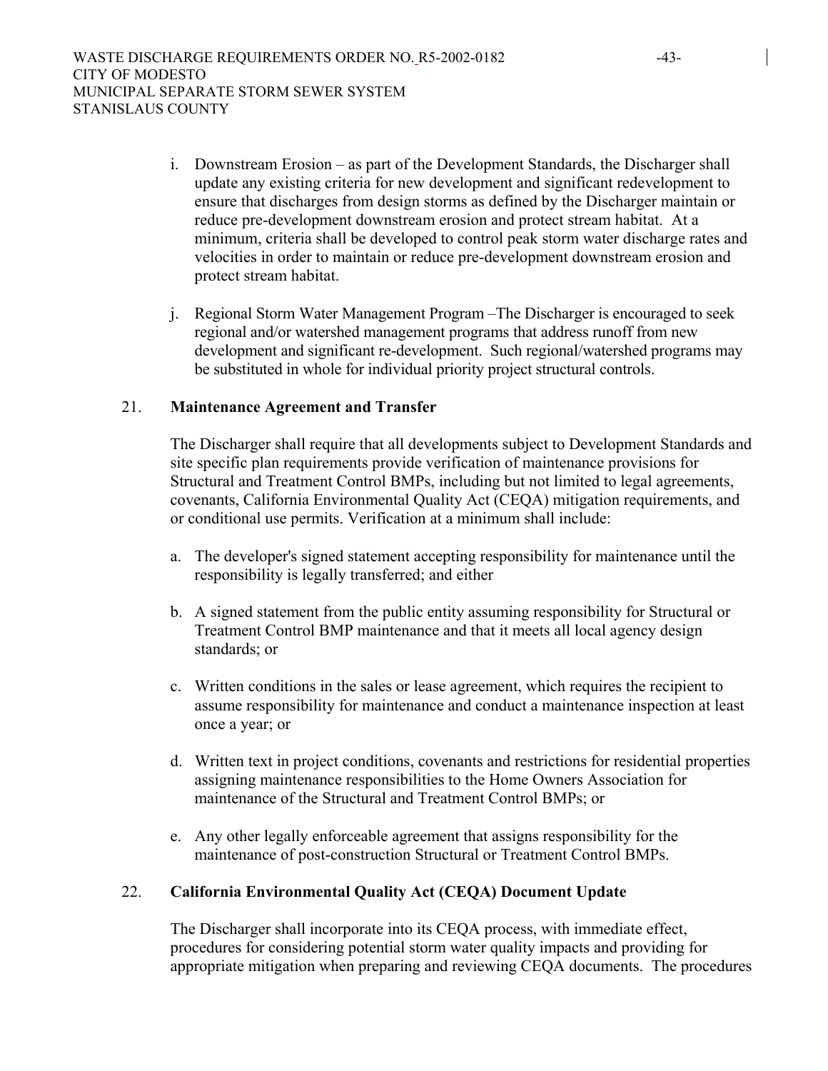i. Downstream Erosion – as part of the Development Standards, the Discharger shall update any existing criteria for new development and significant redevelopment to ensure that discharges from design storms as defined by the Discharger maintain or reduce pre-development downstream erosion and protect stream habitat. At a minimum, criteria shall be developed to control peak storm water discharge rates and velocities in order to maintain or reduce pre-development downstream erosion and protect stream habitat.

j. Regional Storm Water Management Program –The Discharger is encouraged to seek regional and/or watershed management programs that address runoff from new development and significant re-development. Such regional/watershed programs may be substituted in whole for individual priority project structural controls.

21. **Maintenance Agreement and Transfer**

The Discharger shall require that all developments subject to Development Standards and site specific plan requirements provide verification of maintenance provisions for Structural and Treatment Control BMPs, including but not limited to legal agreements, covenants, California Environmental Quality Act (CEQA) mitigation requirements, and or conditional use permits. Verification at a minimum shall include:

a. The developer's signed statement accepting responsibility for maintenance until the responsibility is legally transferred; and either

b. A signed statement from the public entity assuming responsibility for Structural or Treatment Control BMP maintenance and that it meets all local agency design standards; or

c. Written conditions in the sales or lease agreement, which requires the recipient to assume responsibility for maintenance and conduct a maintenance inspection at least once a year; or

d. Written text in project conditions, covenants and restrictions for residential properties assigning maintenance responsibilities to the Home Owners Association for maintenance of the Structural and Treatment Control BMPs; or

e. Any other legally enforceable agreement that assigns responsibility for the maintenance of post-construction Structural or Treatment Control BMPs.

22. **California Environmental Quality Act (CEQA) Document Update**

The Discharger shall incorporate into its CEQA process, with immediate effect, procedures for considering potential storm water quality impacts and providing for appropriate mitigation when preparing and reviewing CEQA documents. The procedures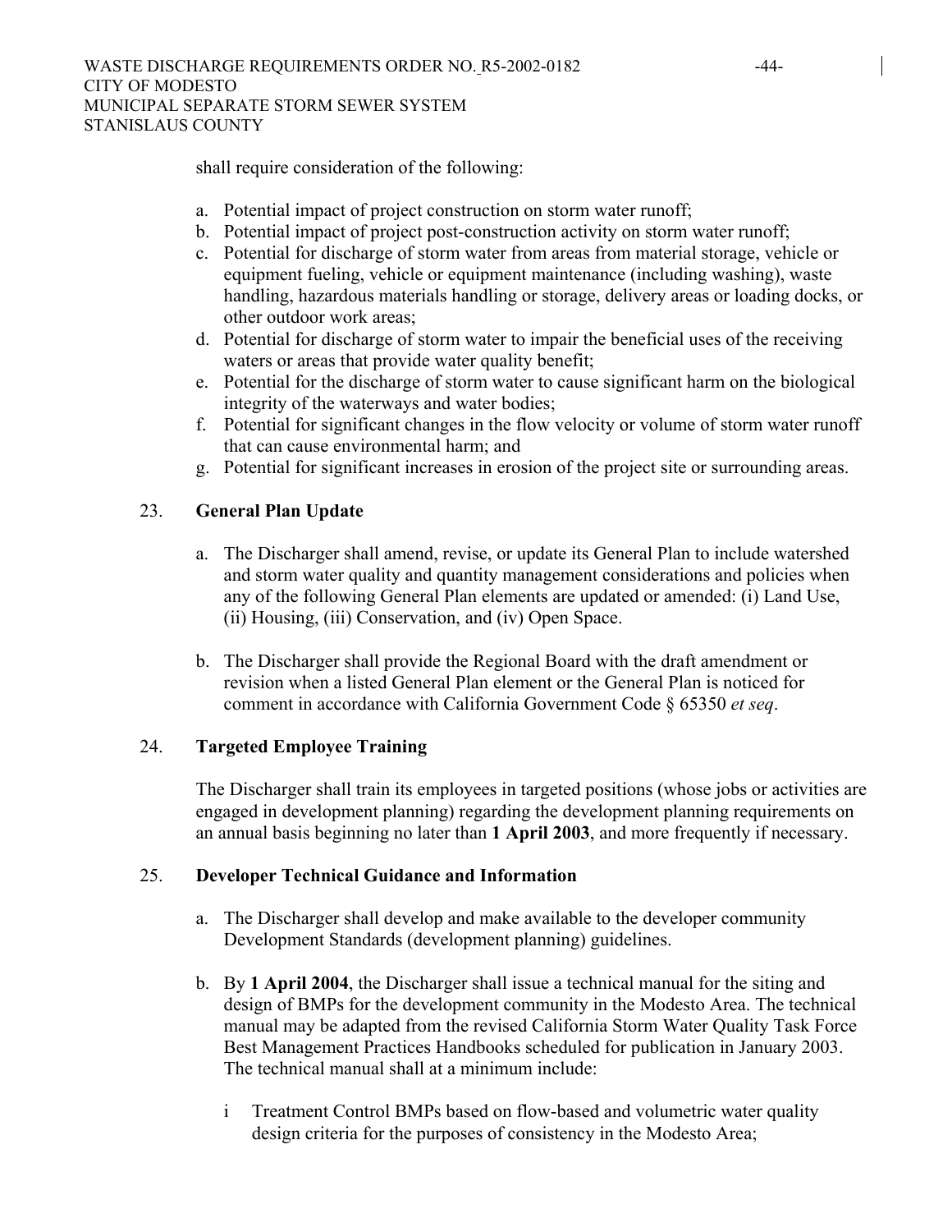shall require consideration of the following:

a. Potential impact of project construction on storm water runoff;
b. Potential impact of project post-construction activity on storm water runoff;
c. Potential for discharge of storm water from areas from material storage, vehicle or equipment fueling, vehicle or equipment maintenance (including washing), waste handling, hazardous materials handling or storage, delivery areas or loading docks, or other outdoor work areas;
d. Potential for discharge of storm water to impair the beneficial uses of the receiving waters or areas that provide water quality benefit;
e. Potential for the discharge of storm water to cause significant harm on the biological integrity of the waterways and water bodies;
f. Potential for significant changes in the flow velocity or volume of storm water runoff that can cause environmental harm; and
g. Potential for significant increases in erosion of the project site or surrounding areas.

23. **General Plan Update**

a. The Discharger shall amend, revise, or update its General Plan to include watershed and storm water quality and quantity management considerations and policies when any of the following General Plan elements are updated or amended: (i) Land Use, (ii) Housing, (iii) Conservation, and (iv) Open Space.

b. The Discharger shall provide the Regional Board with the draft amendment or revision when a listed General Plan element or the General Plan is noticed for comment in accordance with California Government Code § 65350 *et seq*.

24. **Targeted Employee Training**

The Discharger shall train its employees in targeted positions (whose jobs or activities are engaged in development planning) regarding the development planning requirements on an annual basis beginning no later than **1 April 2003**, and more frequently if necessary.

25. **Developer Technical Guidance and Information**

a. The Discharger shall develop and make available to the developer community Development Standards (development planning) guidelines.

b. By **1 April 2004**, the Discharger shall issue a technical manual for the siting and design of BMPs for the development community in the Modesto Area. The technical manual may be adapted from the revised California Storm Water Quality Task Force Best Management Practices Handbooks scheduled for publication in January 2003. The technical manual shall at a minimum include:

i Treatment Control BMPs based on flow-based and volumetric water quality design criteria for the purposes of consistency in the Modesto Area;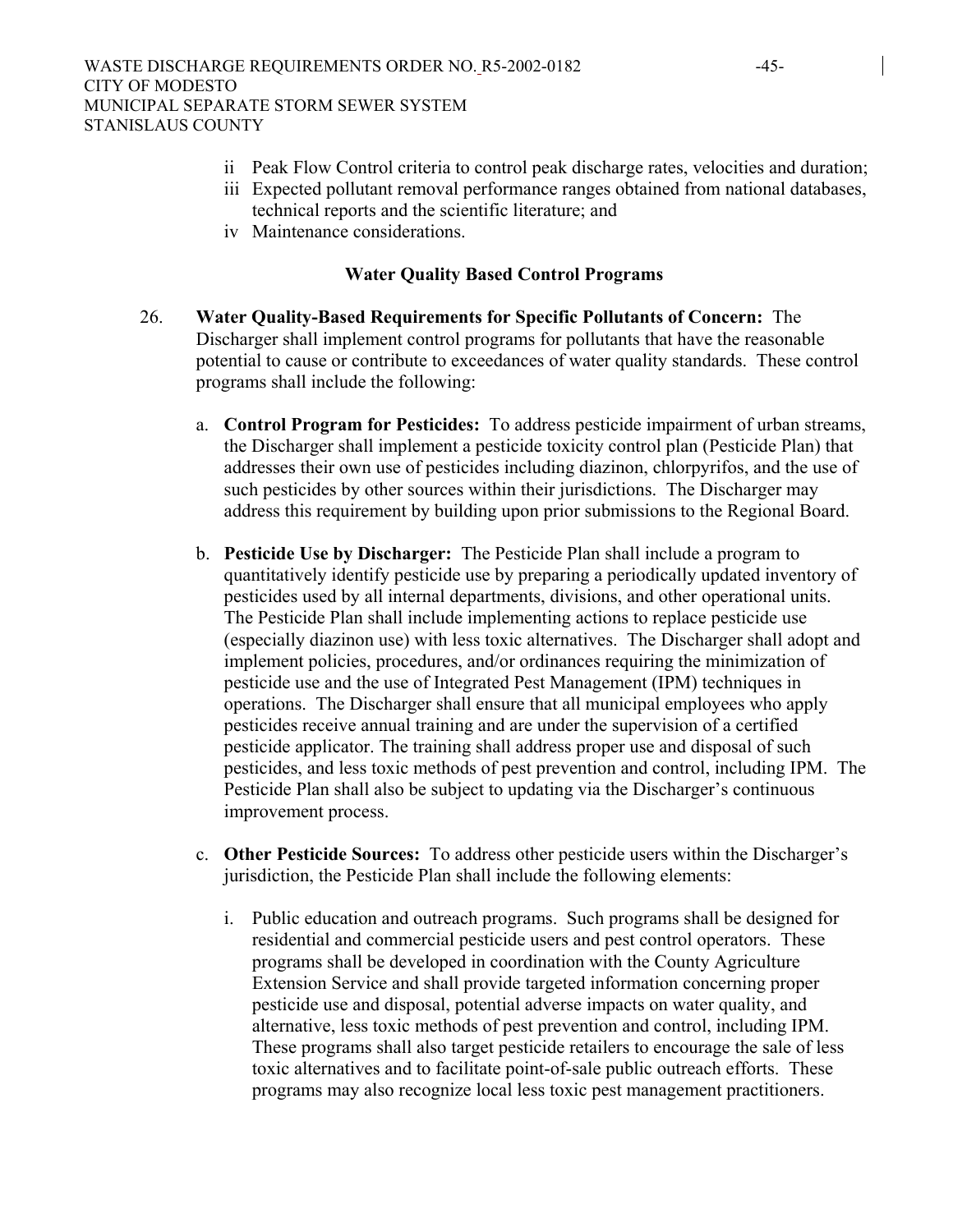ii Peak Flow Control criteria to control peak discharge rates, velocities and duration;

iii Expected pollutant removal performance ranges obtained from national databases, technical reports and the scientific literature; and

iv Maintenance considerations.

## Water Quality Based Control Programs

26. **Water Quality-Based Requirements for Specific Pollutants of Concern:** The Discharger shall implement control programs for pollutants that have the reasonable potential to cause or contribute to exceedances of water quality standards. These control programs shall include the following:

    a. **Control Program for Pesticides:** To address pesticide impairment of urban streams, the Discharger shall implement a pesticide toxicity control plan (Pesticide Plan) that addresses their own use of pesticides including diazinon, chlorpyrifos, and the use of such pesticides by other sources within their jurisdictions. The Discharger may address this requirement by building upon prior submissions to the Regional Board.

    b. **Pesticide Use by Discharger:** The Pesticide Plan shall include a program to quantitatively identify pesticide use by preparing a periodically updated inventory of pesticides used by all internal departments, divisions, and other operational units. The Pesticide Plan shall include implementing actions to replace pesticide use (especially diazinon use) with less toxic alternatives. The Discharger shall adopt and implement policies, procedures, and/or ordinances requiring the minimization of pesticide use and the use of Integrated Pest Management (IPM) techniques in operations. The Discharger shall ensure that all municipal employees who apply pesticides receive annual training and are under the supervision of a certified pesticide applicator. The training shall address proper use and disposal of such pesticides, and less toxic methods of pest prevention and control, including IPM. The Pesticide Plan shall also be subject to updating via the Discharger's continuous improvement process.

    c. **Other Pesticide Sources:** To address other pesticide users within the Discharger's jurisdiction, the Pesticide Plan shall include the following elements:

        i. Public education and outreach programs. Such programs shall be designed for residential and commercial pesticide users and pest control operators. These programs shall be developed in coordination with the County Agriculture Extension Service and shall provide targeted information concerning proper pesticide use and disposal, potential adverse impacts on water quality, and alternative, less toxic methods of pest prevention and control, including IPM. These programs shall also target pesticide retailers to encourage the sale of less toxic alternatives and to facilitate point-of-sale public outreach efforts. These programs may also recognize local less toxic pest management practitioners.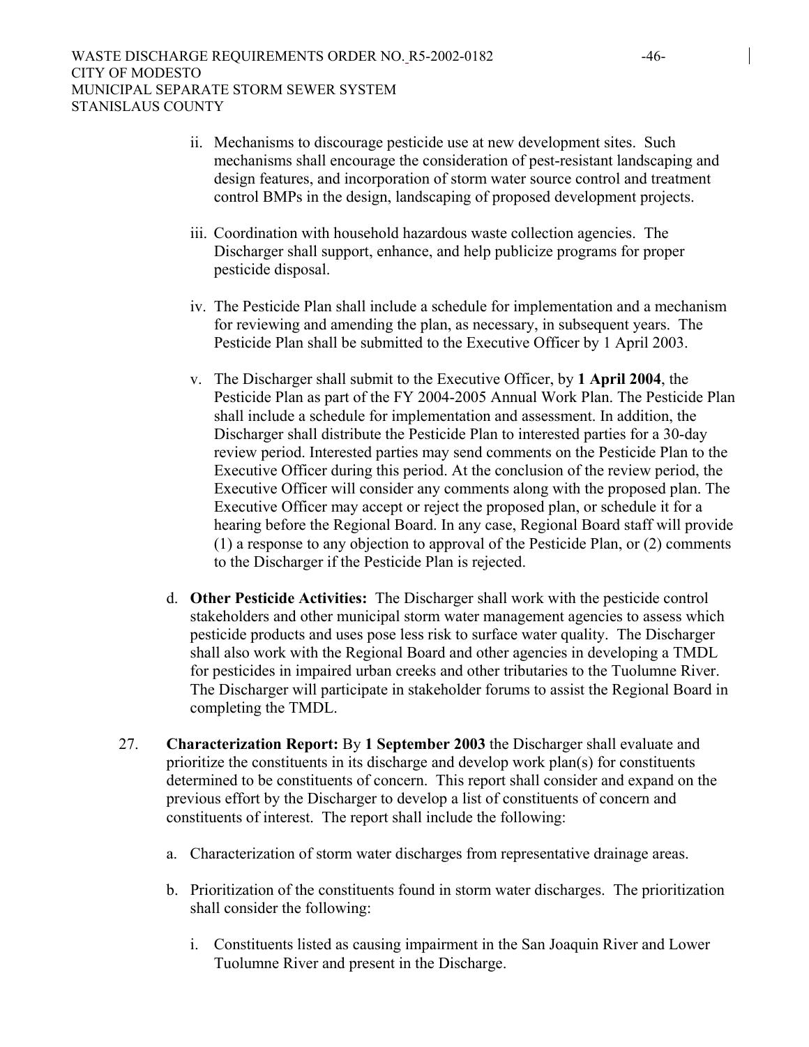ii. Mechanisms to discourage pesticide use at new development sites. Such mechanisms shall encourage the consideration of pest-resistant landscaping and design features, and incorporation of storm water source control and treatment control BMPs in the design, landscaping of proposed development projects.

iii. Coordination with household hazardous waste collection agencies. The Discharger shall support, enhance, and help publicize programs for proper pesticide disposal.

iv. The Pesticide Plan shall include a schedule for implementation and a mechanism for reviewing and amending the plan, as necessary, in subsequent years. The Pesticide Plan shall be submitted to the Executive Officer by 1 April 2003.

v. The Discharger shall submit to the Executive Officer, by **1 April 2004**, the Pesticide Plan as part of the FY 2004-2005 Annual Work Plan. The Pesticide Plan shall include a schedule for implementation and assessment. In addition, the Discharger shall distribute the Pesticide Plan to interested parties for a 30-day review period. Interested parties may send comments on the Pesticide Plan to the Executive Officer during this period. At the conclusion of the review period, the Executive Officer will consider any comments along with the proposed plan. The Executive Officer may accept or reject the proposed plan, or schedule it for a hearing before the Regional Board. In any case, Regional Board staff will provide (1) a response to any objection to approval of the Pesticide Plan, or (2) comments to the Discharger if the Pesticide Plan is rejected.

d. **Other Pesticide Activities:** The Discharger shall work with the pesticide control stakeholders and other municipal storm water management agencies to assess which pesticide products and uses pose less risk to surface water quality. The Discharger shall also work with the Regional Board and other agencies in developing a TMDL for pesticides in impaired urban creeks and other tributaries to the Tuolumne River. The Discharger will participate in stakeholder forums to assist the Regional Board in completing the TMDL.

27. **Characterization Report:** By **1 September 2003** the Discharger shall evaluate and prioritize the constituents in its discharge and develop work plan(s) for constituents determined to be constituents of concern. This report shall consider and expand on the previous effort by the Discharger to develop a list of constituents of concern and constituents of interest. The report shall include the following:

a. Characterization of storm water discharges from representative drainage areas.

b. Prioritization of the constituents found in storm water discharges. The prioritization shall consider the following:

i. Constituents listed as causing impairment in the San Joaquin River and Lower Tuolumne River and present in the Discharge.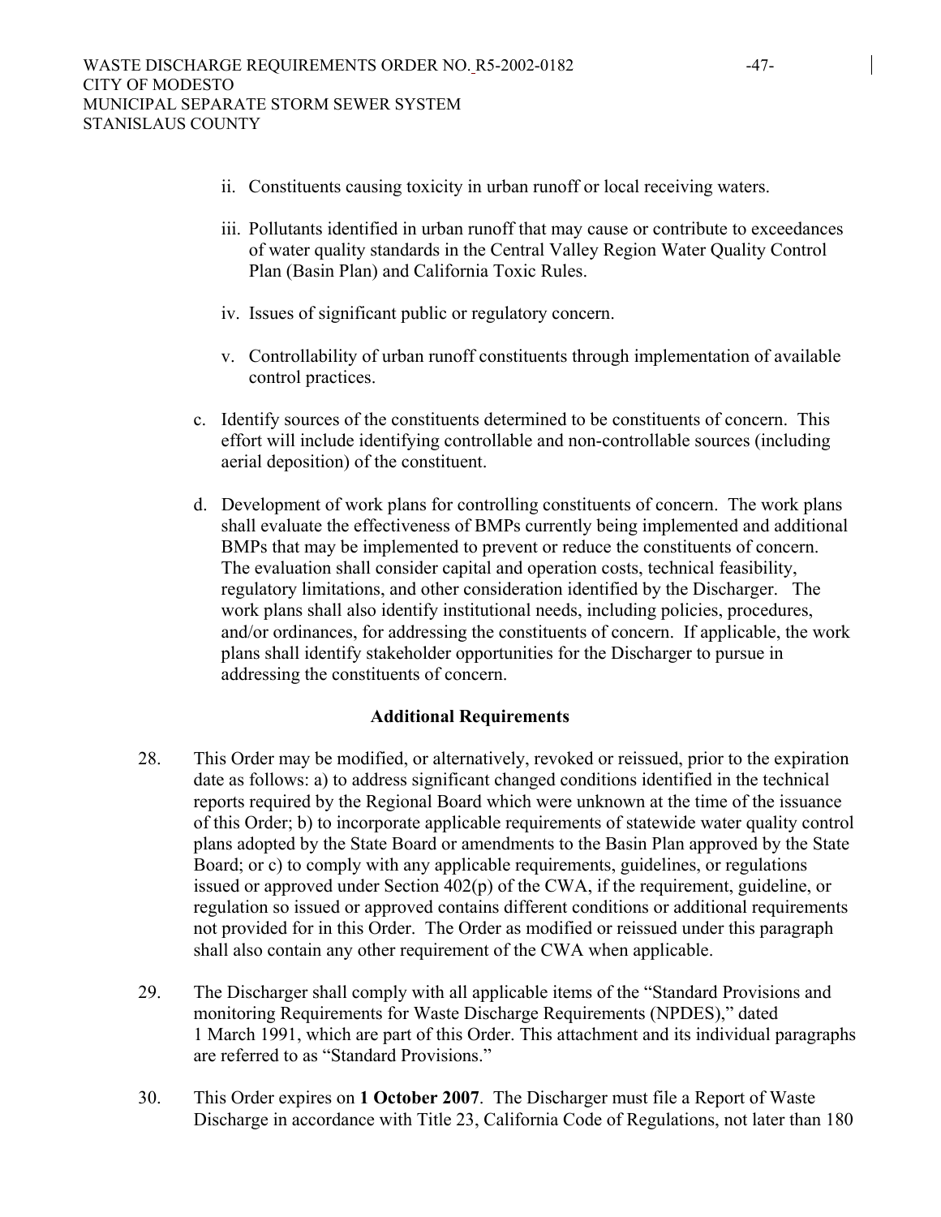ii. Constituents causing toxicity in urban runoff or local receiving waters.

iii. Pollutants identified in urban runoff that may cause or contribute to exceedances of water quality standards in the Central Valley Region Water Quality Control Plan (Basin Plan) and California Toxic Rules.

iv. Issues of significant public or regulatory concern.

v. Controllability of urban runoff constituents through implementation of available control practices.

c. Identify sources of the constituents determined to be constituents of concern. This effort will include identifying controllable and non-controllable sources (including aerial deposition) of the constituent.

d. Development of work plans for controlling constituents of concern. The work plans shall evaluate the effectiveness of BMPs currently being implemented and additional BMPs that may be implemented to prevent or reduce the constituents of concern. The evaluation shall consider capital and operation costs, technical feasibility, regulatory limitations, and other consideration identified by the Discharger. The work plans shall also identify institutional needs, including policies, procedures, and/or ordinances, for addressing the constituents of concern. If applicable, the work plans shall identify stakeholder opportunities for the Discharger to pursue in addressing the constituents of concern.

### Additional Requirements

28. This Order may be modified, or alternatively, revoked or reissued, prior to the expiration date as follows: a) to address significant changed conditions identified in the technical reports required by the Regional Board which were unknown at the time of the issuance of this Order; b) to incorporate applicable requirements of statewide water quality control plans adopted by the State Board or amendments to the Basin Plan approved by the State Board; or c) to comply with any applicable requirements, guidelines, or regulations issued or approved under Section 402(p) of the CWA, if the requirement, guideline, or regulation so issued or approved contains different conditions or additional requirements not provided for in this Order. The Order as modified or reissued under this paragraph shall also contain any other requirement of the CWA when applicable.

29. The Discharger shall comply with all applicable items of the "Standard Provisions and monitoring Requirements for Waste Discharge Requirements (NPDES)," dated 1 March 1991, which are part of this Order. This attachment and its individual paragraphs are referred to as "Standard Provisions."

30. This Order expires on **1 October 2007**. The Discharger must file a Report of Waste Discharge in accordance with Title 23, California Code of Regulations, not later than 180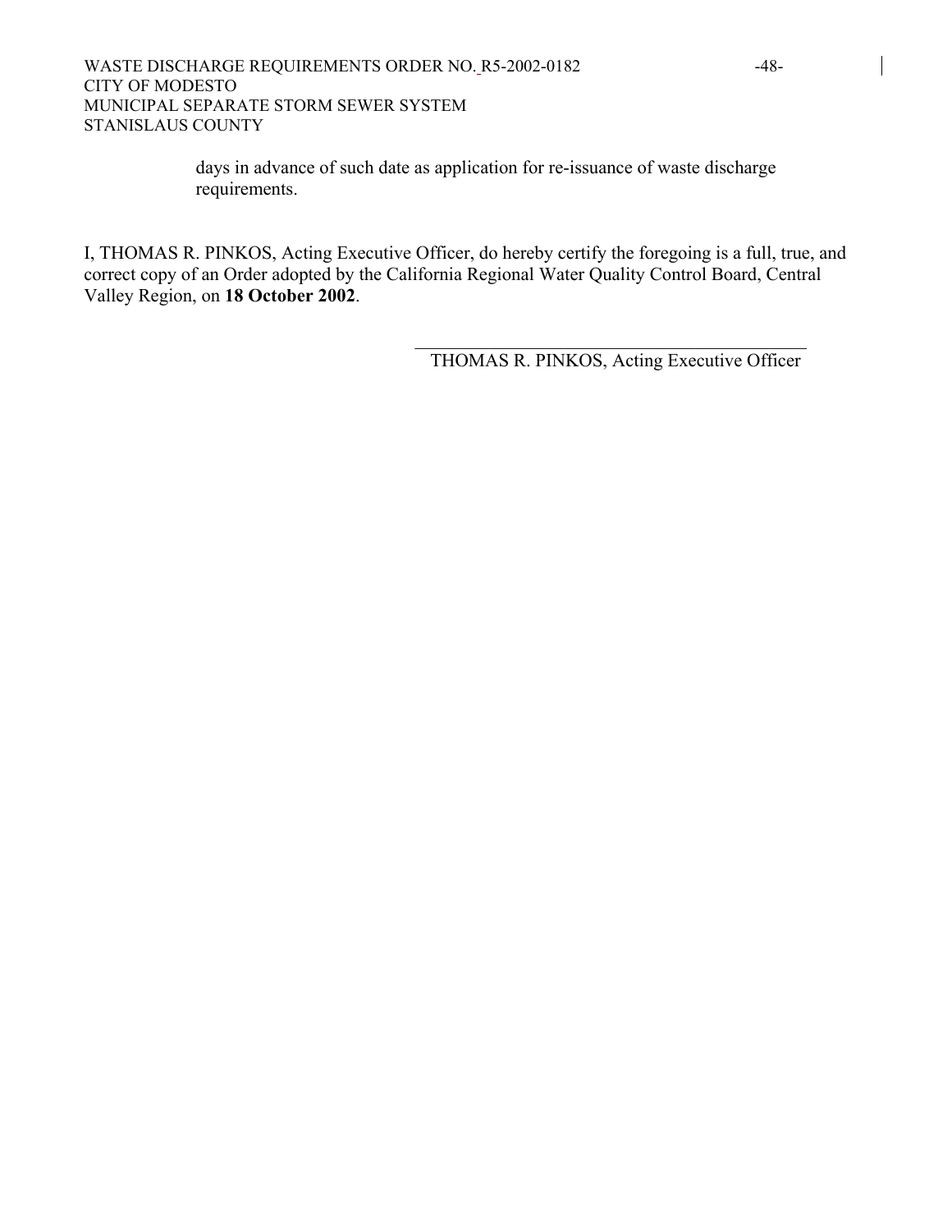days in advance of such date as application for re-issuance of waste discharge requirements.

I, THOMAS R. PINKOS, Acting Executive Officer, do hereby certify the foregoing is a full, true, and correct copy of an Order adopted by the California Regional Water Quality Control Board, Central Valley Region, on **18 October 2002**.

\_\_\_\_\_\_\_\_\_\_\_\_\_\_\_\_\_\_\_\_\_\_\_\_\_\_\_\_\_\_\_\_\_\_\_\_\_\_\_\_\_\_

THOMAS R. PINKOS, Acting Executive Officer